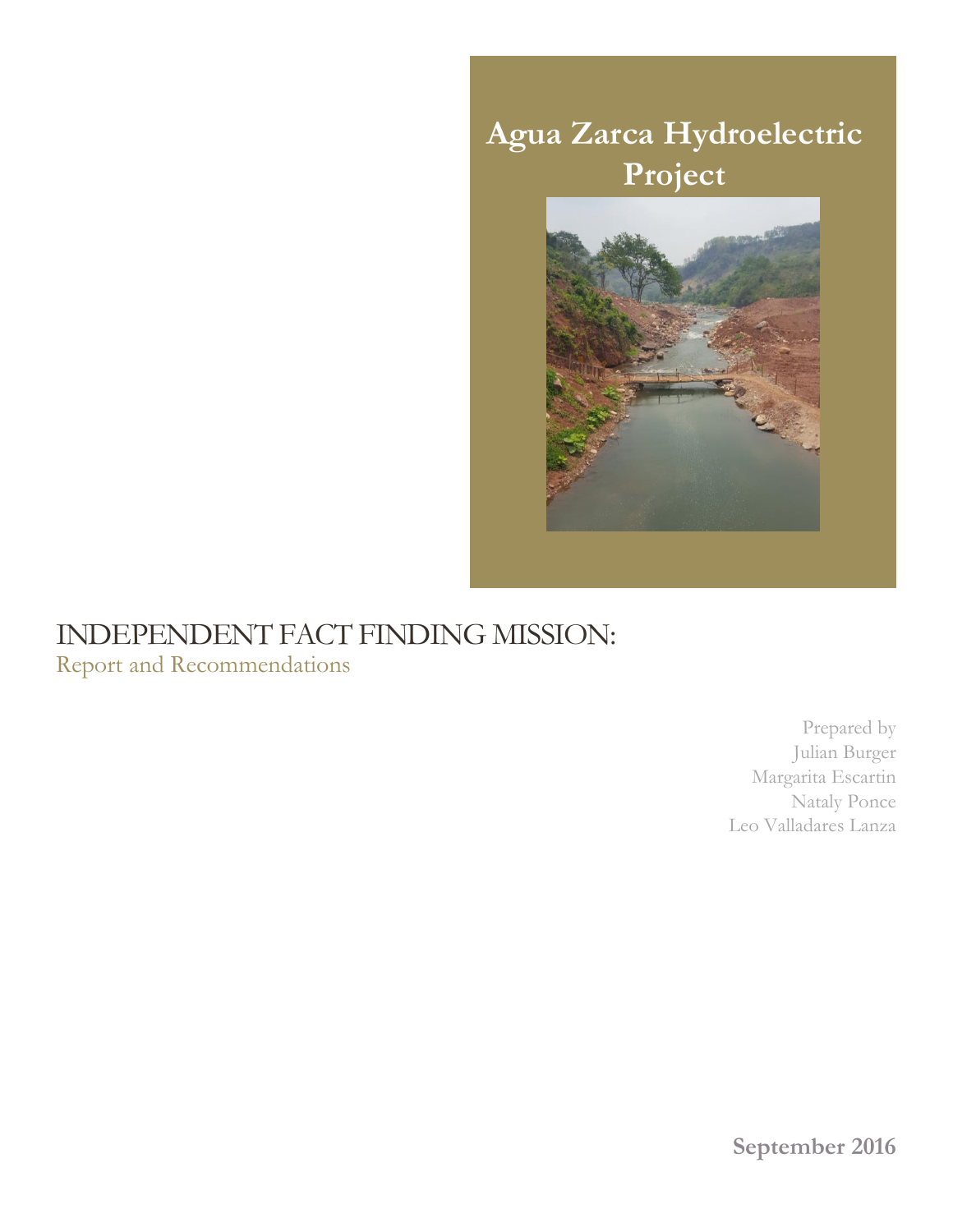# Agua Zarca Hydroelectric Project

# INDEPENDENT FACT FINDING MISSION:

## Report and Recommendations

Prepared by
Julian Burger
Margarita Escartin
Nataly Ponce
Leo Valladares Lanza

**September 2016**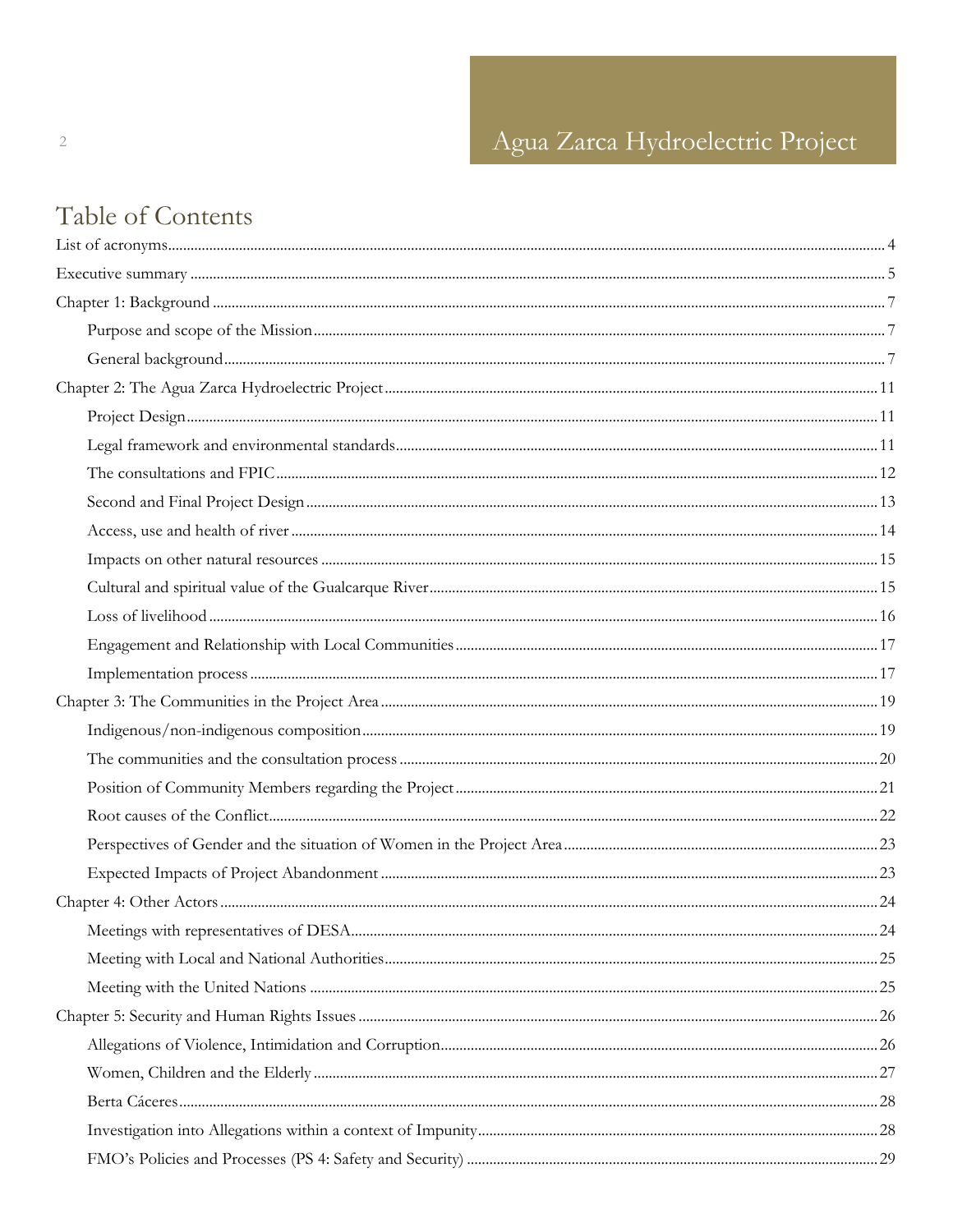# Table of Contents

- List of acronyms .... 4
- Executive summary .... 5
- Chapter 1: Background .... 7
  - Purpose and scope of the Mission .... 7
  - General background .... 7
- Chapter 2: The Agua Zarca Hydroelectric Project .... 11
  - Project Design .... 11
  - Legal framework and environmental standards .... 11
  - The consultations and FPIC .... 12
  - Second and Final Project Design .... 13
  - Access, use and health of river .... 14
  - Impacts on other natural resources .... 15
  - Cultural and spiritual value of the Gualcarque River .... 15
  - Loss of livelihood .... 16
  - Engagement and Relationship with Local Communities .... 17
  - Implementation process .... 17
- Chapter 3: The Communities in the Project Area .... 19
  - Indigenous/non-indigenous composition .... 19
  - The communities and the consultation process .... 20
  - Position of Community Members regarding the Project .... 21
  - Root causes of the Conflict .... 22
  - Perspectives of Gender and the situation of Women in the Project Area .... 23
  - Expected Impacts of Project Abandonment .... 23
- Chapter 4: Other Actors .... 24
  - Meetings with representatives of DESA .... 24
  - Meeting with Local and National Authorities .... 25
  - Meeting with the United Nations .... 25
- Chapter 5: Security and Human Rights Issues .... 26
  - Allegations of Violence, Intimidation and Corruption .... 26
  - Women, Children and the Elderly .... 27
  - Berta Cáceres .... 28
  - Investigation into Allegations within a context of Impunity .... 28
  - FMO's Policies and Processes (PS 4: Safety and Security) .... 29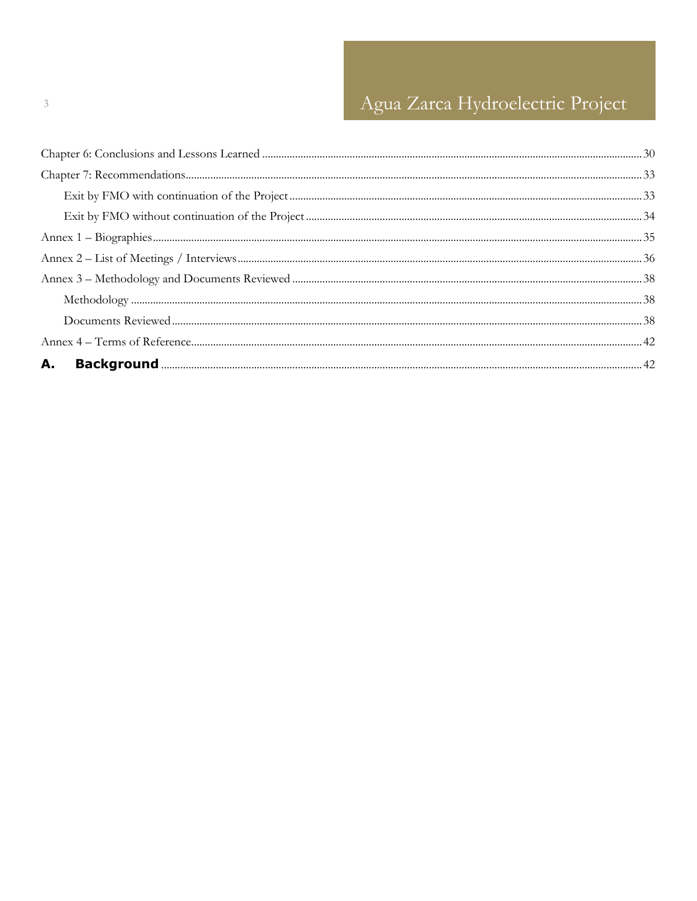Chapter 6: Conclusions and Lessons Learned ........ 30

Chapter 7: Recommendations ........ 33

- Exit by FMO with continuation of the Project ........ 33
- Exit by FMO without continuation of the Project ........ 34

Annex 1 – Biographies ........ 35

Annex 2 – List of Meetings / Interviews ........ 36

Annex 3 – Methodology and Documents Reviewed ........ 38

- Methodology ........ 38
- Documents Reviewed ........ 38

Annex 4 – Terms of Reference ........ 42

**A. Background** ........ 42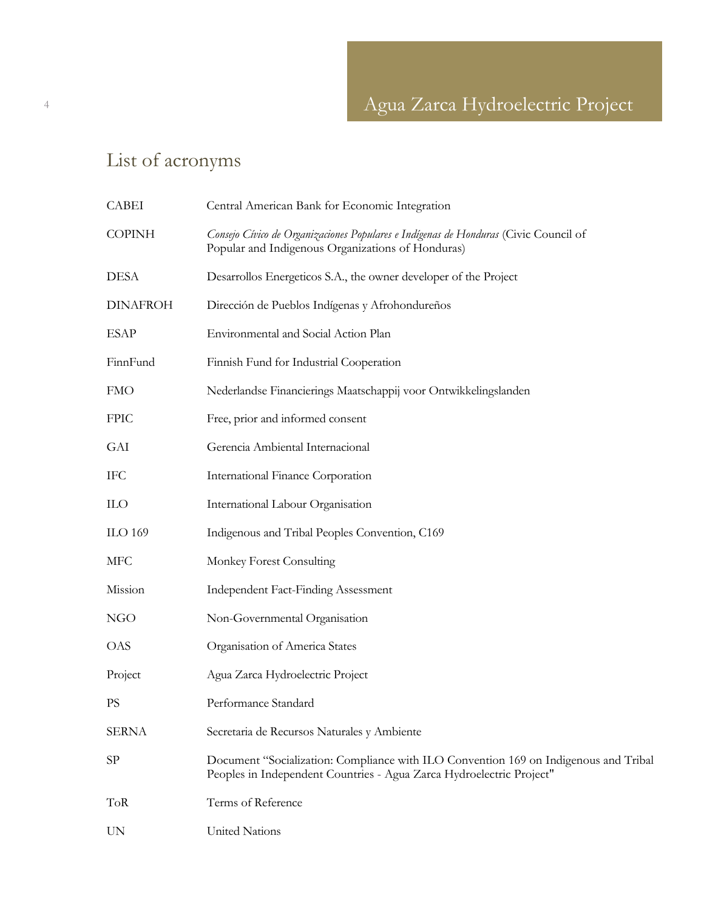## List of acronyms

| | |
|---|---|
| CABEI | Central American Bank for Economic Integration |
| COPINH | *Consejo Cívico de Organizaciones Populares e Indígenas de Honduras* (Civic Council of Popular and Indigenous Organizations of Honduras) |
| DESA | Desarrollos Energeticos S.A., the owner developer of the Project |
| DINAFROH | Dirección de Pueblos Indígenas y Afrohondureños |
| ESAP | Environmental and Social Action Plan |
| FinnFund | Finnish Fund for Industrial Cooperation |
| FMO | Nederlandse Financierings Maatschappij voor Ontwikkelingslanden |
| FPIC | Free, prior and informed consent |
| GAI | Gerencia Ambiental Internacional |
| IFC | International Finance Corporation |
| ILO | International Labour Organisation |
| ILO 169 | Indigenous and Tribal Peoples Convention, C169 |
| MFC | Monkey Forest Consulting |
| Mission | Independent Fact-Finding Assessment |
| NGO | Non-Governmental Organisation |
| OAS | Organisation of America States |
| Project | Agua Zarca Hydroelectric Project |
| PS | Performance Standard |
| SERNA | Secretaria de Recursos Naturales y Ambiente |
| SP | Document "Socialization: Compliance with ILO Convention 169 on Indigenous and Tribal Peoples in Independent Countries - Agua Zarca Hydroelectric Project" |
| ToR | Terms of Reference |
| UN | United Nations |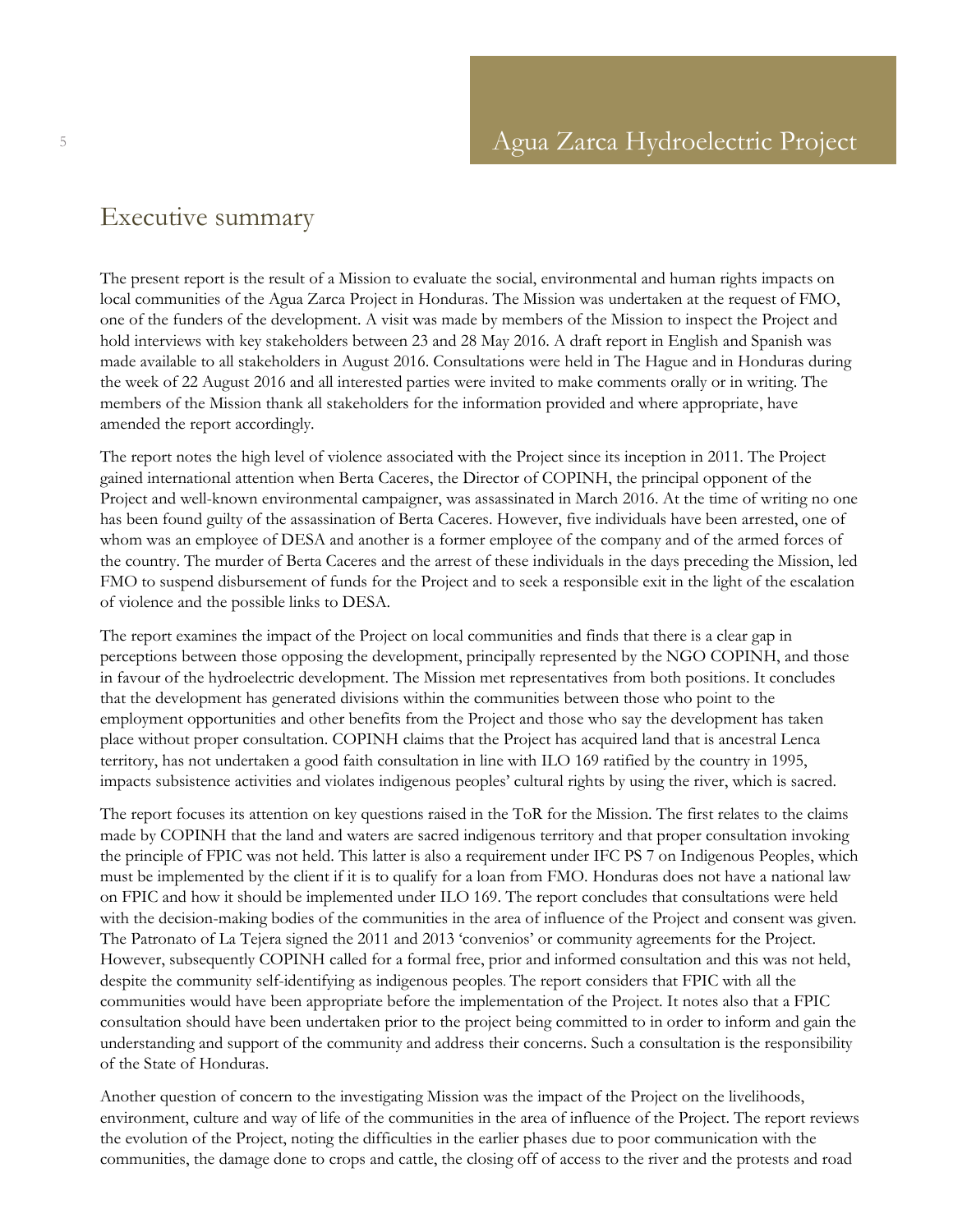# Executive summary

The present report is the result of a Mission to evaluate the social, environmental and human rights impacts on local communities of the Agua Zarca Project in Honduras. The Mission was undertaken at the request of FMO, one of the funders of the development. A visit was made by members of the Mission to inspect the Project and hold interviews with key stakeholders between 23 and 28 May 2016. A draft report in English and Spanish was made available to all stakeholders in August 2016. Consultations were held in The Hague and in Honduras during the week of 22 August 2016 and all interested parties were invited to make comments orally or in writing. The members of the Mission thank all stakeholders for the information provided and where appropriate, have amended the report accordingly.

The report notes the high level of violence associated with the Project since its inception in 2011. The Project gained international attention when Berta Caceres, the Director of COPINH, the principal opponent of the Project and well-known environmental campaigner, was assassinated in March 2016. At the time of writing no one has been found guilty of the assassination of Berta Caceres. However, five individuals have been arrested, one of whom was an employee of DESA and another is a former employee of the company and of the armed forces of the country. The murder of Berta Caceres and the arrest of these individuals in the days preceding the Mission, led FMO to suspend disbursement of funds for the Project and to seek a responsible exit in the light of the escalation of violence and the possible links to DESA.

The report examines the impact of the Project on local communities and finds that there is a clear gap in perceptions between those opposing the development, principally represented by the NGO COPINH, and those in favour of the hydroelectric development. The Mission met representatives from both positions. It concludes that the development has generated divisions within the communities between those who point to the employment opportunities and other benefits from the Project and those who say the development has taken place without proper consultation. COPINH claims that the Project has acquired land that is ancestral Lenca territory, has not undertaken a good faith consultation in line with ILO 169 ratified by the country in 1995, impacts subsistence activities and violates indigenous peoples' cultural rights by using the river, which is sacred.

The report focuses its attention on key questions raised in the ToR for the Mission. The first relates to the claims made by COPINH that the land and waters are sacred indigenous territory and that proper consultation invoking the principle of FPIC was not held. This latter is also a requirement under IFC PS 7 on Indigenous Peoples, which must be implemented by the client if it is to qualify for a loan from FMO. Honduras does not have a national law on FPIC and how it should be implemented under ILO 169. The report concludes that consultations were held with the decision-making bodies of the communities in the area of influence of the Project and consent was given. The Patronato of La Tejera signed the 2011 and 2013 'convenios' or community agreements for the Project. However, subsequently COPINH called for a formal free, prior and informed consultation and this was not held, despite the community self-identifying as indigenous peoples. The report considers that FPIC with all the communities would have been appropriate before the implementation of the Project. It notes also that a FPIC consultation should have been undertaken prior to the project being committed to in order to inform and gain the understanding and support of the community and address their concerns. Such a consultation is the responsibility of the State of Honduras.

Another question of concern to the investigating Mission was the impact of the Project on the livelihoods, environment, culture and way of life of the communities in the area of influence of the Project. The report reviews the evolution of the Project, noting the difficulties in the earlier phases due to poor communication with the communities, the damage done to crops and cattle, the closing off of access to the river and the protests and road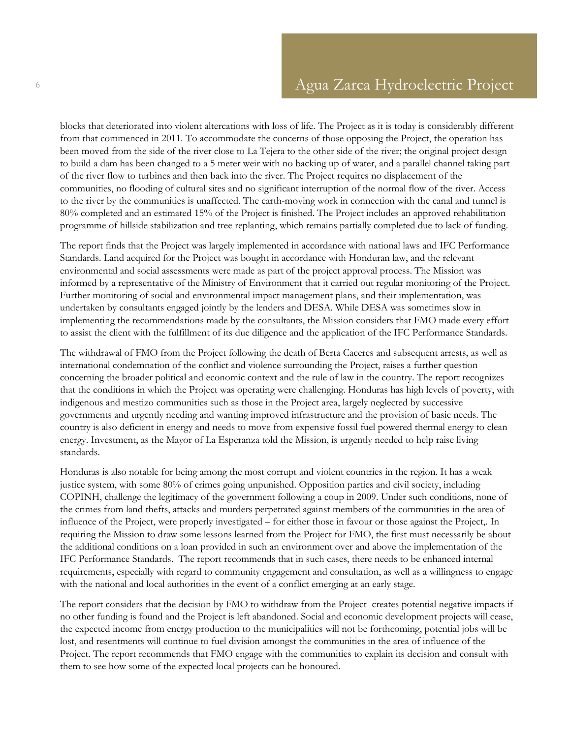blocks that deteriorated into violent altercations with loss of life. The Project as it is today is considerably different from that commenced in 2011. To accommodate the concerns of those opposing the Project, the operation has been moved from the side of the river close to La Tejera to the other side of the river; the original project design to build a dam has been changed to a 5 meter weir with no backing up of water, and a parallel channel taking part of the river flow to turbines and then back into the river. The Project requires no displacement of the communities, no flooding of cultural sites and no significant interruption of the normal flow of the river. Access to the river by the communities is unaffected. The earth-moving work in connection with the canal and tunnel is 80% completed and an estimated 15% of the Project is finished. The Project includes an approved rehabilitation programme of hillside stabilization and tree replanting, which remains partially completed due to lack of funding.

The report finds that the Project was largely implemented in accordance with national laws and IFC Performance Standards. Land acquired for the Project was bought in accordance with Honduran law, and the relevant environmental and social assessments were made as part of the project approval process. The Mission was informed by a representative of the Ministry of Environment that it carried out regular monitoring of the Project. Further monitoring of social and environmental impact management plans, and their implementation, was undertaken by consultants engaged jointly by the lenders and DESA. While DESA was sometimes slow in implementing the recommendations made by the consultants, the Mission considers that FMO made every effort to assist the client with the fulfillment of its due diligence and the application of the IFC Performance Standards.

The withdrawal of FMO from the Project following the death of Berta Caceres and subsequent arrests, as well as international condemnation of the conflict and violence surrounding the Project, raises a further question concerning the broader political and economic context and the rule of law in the country. The report recognizes that the conditions in which the Project was operating were challenging. Honduras has high levels of poverty, with indigenous and mestizo communities such as those in the Project area, largely neglected by successive governments and urgently needing and wanting improved infrastructure and the provision of basic needs. The country is also deficient in energy and needs to move from expensive fossil fuel powered thermal energy to clean energy. Investment, as the Mayor of La Esperanza told the Mission, is urgently needed to help raise living standards.

Honduras is also notable for being among the most corrupt and violent countries in the region. It has a weak justice system, with some 80% of crimes going unpunished. Opposition parties and civil society, including COPINH, challenge the legitimacy of the government following a coup in 2009. Under such conditions, none of the crimes from land thefts, attacks and murders perpetrated against members of the communities in the area of influence of the Project, were properly investigated – for either those in favour or those against the Project,. In requiring the Mission to draw some lessons learned from the Project for FMO, the first must necessarily be about the additional conditions on a loan provided in such an environment over and above the implementation of the IFC Performance Standards. The report recommends that in such cases, there needs to be enhanced internal requirements, especially with regard to community engagement and consultation, as well as a willingness to engage with the national and local authorities in the event of a conflict emerging at an early stage.

The report considers that the decision by FMO to withdraw from the Project creates potential negative impacts if no other funding is found and the Project is left abandoned. Social and economic development projects will cease, the expected income from energy production to the municipalities will not be forthcoming, potential jobs will be lost, and resentments will continue to fuel division amongst the communities in the area of influence of the Project. The report recommends that FMO engage with the communities to explain its decision and consult with them to see how some of the expected local projects can be honoured.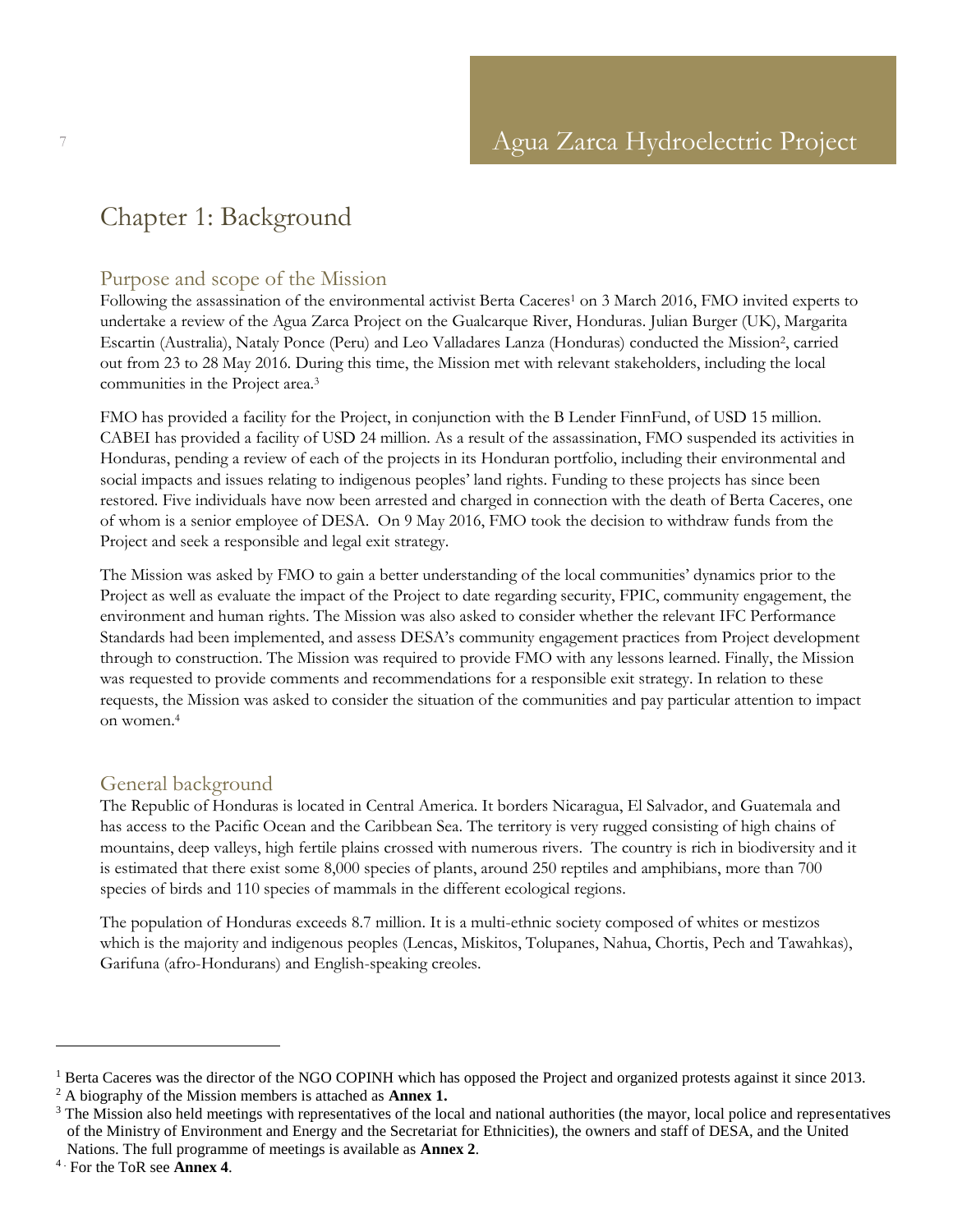# Chapter 1: Background

## Purpose and scope of the Mission

Following the assassination of the environmental activist Berta Caceres[1] on 3 March 2016, FMO invited experts to undertake a review of the Agua Zarca Project on the Gualcarque River, Honduras. Julian Burger (UK), Margarita Escartin (Australia), Nataly Ponce (Peru) and Leo Valladares Lanza (Honduras) conducted the Mission[2], carried out from 23 to 28 May 2016. During this time, the Mission met with relevant stakeholders, including the local communities in the Project area.[3]

FMO has provided a facility for the Project, in conjunction with the B Lender FinnFund, of USD 15 million. CABEI has provided a facility of USD 24 million. As a result of the assassination, FMO suspended its activities in Honduras, pending a review of each of the projects in its Honduran portfolio, including their environmental and social impacts and issues relating to indigenous peoples' land rights. Funding to these projects has since been restored. Five individuals have now been arrested and charged in connection with the death of Berta Caceres, one of whom is a senior employee of DESA. On 9 May 2016, FMO took the decision to withdraw funds from the Project and seek a responsible and legal exit strategy.

The Mission was asked by FMO to gain a better understanding of the local communities' dynamics prior to the Project as well as evaluate the impact of the Project to date regarding security, FPIC, community engagement, the environment and human rights. The Mission was also asked to consider whether the relevant IFC Performance Standards had been implemented, and assess DESA's community engagement practices from Project development through to construction. The Mission was required to provide FMO with any lessons learned. Finally, the Mission was requested to provide comments and recommendations for a responsible exit strategy. In relation to these requests, the Mission was asked to consider the situation of the communities and pay particular attention to impact on women.[4]

## General background

The Republic of Honduras is located in Central America. It borders Nicaragua, El Salvador, and Guatemala and has access to the Pacific Ocean and the Caribbean Sea. The territory is very rugged consisting of high chains of mountains, deep valleys, high fertile plains crossed with numerous rivers. The country is rich in biodiversity and it is estimated that there exist some 8,000 species of plants, around 250 reptiles and amphibians, more than 700 species of birds and 110 species of mammals in the different ecological regions.

The population of Honduras exceeds 8.7 million. It is a multi-ethnic society composed of whites or mestizos which is the majority and indigenous peoples (Lencas, Miskitos, Tolupanes, Nahua, Chortis, Pech and Tawahkas), Garifuna (afro-Hondurans) and English-speaking creoles.

---

[1] Berta Caceres was the director of the NGO COPINH which has opposed the Project and organized protests against it since 2013.

[2] A biography of the Mission members is attached as **Annex 1.**

[3] The Mission also held meetings with representatives of the local and national authorities (the mayor, local police and representatives of the Ministry of Environment and Energy and the Secretariat for Ethnicities), the owners and staff of DESA, and the United Nations. The full programme of meetings is available as **Annex 2**.

[4] For the ToR see **Annex 4**.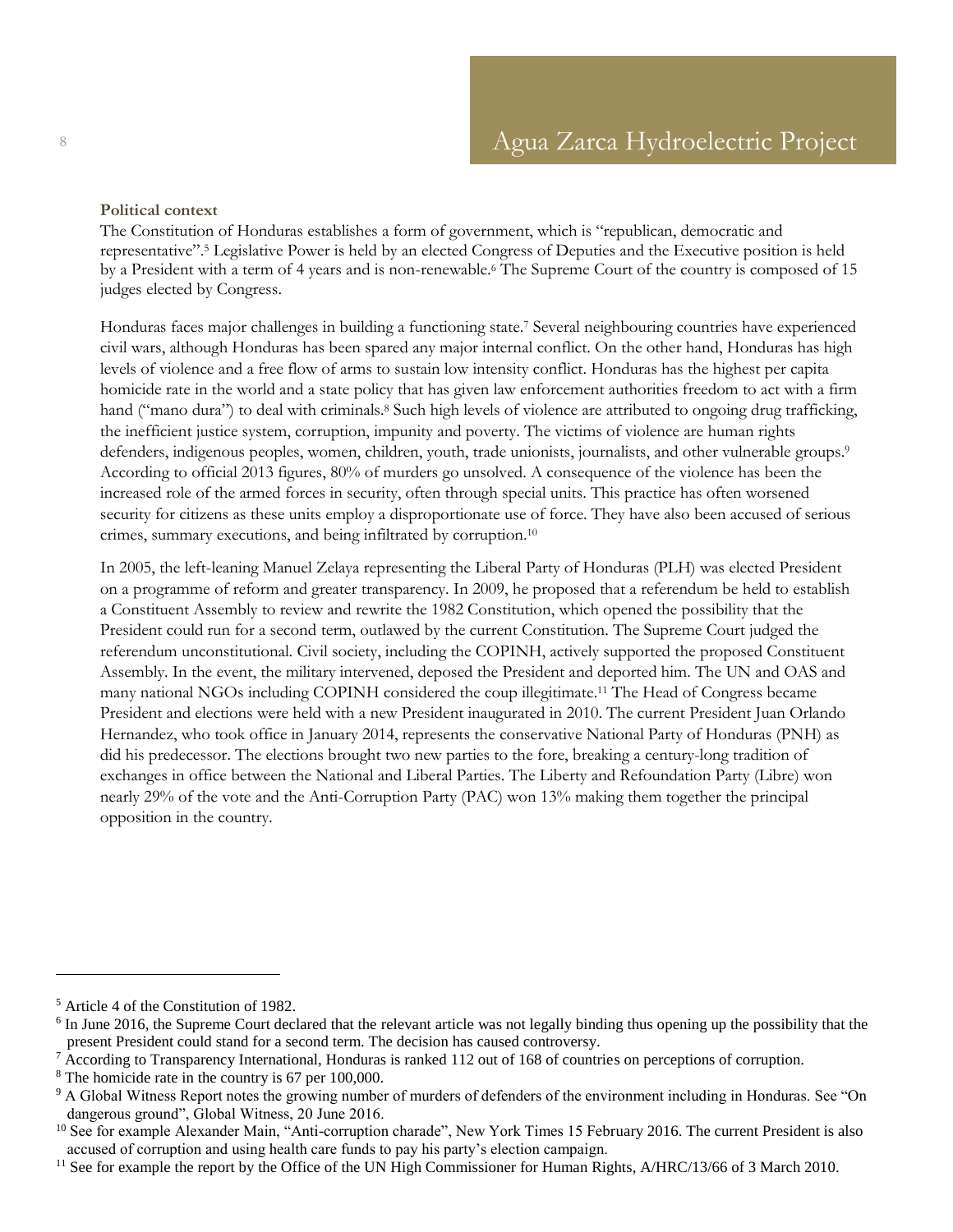**Political context**

The Constitution of Honduras establishes a form of government, which is "republican, democratic and representative".[5] Legislative Power is held by an elected Congress of Deputies and the Executive position is held by a President with a term of 4 years and is non-renewable.[6] The Supreme Court of the country is composed of 15 judges elected by Congress.

Honduras faces major challenges in building a functioning state.[7] Several neighbouring countries have experienced civil wars, although Honduras has been spared any major internal conflict. On the other hand, Honduras has high levels of violence and a free flow of arms to sustain low intensity conflict. Honduras has the highest per capita homicide rate in the world and a state policy that has given law enforcement authorities freedom to act with a firm hand ("mano dura") to deal with criminals.[8] Such high levels of violence are attributed to ongoing drug trafficking, the inefficient justice system, corruption, impunity and poverty. The victims of violence are human rights defenders, indigenous peoples, women, children, youth, trade unionists, journalists, and other vulnerable groups.[9] According to official 2013 figures, 80% of murders go unsolved. A consequence of the violence has been the increased role of the armed forces in security, often through special units. This practice has often worsened security for citizens as these units employ a disproportionate use of force. They have also been accused of serious crimes, summary executions, and being infiltrated by corruption.[10]

In 2005, the left-leaning Manuel Zelaya representing the Liberal Party of Honduras (PLH) was elected President on a programme of reform and greater transparency. In 2009, he proposed that a referendum be held to establish a Constituent Assembly to review and rewrite the 1982 Constitution, which opened the possibility that the President could run for a second term, outlawed by the current Constitution. The Supreme Court judged the referendum unconstitutional. Civil society, including the COPINH, actively supported the proposed Constituent Assembly. In the event, the military intervened, deposed the President and deported him. The UN and OAS and many national NGOs including COPINH considered the coup illegitimate.[11] The Head of Congress became President and elections were held with a new President inaugurated in 2010. The current President Juan Orlando Hernandez, who took office in January 2014, represents the conservative National Party of Honduras (PNH) as did his predecessor. The elections brought two new parties to the fore, breaking a century-long tradition of exchanges in office between the National and Liberal Parties. The Liberty and Refoundation Party (Libre) won nearly 29% of the vote and the Anti-Corruption Party (PAC) won 13% making them together the principal opposition in the country.

---

[5] Article 4 of the Constitution of 1982.

[6] In June 2016, the Supreme Court declared that the relevant article was not legally binding thus opening up the possibility that the present President could stand for a second term. The decision has caused controversy.

[7] According to Transparency International, Honduras is ranked 112 out of 168 of countries on perceptions of corruption.

[8] The homicide rate in the country is 67 per 100,000.

[9] A Global Witness Report notes the growing number of murders of defenders of the environment including in Honduras. See "On dangerous ground", Global Witness, 20 June 2016.

[10] See for example Alexander Main, "Anti-corruption charade", New York Times 15 February 2016. The current President is also accused of corruption and using health care funds to pay his party's election campaign.

[11] See for example the report by the Office of the UN High Commissioner for Human Rights, A/HRC/13/66 of 3 March 2010.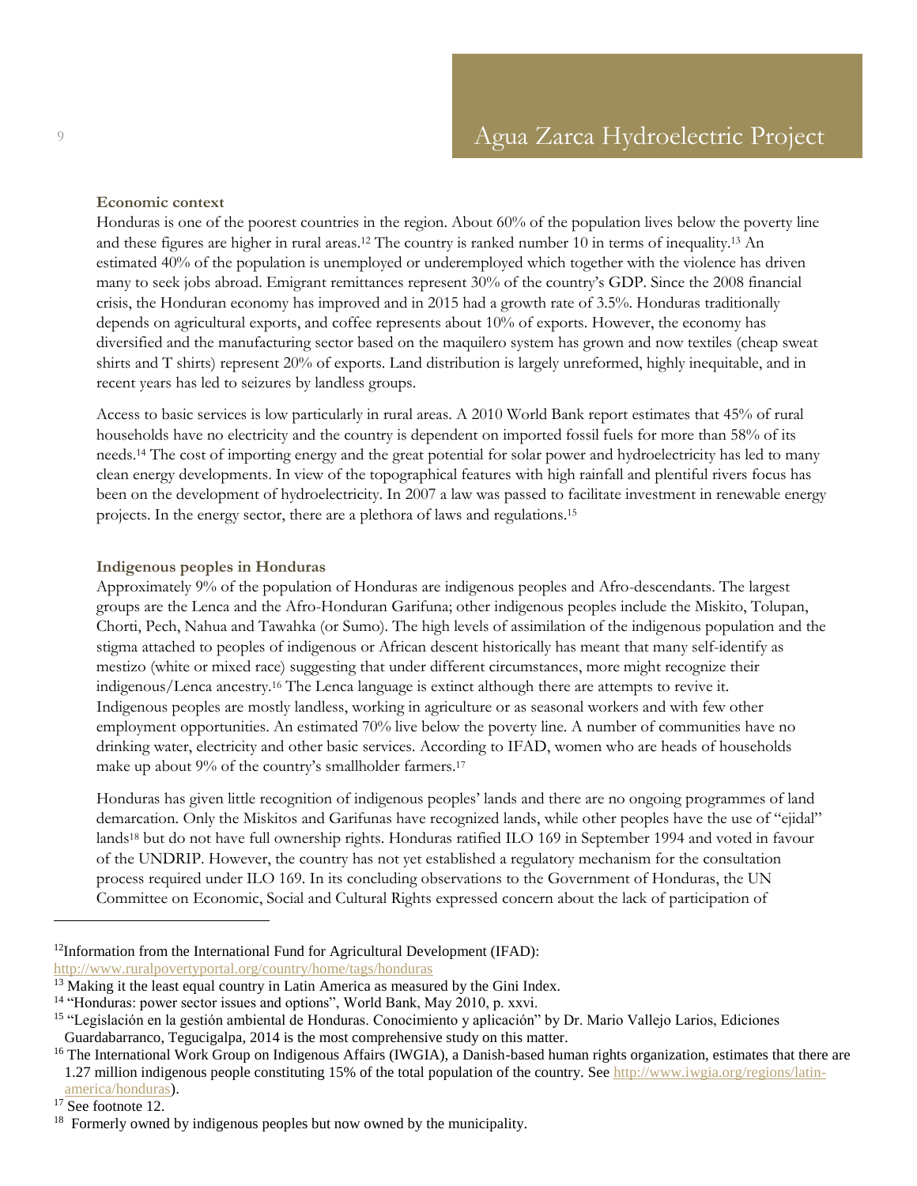### Economic context

Honduras is one of the poorest countries in the region. About 60% of the population lives below the poverty line and these figures are higher in rural areas.[12] The country is ranked number 10 in terms of inequality.[13] An estimated 40% of the population is unemployed or underemployed which together with the violence has driven many to seek jobs abroad. Emigrant remittances represent 30% of the country's GDP. Since the 2008 financial crisis, the Honduran economy has improved and in 2015 had a growth rate of 3.5%. Honduras traditionally depends on agricultural exports, and coffee represents about 10% of exports. However, the economy has diversified and the manufacturing sector based on the maquilero system has grown and now textiles (cheap sweat shirts and T shirts) represent 20% of exports. Land distribution is largely unreformed, highly inequitable, and in recent years has led to seizures by landless groups.

Access to basic services is low particularly in rural areas. A 2010 World Bank report estimates that 45% of rural households have no electricity and the country is dependent on imported fossil fuels for more than 58% of its needs.[14] The cost of importing energy and the great potential for solar power and hydroelectricity has led to many clean energy developments. In view of the topographical features with high rainfall and plentiful rivers focus has been on the development of hydroelectricity. In 2007 a law was passed to facilitate investment in renewable energy projects. In the energy sector, there are a plethora of laws and regulations.[15]

### Indigenous peoples in Honduras

Approximately 9% of the population of Honduras are indigenous peoples and Afro-descendants. The largest groups are the Lenca and the Afro-Honduran Garifuna; other indigenous peoples include the Miskito, Tolupan, Chorti, Pech, Nahua and Tawahka (or Sumo). The high levels of assimilation of the indigenous population and the stigma attached to peoples of indigenous or African descent historically has meant that many self-identify as mestizo (white or mixed race) suggesting that under different circumstances, more might recognize their indigenous/Lenca ancestry.[16] The Lenca language is extinct although there are attempts to revive it. Indigenous peoples are mostly landless, working in agriculture or as seasonal workers and with few other employment opportunities. An estimated 70% live below the poverty line. A number of communities have no drinking water, electricity and other basic services. According to IFAD, women who are heads of households make up about 9% of the country's smallholder farmers.[17]

Honduras has given little recognition of indigenous peoples' lands and there are no ongoing programmes of land demarcation. Only the Miskitos and Garifunas have recognized lands, while other peoples have the use of "ejidal" lands[18] but do not have full ownership rights. Honduras ratified ILO 169 in September 1994 and voted in favour of the UNDRIP. However, the country has not yet established a regulatory mechanism for the consultation process required under ILO 169. In its concluding observations to the Government of Honduras, the UN Committee on Economic, Social and Cultural Rights expressed concern about the lack of participation of

---

[12] Information from the International Fund for Agricultural Development (IFAD): http://www.ruralpovertyportal.org/country/home/tags/honduras

[13] Making it the least equal country in Latin America as measured by the Gini Index.

[14] "Honduras: power sector issues and options", World Bank, May 2010, p. xxvi.

[15] "Legislación en la gestión ambiental de Honduras. Conocimiento y aplicación" by Dr. Mario Vallejo Larios, Ediciones Guardabarranco, Tegucigalpa, 2014 is the most comprehensive study on this matter.

[16] The International Work Group on Indigenous Affairs (IWGIA), a Danish-based human rights organization, estimates that there are 1.27 million indigenous people constituting 15% of the total population of the country. See http://www.iwgia.org/regions/latin-america/honduras).

[17] See footnote 12.

[18] Formerly owned by indigenous peoples but now owned by the municipality.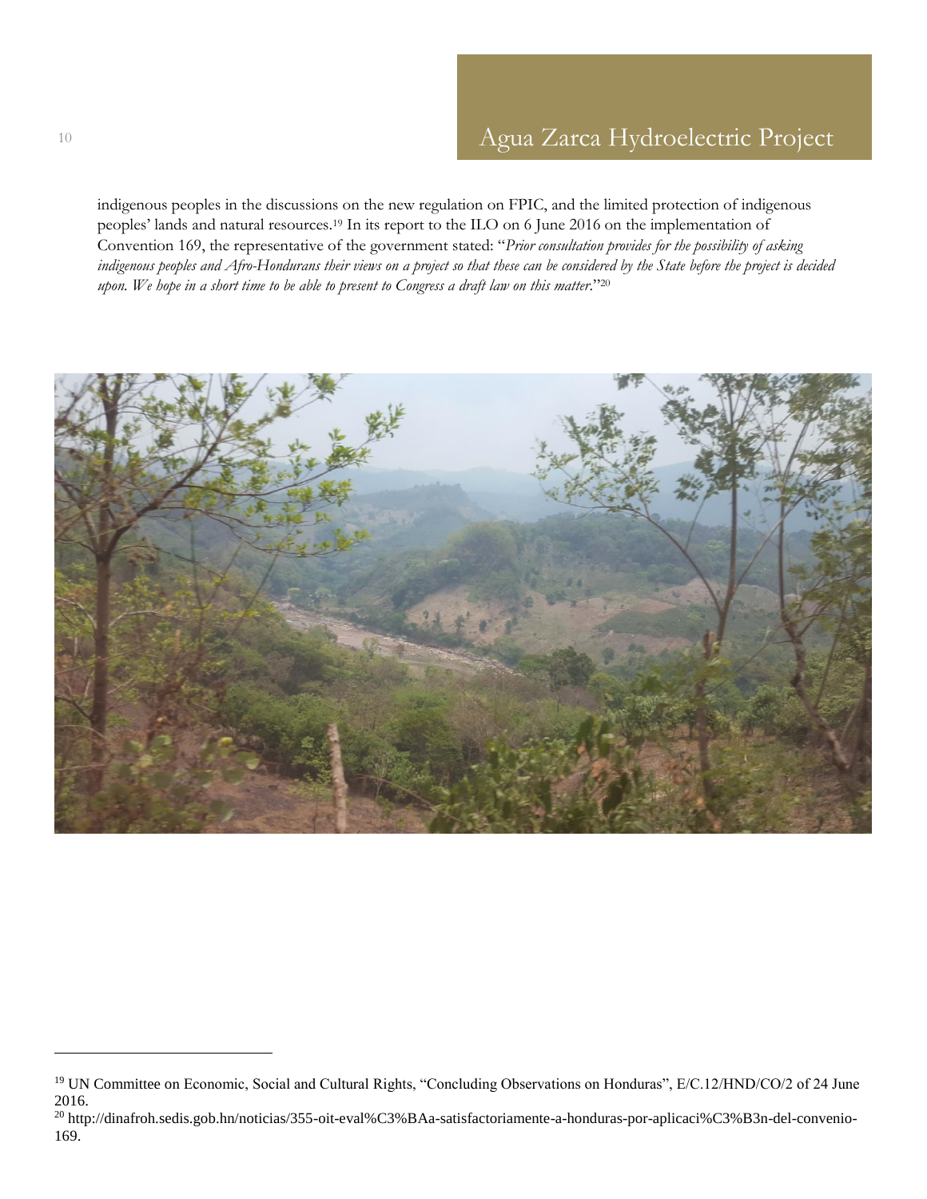indigenous peoples in the discussions on the new regulation on FPIC, and the limited protection of indigenous peoples' lands and natural resources.[19] In its report to the ILO on 6 June 2016 on the implementation of Convention 169, the representative of the government stated: "*Prior consultation provides for the possibility of asking indigenous peoples and Afro-Hondurans their views on a project so that these can be considered by the State before the project is decided upon. We hope in a short time to be able to present to Congress a draft law on this matter.*"[20]

---

[19] UN Committee on Economic, Social and Cultural Rights, "Concluding Observations on Honduras", E/C.12/HND/CO/2 of 24 June 2016.

[20] http://dinafroh.sedis.gob.hn/noticias/355-oit-eval%C3%BAa-satisfactoriamente-a-honduras-por-aplicaci%C3%B3n-del-convenio-169.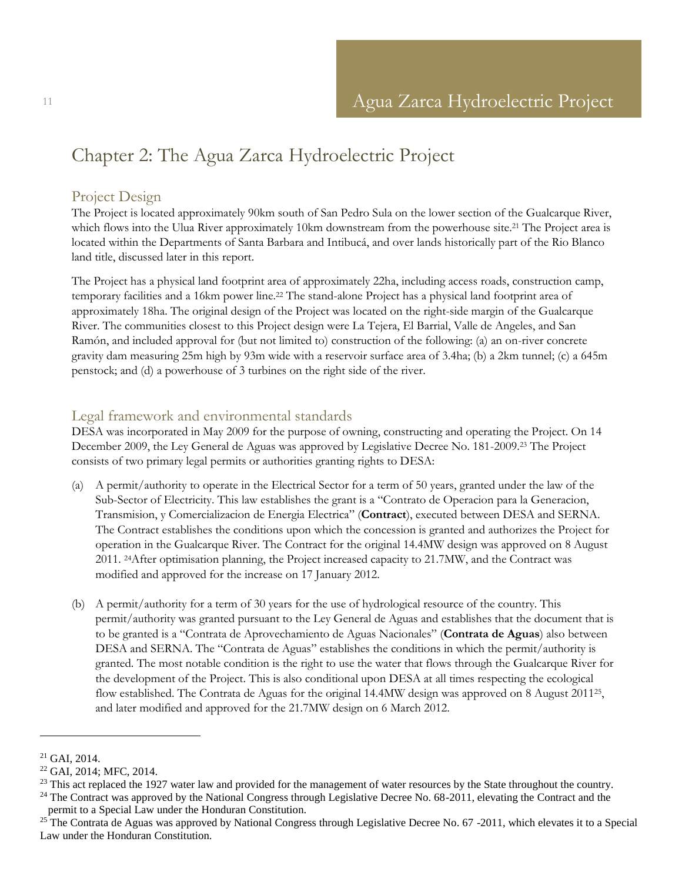# Chapter 2: The Agua Zarca Hydroelectric Project

## Project Design

The Project is located approximately 90km south of San Pedro Sula on the lower section of the Gualcarque River, which flows into the Ulua River approximately 10km downstream from the powerhouse site.[21] The Project area is located within the Departments of Santa Barbara and Intibucá, and over lands historically part of the Rio Blanco land title, discussed later in this report.

The Project has a physical land footprint area of approximately 22ha, including access roads, construction camp, temporary facilities and a 16km power line.[22] The stand-alone Project has a physical land footprint area of approximately 18ha. The original design of the Project was located on the right-side margin of the Gualcarque River. The communities closest to this Project design were La Tejera, El Barrial, Valle de Angeles, and San Ramón, and included approval for (but not limited to) construction of the following: (a) an on-river concrete gravity dam measuring 25m high by 93m wide with a reservoir surface area of 3.4ha; (b) a 2km tunnel; (c) a 645m penstock; and (d) a powerhouse of 3 turbines on the right side of the river.

## Legal framework and environmental standards

DESA was incorporated in May 2009 for the purpose of owning, constructing and operating the Project. On 14 December 2009, the Ley General de Aguas was approved by Legislative Decree No. 181-2009.[23] The Project consists of two primary legal permits or authorities granting rights to DESA:

(a) A permit/authority to operate in the Electrical Sector for a term of 50 years, granted under the law of the Sub-Sector of Electricity. This law establishes the grant is a "Contrato de Operacion para la Generacion, Transmision, y Comercializacion de Energia Electrica" (**Contract**), executed between DESA and SERNA. The Contract establishes the conditions upon which the concession is granted and authorizes the Project for operation in the Gualcarque River. The Contract for the original 14.4MW design was approved on 8 August 2011. [24]After optimisation planning, the Project increased capacity to 21.7MW, and the Contract was modified and approved for the increase on 17 January 2012.

(b) A permit/authority for a term of 30 years for the use of hydrological resource of the country. This permit/authority was granted pursuant to the Ley General de Aguas and establishes that the document that is to be granted is a "Contrata de Aprovechamiento de Aguas Nacionales" (**Contrata de Aguas**) also between DESA and SERNA. The "Contrata de Aguas" establishes the conditions in which the permit/authority is granted. The most notable condition is the right to use the water that flows through the Gualcarque River for the development of the Project. This is also conditional upon DESA at all times respecting the ecological flow established. The Contrata de Aguas for the original 14.4MW design was approved on 8 August 2011[25], and later modified and approved for the 21.7MW design on 6 March 2012.

---

[21] GAI, 2014.

[22] GAI, 2014; MFC, 2014.

[23] This act replaced the 1927 water law and provided for the management of water resources by the State throughout the country.

[24] The Contract was approved by the National Congress through Legislative Decree No. 68-2011, elevating the Contract and the permit to a Special Law under the Honduran Constitution.

[25] The Contrata de Aguas was approved by National Congress through Legislative Decree No. 67 -2011, which elevates it to a Special Law under the Honduran Constitution.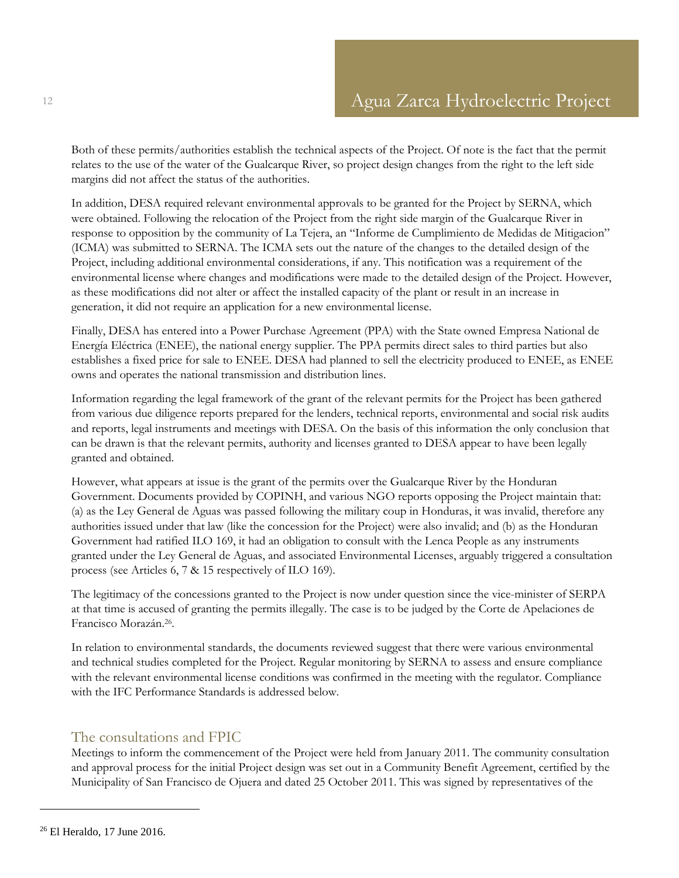Both of these permits/authorities establish the technical aspects of the Project. Of note is the fact that the permit relates to the use of the water of the Gualcarque River, so project design changes from the right to the left side margins did not affect the status of the authorities.

In addition, DESA required relevant environmental approvals to be granted for the Project by SERNA, which were obtained. Following the relocation of the Project from the right side margin of the Gualcarque River in response to opposition by the community of La Tejera, an "Informe de Cumplimiento de Medidas de Mitigacion" (ICMA) was submitted to SERNA. The ICMA sets out the nature of the changes to the detailed design of the Project, including additional environmental considerations, if any. This notification was a requirement of the environmental license where changes and modifications were made to the detailed design of the Project. However, as these modifications did not alter or affect the installed capacity of the plant or result in an increase in generation, it did not require an application for a new environmental license.

Finally, DESA has entered into a Power Purchase Agreement (PPA) with the State owned Empresa National de Energía Eléctrica (ENEE), the national energy supplier. The PPA permits direct sales to third parties but also establishes a fixed price for sale to ENEE. DESA had planned to sell the electricity produced to ENEE, as ENEE owns and operates the national transmission and distribution lines.

Information regarding the legal framework of the grant of the relevant permits for the Project has been gathered from various due diligence reports prepared for the lenders, technical reports, environmental and social risk audits and reports, legal instruments and meetings with DESA. On the basis of this information the only conclusion that can be drawn is that the relevant permits, authority and licenses granted to DESA appear to have been legally granted and obtained.

However, what appears at issue is the grant of the permits over the Gualcarque River by the Honduran Government. Documents provided by COPINH, and various NGO reports opposing the Project maintain that: (a) as the Ley General de Aguas was passed following the military coup in Honduras, it was invalid, therefore any authorities issued under that law (like the concession for the Project) were also invalid; and (b) as the Honduran Government had ratified ILO 169, it had an obligation to consult with the Lenca People as any instruments granted under the Ley General de Aguas, and associated Environmental Licenses, arguably triggered a consultation process (see Articles 6, 7 & 15 respectively of ILO 169).

The legitimacy of the concessions granted to the Project is now under question since the vice-minister of SERPA at that time is accused of granting the permits illegally. The case is to be judged by the Corte de Apelaciones de Francisco Morazán.[26].

In relation to environmental standards, the documents reviewed suggest that there were various environmental and technical studies completed for the Project. Regular monitoring by SERNA to assess and ensure compliance with the relevant environmental license conditions was confirmed in the meeting with the regulator. Compliance with the IFC Performance Standards is addressed below.

## The consultations and FPIC

Meetings to inform the commencement of the Project were held from January 2011. The community consultation and approval process for the initial Project design was set out in a Community Benefit Agreement, certified by the Municipality of San Francisco de Ojuera and dated 25 October 2011. This was signed by representatives of the

[26] El Heraldo, 17 June 2016.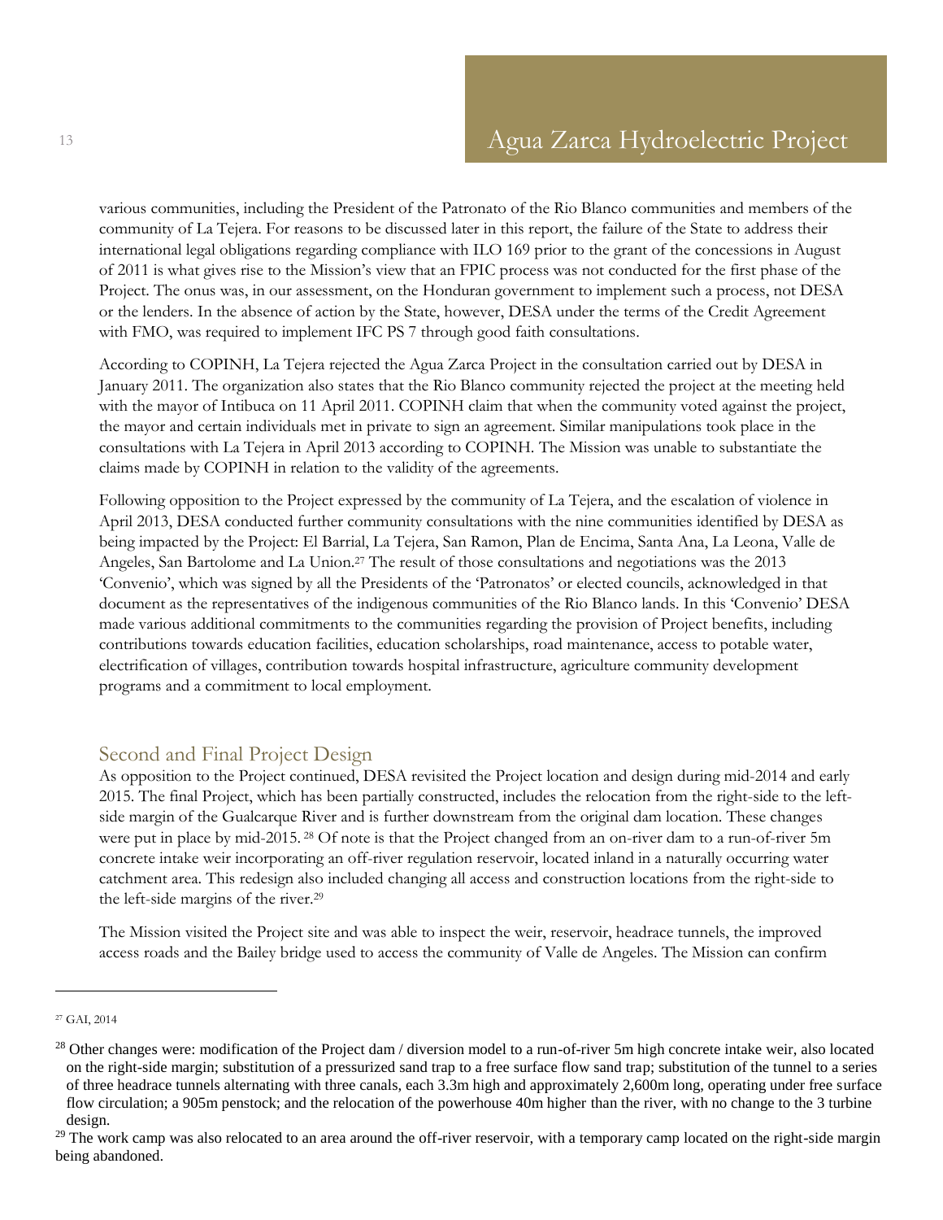various communities, including the President of the Patronato of the Rio Blanco communities and members of the community of La Tejera. For reasons to be discussed later in this report, the failure of the State to address their international legal obligations regarding compliance with ILO 169 prior to the grant of the concessions in August of 2011 is what gives rise to the Mission's view that an FPIC process was not conducted for the first phase of the Project. The onus was, in our assessment, on the Honduran government to implement such a process, not DESA or the lenders. In the absence of action by the State, however, DESA under the terms of the Credit Agreement with FMO, was required to implement IFC PS 7 through good faith consultations.

According to COPINH, La Tejera rejected the Agua Zarca Project in the consultation carried out by DESA in January 2011. The organization also states that the Rio Blanco community rejected the project at the meeting held with the mayor of Intibuca on 11 April 2011. COPINH claim that when the community voted against the project, the mayor and certain individuals met in private to sign an agreement. Similar manipulations took place in the consultations with La Tejera in April 2013 according to COPINH. The Mission was unable to substantiate the claims made by COPINH in relation to the validity of the agreements.

Following opposition to the Project expressed by the community of La Tejera, and the escalation of violence in April 2013, DESA conducted further community consultations with the nine communities identified by DESA as being impacted by the Project: El Barrial, La Tejera, San Ramon, Plan de Encima, Santa Ana, La Leona, Valle de Angeles, San Bartolome and La Union.[27] The result of those consultations and negotiations was the 2013 'Convenio', which was signed by all the Presidents of the 'Patronatos' or elected councils, acknowledged in that document as the representatives of the indigenous communities of the Rio Blanco lands. In this 'Convenio' DESA made various additional commitments to the communities regarding the provision of Project benefits, including contributions towards education facilities, education scholarships, road maintenance, access to potable water, electrification of villages, contribution towards hospital infrastructure, agriculture community development programs and a commitment to local employment.

## Second and Final Project Design

As opposition to the Project continued, DESA revisited the Project location and design during mid-2014 and early 2015. The final Project, which has been partially constructed, includes the relocation from the right-side to the left-side margin of the Gualcarque River and is further downstream from the original dam location. These changes were put in place by mid-2015.[28] Of note is that the Project changed from an on-river dam to a run-of-river 5m concrete intake weir incorporating an off-river regulation reservoir, located inland in a naturally occurring water catchment area. This redesign also included changing all access and construction locations from the right-side to the left-side margins of the river.[29]

The Mission visited the Project site and was able to inspect the weir, reservoir, headrace tunnels, the improved access roads and the Bailey bridge used to access the community of Valle de Angeles. The Mission can confirm

---

[27] GAI, 2014

[28] Other changes were: modification of the Project dam / diversion model to a run-of-river 5m high concrete intake weir, also located on the right-side margin; substitution of a pressurized sand trap to a free surface flow sand trap; substitution of the tunnel to a series of three headrace tunnels alternating with three canals, each 3.3m high and approximately 2,600m long, operating under free surface flow circulation; a 905m penstock; and the relocation of the powerhouse 40m higher than the river, with no change to the 3 turbine design.

[29] The work camp was also relocated to an area around the off-river reservoir, with a temporary camp located on the right-side margin being abandoned.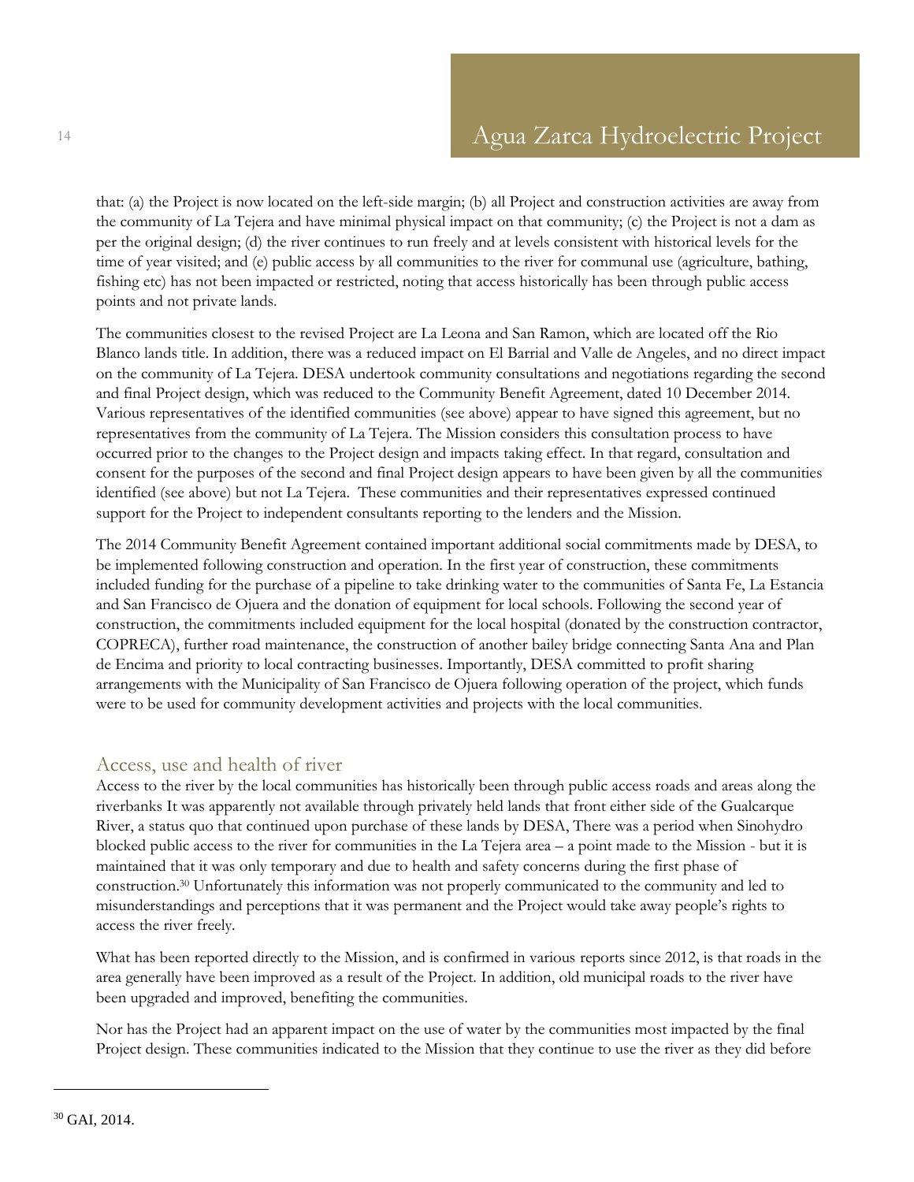that: (a) the Project is now located on the left-side margin; (b) all Project and construction activities are away from the community of La Tejera and have minimal physical impact on that community; (c) the Project is not a dam as per the original design; (d) the river continues to run freely and at levels consistent with historical levels for the time of year visited; and (e) public access by all communities to the river for communal use (agriculture, bathing, fishing etc) has not been impacted or restricted, noting that access historically has been through public access points and not private lands.

The communities closest to the revised Project are La Leona and San Ramon, which are located off the Rio Blanco lands title. In addition, there was a reduced impact on El Barrial and Valle de Angeles, and no direct impact on the community of La Tejera. DESA undertook community consultations and negotiations regarding the second and final Project design, which was reduced to the Community Benefit Agreement, dated 10 December 2014. Various representatives of the identified communities (see above) appear to have signed this agreement, but no representatives from the community of La Tejera. The Mission considers this consultation process to have occurred prior to the changes to the Project design and impacts taking effect. In that regard, consultation and consent for the purposes of the second and final Project design appears to have been given by all the communities identified (see above) but not La Tejera. These communities and their representatives expressed continued support for the Project to independent consultants reporting to the lenders and the Mission.

The 2014 Community Benefit Agreement contained important additional social commitments made by DESA, to be implemented following construction and operation. In the first year of construction, these commitments included funding for the purchase of a pipeline to take drinking water to the communities of Santa Fe, La Estancia and San Francisco de Ojuera and the donation of equipment for local schools. Following the second year of construction, the commitments included equipment for the local hospital (donated by the construction contractor, COPRECA), further road maintenance, the construction of another bailey bridge connecting Santa Ana and Plan de Encima and priority to local contracting businesses. Importantly, DESA committed to profit sharing arrangements with the Municipality of San Francisco de Ojuera following operation of the project, which funds were to be used for community development activities and projects with the local communities.

## Access, use and health of river

Access to the river by the local communities has historically been through public access roads and areas along the riverbanks It was apparently not available through privately held lands that front either side of the Gualcarque River, a status quo that continued upon purchase of these lands by DESA, There was a period when Sinohydro blocked public access to the river for communities in the La Tejera area – a point made to the Mission - but it is maintained that it was only temporary and due to health and safety concerns during the first phase of construction.[30] Unfortunately this information was not properly communicated to the community and led to misunderstandings and perceptions that it was permanent and the Project would take away people's rights to access the river freely.

What has been reported directly to the Mission, and is confirmed in various reports since 2012, is that roads in the area generally have been improved as a result of the Project. In addition, old municipal roads to the river have been upgraded and improved, benefiting the communities.

Nor has the Project had an apparent impact on the use of water by the communities most impacted by the final Project design. These communities indicated to the Mission that they continue to use the river as they did before

[30] GAI, 2014.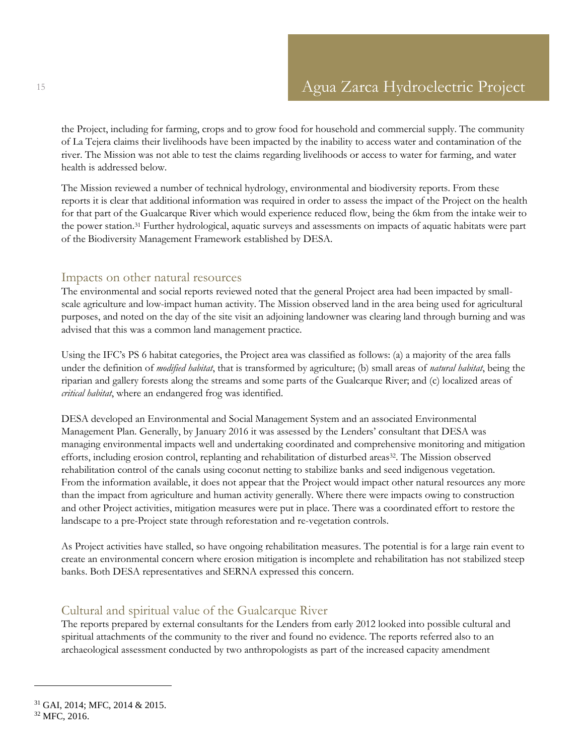the Project, including for farming, crops and to grow food for household and commercial supply. The community of La Tejera claims their livelihoods have been impacted by the inability to access water and contamination of the river. The Mission was not able to test the claims regarding livelihoods or access to water for farming, and water health is addressed below.

The Mission reviewed a number of technical hydrology, environmental and biodiversity reports. From these reports it is clear that additional information was required in order to assess the impact of the Project on the health for that part of the Gualcarque River which would experience reduced flow, being the 6km from the intake weir to the power station.[31] Further hydrological, aquatic surveys and assessments on impacts of aquatic habitats were part of the Biodiversity Management Framework established by DESA.

## Impacts on other natural resources

The environmental and social reports reviewed noted that the general Project area had been impacted by small-scale agriculture and low-impact human activity. The Mission observed land in the area being used for agricultural purposes, and noted on the day of the site visit an adjoining landowner was clearing land through burning and was advised that this was a common land management practice.

Using the IFC's PS 6 habitat categories, the Project area was classified as follows: (a) a majority of the area falls under the definition of *modified habitat*, that is transformed by agriculture; (b) small areas of *natural habitat*, being the riparian and gallery forests along the streams and some parts of the Gualcarque River; and (c) localized areas of *critical habitat*, where an endangered frog was identified.

DESA developed an Environmental and Social Management System and an associated Environmental Management Plan. Generally, by January 2016 it was assessed by the Lenders' consultant that DESA was managing environmental impacts well and undertaking coordinated and comprehensive monitoring and mitigation efforts, including erosion control, replanting and rehabilitation of disturbed areas[32]. The Mission observed rehabilitation control of the canals using coconut netting to stabilize banks and seed indigenous vegetation. From the information available, it does not appear that the Project would impact other natural resources any more than the impact from agriculture and human activity generally. Where there were impacts owing to construction and other Project activities, mitigation measures were put in place. There was a coordinated effort to restore the landscape to a pre-Project state through reforestation and re-vegetation controls.

As Project activities have stalled, so have ongoing rehabilitation measures. The potential is for a large rain event to create an environmental concern where erosion mitigation is incomplete and rehabilitation has not stabilized steep banks. Both DESA representatives and SERNA expressed this concern.

## Cultural and spiritual value of the Gualcarque River

The reports prepared by external consultants for the Lenders from early 2012 looked into possible cultural and spiritual attachments of the community to the river and found no evidence. The reports referred also to an archaeological assessment conducted by two anthropologists as part of the increased capacity amendment

---

[31] GAI, 2014; MFC, 2014 & 2015.

[32] MFC, 2016.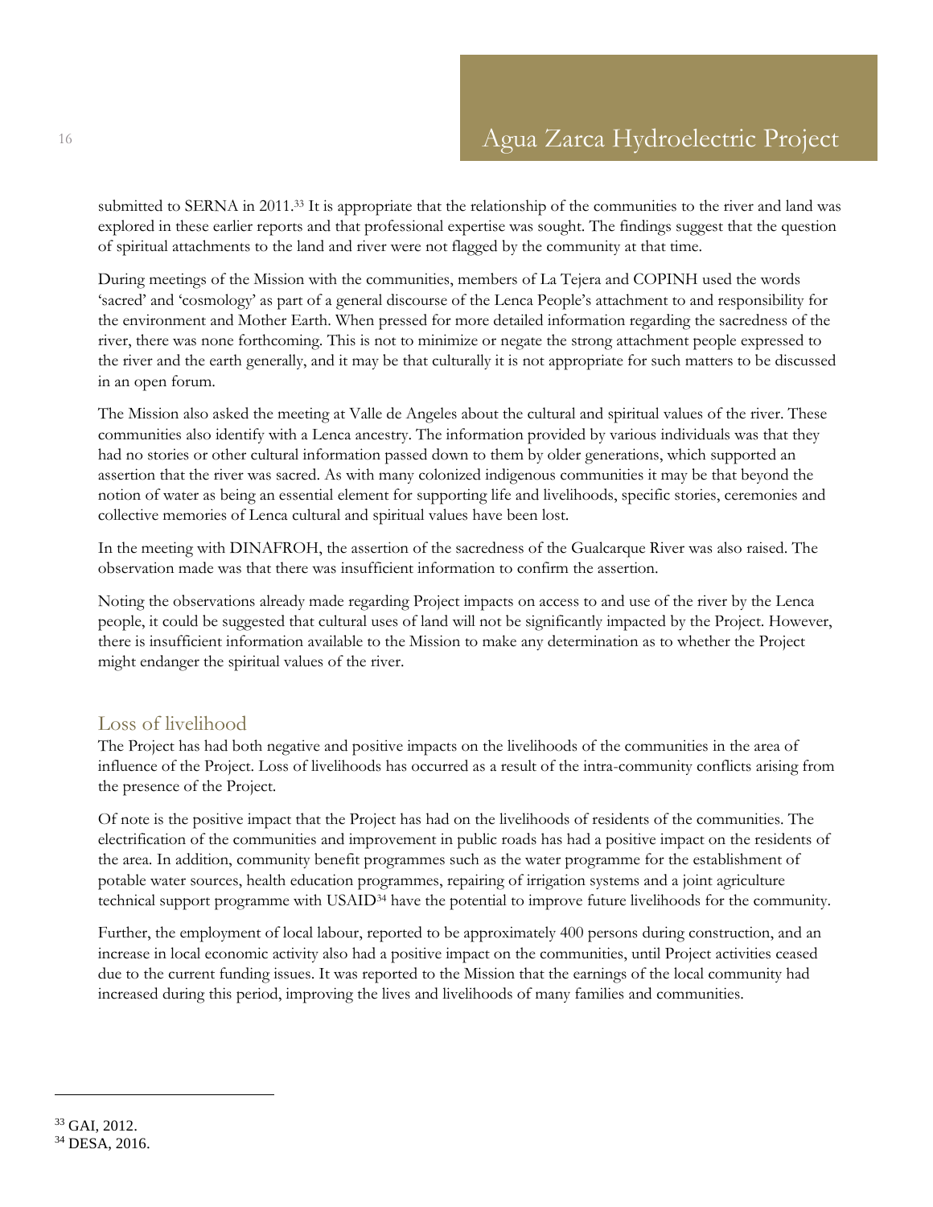submitted to SERNA in 2011.[33] It is appropriate that the relationship of the communities to the river and land was explored in these earlier reports and that professional expertise was sought. The findings suggest that the question of spiritual attachments to the land and river were not flagged by the community at that time.

During meetings of the Mission with the communities, members of La Tejera and COPINH used the words 'sacred' and 'cosmology' as part of a general discourse of the Lenca People's attachment to and responsibility for the environment and Mother Earth. When pressed for more detailed information regarding the sacredness of the river, there was none forthcoming. This is not to minimize or negate the strong attachment people expressed to the river and the earth generally, and it may be that culturally it is not appropriate for such matters to be discussed in an open forum.

The Mission also asked the meeting at Valle de Angeles about the cultural and spiritual values of the river. These communities also identify with a Lenca ancestry. The information provided by various individuals was that they had no stories or other cultural information passed down to them by older generations, which supported an assertion that the river was sacred. As with many colonized indigenous communities it may be that beyond the notion of water as being an essential element for supporting life and livelihoods, specific stories, ceremonies and collective memories of Lenca cultural and spiritual values have been lost.

In the meeting with DINAFROH, the assertion of the sacredness of the Gualcarque River was also raised. The observation made was that there was insufficient information to confirm the assertion.

Noting the observations already made regarding Project impacts on access to and use of the river by the Lenca people, it could be suggested that cultural uses of land will not be significantly impacted by the Project. However, there is insufficient information available to the Mission to make any determination as to whether the Project might endanger the spiritual values of the river.

## Loss of livelihood

The Project has had both negative and positive impacts on the livelihoods of the communities in the area of influence of the Project. Loss of livelihoods has occurred as a result of the intra-community conflicts arising from the presence of the Project.

Of note is the positive impact that the Project has had on the livelihoods of residents of the communities. The electrification of the communities and improvement in public roads has had a positive impact on the residents of the area. In addition, community benefit programmes such as the water programme for the establishment of potable water sources, health education programmes, repairing of irrigation systems and a joint agriculture technical support programme with USAID[34] have the potential to improve future livelihoods for the community.

Further, the employment of local labour, reported to be approximately 400 persons during construction, and an increase in local economic activity also had a positive impact on the communities, until Project activities ceased due to the current funding issues. It was reported to the Mission that the earnings of the local community had increased during this period, improving the lives and livelihoods of many families and communities.

[33] GAI, 2012.

[34] DESA, 2016.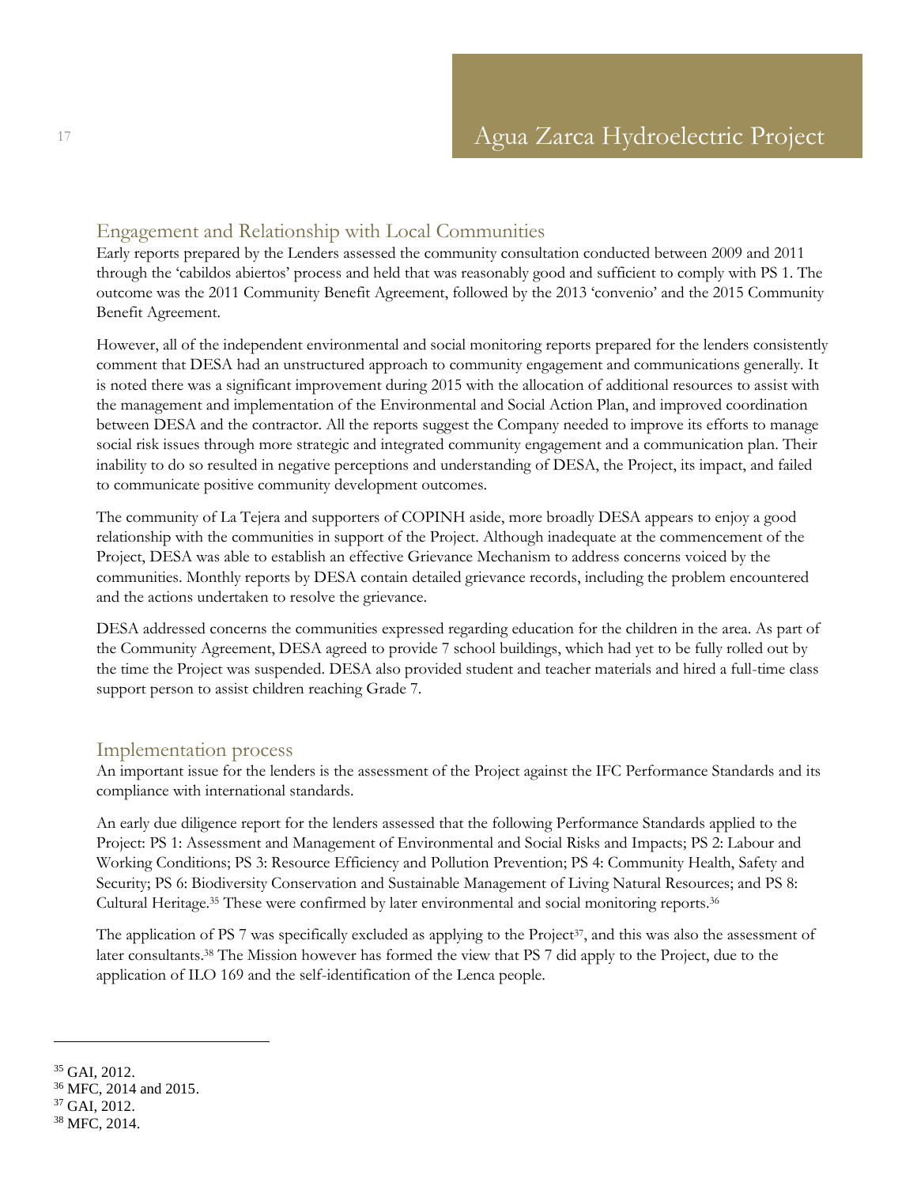## Engagement and Relationship with Local Communities

Early reports prepared by the Lenders assessed the community consultation conducted between 2009 and 2011 through the 'cabildos abiertos' process and held that was reasonably good and sufficient to comply with PS 1. The outcome was the 2011 Community Benefit Agreement, followed by the 2013 'convenio' and the 2015 Community Benefit Agreement.

However, all of the independent environmental and social monitoring reports prepared for the lenders consistently comment that DESA had an unstructured approach to community engagement and communications generally. It is noted there was a significant improvement during 2015 with the allocation of additional resources to assist with the management and implementation of the Environmental and Social Action Plan, and improved coordination between DESA and the contractor. All the reports suggest the Company needed to improve its efforts to manage social risk issues through more strategic and integrated community engagement and a communication plan. Their inability to do so resulted in negative perceptions and understanding of DESA, the Project, its impact, and failed to communicate positive community development outcomes.

The community of La Tejera and supporters of COPINH aside, more broadly DESA appears to enjoy a good relationship with the communities in support of the Project. Although inadequate at the commencement of the Project, DESA was able to establish an effective Grievance Mechanism to address concerns voiced by the communities. Monthly reports by DESA contain detailed grievance records, including the problem encountered and the actions undertaken to resolve the grievance.

DESA addressed concerns the communities expressed regarding education for the children in the area. As part of the Community Agreement, DESA agreed to provide 7 school buildings, which had yet to be fully rolled out by the time the Project was suspended. DESA also provided student and teacher materials and hired a full-time class support person to assist children reaching Grade 7.

## Implementation process

An important issue for the lenders is the assessment of the Project against the IFC Performance Standards and its compliance with international standards.

An early due diligence report for the lenders assessed that the following Performance Standards applied to the Project: PS 1: Assessment and Management of Environmental and Social Risks and Impacts; PS 2: Labour and Working Conditions; PS 3: Resource Efficiency and Pollution Prevention; PS 4: Community Health, Safety and Security; PS 6: Biodiversity Conservation and Sustainable Management of Living Natural Resources; and PS 8: Cultural Heritage.[35] These were confirmed by later environmental and social monitoring reports.[36]

The application of PS 7 was specifically excluded as applying to the Project[37], and this was also the assessment of later consultants.[38] The Mission however has formed the view that PS 7 did apply to the Project, due to the application of ILO 169 and the self-identification of the Lenca people.

[35] GAI, 2012.
[36] MFC, 2014 and 2015.
[37] GAI, 2012.
[38] MFC, 2014.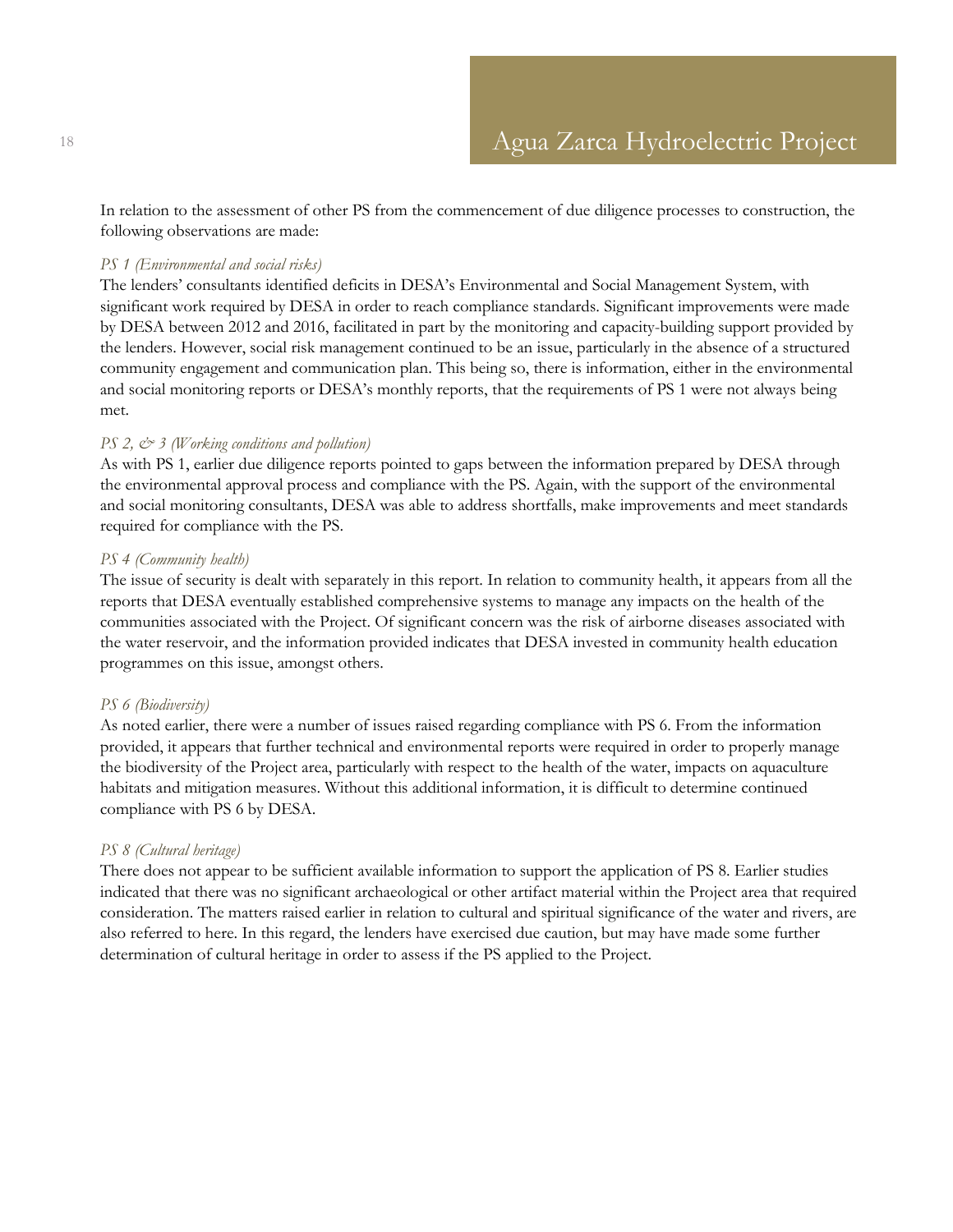In relation to the assessment of other PS from the commencement of due diligence processes to construction, the following observations are made:

*PS 1 (Environmental and social risks)*

The lenders' consultants identified deficits in DESA's Environmental and Social Management System, with significant work required by DESA in order to reach compliance standards. Significant improvements were made by DESA between 2012 and 2016, facilitated in part by the monitoring and capacity-building support provided by the lenders. However, social risk management continued to be an issue, particularly in the absence of a structured community engagement and communication plan. This being so, there is information, either in the environmental and social monitoring reports or DESA's monthly reports, that the requirements of PS 1 were not always being met.

*PS 2, & 3 (Working conditions and pollution)*

As with PS 1, earlier due diligence reports pointed to gaps between the information prepared by DESA through the environmental approval process and compliance with the PS. Again, with the support of the environmental and social monitoring consultants, DESA was able to address shortfalls, make improvements and meet standards required for compliance with the PS.

*PS 4 (Community health)*

The issue of security is dealt with separately in this report. In relation to community health, it appears from all the reports that DESA eventually established comprehensive systems to manage any impacts on the health of the communities associated with the Project. Of significant concern was the risk of airborne diseases associated with the water reservoir, and the information provided indicates that DESA invested in community health education programmes on this issue, amongst others.

*PS 6 (Biodiversity)*

As noted earlier, there were a number of issues raised regarding compliance with PS 6. From the information provided, it appears that further technical and environmental reports were required in order to properly manage the biodiversity of the Project area, particularly with respect to the health of the water, impacts on aquaculture habitats and mitigation measures. Without this additional information, it is difficult to determine continued compliance with PS 6 by DESA.

*PS 8 (Cultural heritage)*

There does not appear to be sufficient available information to support the application of PS 8. Earlier studies indicated that there was no significant archaeological or other artifact material within the Project area that required consideration. The matters raised earlier in relation to cultural and spiritual significance of the water and rivers, are also referred to here. In this regard, the lenders have exercised due caution, but may have made some further determination of cultural heritage in order to assess if the PS applied to the Project.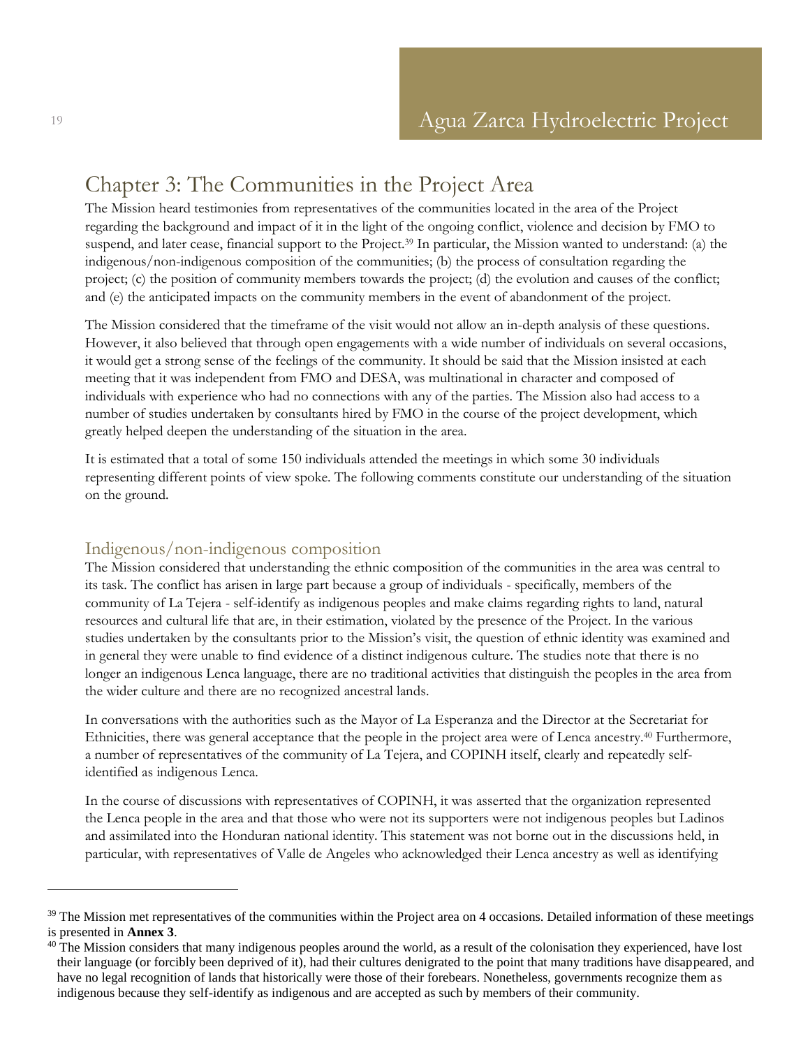# Chapter 3: The Communities in the Project Area

The Mission heard testimonies from representatives of the communities located in the area of the Project regarding the background and impact of it in the light of the ongoing conflict, violence and decision by FMO to suspend, and later cease, financial support to the Project.[39] In particular, the Mission wanted to understand: (a) the indigenous/non-indigenous composition of the communities; (b) the process of consultation regarding the project; (c) the position of community members towards the project; (d) the evolution and causes of the conflict; and (e) the anticipated impacts on the community members in the event of abandonment of the project.

The Mission considered that the timeframe of the visit would not allow an in-depth analysis of these questions. However, it also believed that through open engagements with a wide number of individuals on several occasions, it would get a strong sense of the feelings of the community. It should be said that the Mission insisted at each meeting that it was independent from FMO and DESA, was multinational in character and composed of individuals with experience who had no connections with any of the parties. The Mission also had access to a number of studies undertaken by consultants hired by FMO in the course of the project development, which greatly helped deepen the understanding of the situation in the area.

It is estimated that a total of some 150 individuals attended the meetings in which some 30 individuals representing different points of view spoke. The following comments constitute our understanding of the situation on the ground.

## Indigenous/non-indigenous composition

The Mission considered that understanding the ethnic composition of the communities in the area was central to its task. The conflict has arisen in large part because a group of individuals - specifically, members of the community of La Tejera - self-identify as indigenous peoples and make claims regarding rights to land, natural resources and cultural life that are, in their estimation, violated by the presence of the Project. In the various studies undertaken by the consultants prior to the Mission's visit, the question of ethnic identity was examined and in general they were unable to find evidence of a distinct indigenous culture. The studies note that there is no longer an indigenous Lenca language, there are no traditional activities that distinguish the peoples in the area from the wider culture and there are no recognized ancestral lands.

In conversations with the authorities such as the Mayor of La Esperanza and the Director at the Secretariat for Ethnicities, there was general acceptance that the people in the project area were of Lenca ancestry.[40] Furthermore, a number of representatives of the community of La Tejera, and COPINH itself, clearly and repeatedly self-identified as indigenous Lenca.

In the course of discussions with representatives of COPINH, it was asserted that the organization represented the Lenca people in the area and that those who were not its supporters were not indigenous peoples but Ladinos and assimilated into the Honduran national identity. This statement was not borne out in the discussions held, in particular, with representatives of Valle de Angeles who acknowledged their Lenca ancestry as well as identifying

---

[39] The Mission met representatives of the communities within the Project area on 4 occasions. Detailed information of these meetings is presented in **Annex 3**.

[40] The Mission considers that many indigenous peoples around the world, as a result of the colonisation they experienced, have lost their language (or forcibly been deprived of it), had their cultures denigrated to the point that many traditions have disappeared, and have no legal recognition of lands that historically were those of their forebears. Nonetheless, governments recognize them as indigenous because they self-identify as indigenous and are accepted as such by members of their community.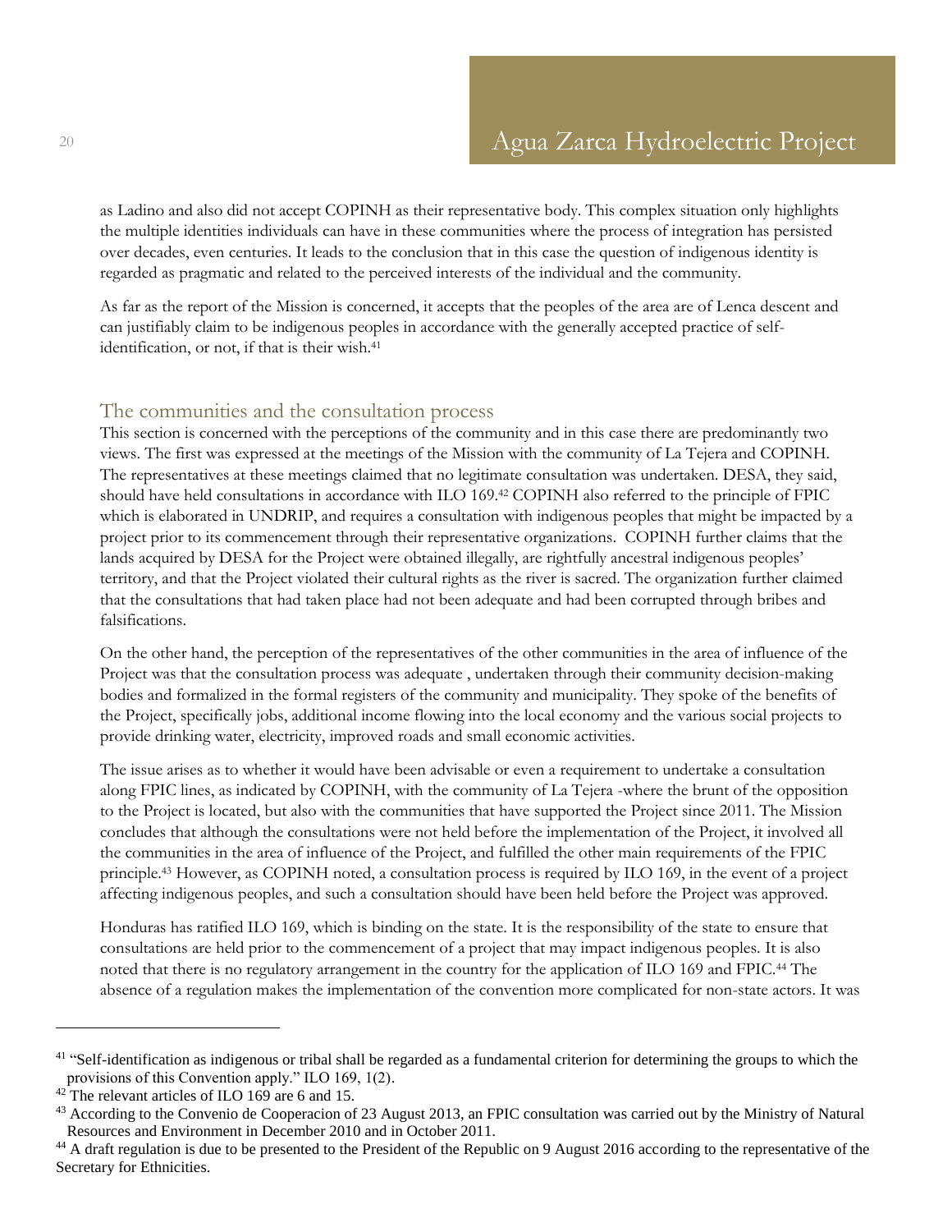as Ladino and also did not accept COPINH as their representative body. This complex situation only highlights the multiple identities individuals can have in these communities where the process of integration has persisted over decades, even centuries. It leads to the conclusion that in this case the question of indigenous identity is regarded as pragmatic and related to the perceived interests of the individual and the community.

As far as the report of the Mission is concerned, it accepts that the peoples of the area are of Lenca descent and can justifiably claim to be indigenous peoples in accordance with the generally accepted practice of self-identification, or not, if that is their wish.[41]

## The communities and the consultation process

This section is concerned with the perceptions of the community and in this case there are predominantly two views. The first was expressed at the meetings of the Mission with the community of La Tejera and COPINH. The representatives at these meetings claimed that no legitimate consultation was undertaken. DESA, they said, should have held consultations in accordance with ILO 169.[42] COPINH also referred to the principle of FPIC which is elaborated in UNDRIP, and requires a consultation with indigenous peoples that might be impacted by a project prior to its commencement through their representative organizations. COPINH further claims that the lands acquired by DESA for the Project were obtained illegally, are rightfully ancestral indigenous peoples' territory, and that the Project violated their cultural rights as the river is sacred. The organization further claimed that the consultations that had taken place had not been adequate and had been corrupted through bribes and falsifications.

On the other hand, the perception of the representatives of the other communities in the area of influence of the Project was that the consultation process was adequate , undertaken through their community decision-making bodies and formalized in the formal registers of the community and municipality. They spoke of the benefits of the Project, specifically jobs, additional income flowing into the local economy and the various social projects to provide drinking water, electricity, improved roads and small economic activities.

The issue arises as to whether it would have been advisable or even a requirement to undertake a consultation along FPIC lines, as indicated by COPINH, with the community of La Tejera -where the brunt of the opposition to the Project is located, but also with the communities that have supported the Project since 2011. The Mission concludes that although the consultations were not held before the implementation of the Project, it involved all the communities in the area of influence of the Project, and fulfilled the other main requirements of the FPIC principle.[43] However, as COPINH noted, a consultation process is required by ILO 169, in the event of a project affecting indigenous peoples, and such a consultation should have been held before the Project was approved.

Honduras has ratified ILO 169, which is binding on the state. It is the responsibility of the state to ensure that consultations are held prior to the commencement of a project that may impact indigenous peoples. It is also noted that there is no regulatory arrangement in the country for the application of ILO 169 and FPIC.[44] The absence of a regulation makes the implementation of the convention more complicated for non-state actors. It was

---

[41] "Self-identification as indigenous or tribal shall be regarded as a fundamental criterion for determining the groups to which the provisions of this Convention apply." ILO 169, 1(2).

[42] The relevant articles of ILO 169 are 6 and 15.

[43] According to the Convenio de Cooperacion of 23 August 2013, an FPIC consultation was carried out by the Ministry of Natural Resources and Environment in December 2010 and in October 2011.

[44] A draft regulation is due to be presented to the President of the Republic on 9 August 2016 according to the representative of the Secretary for Ethnicities.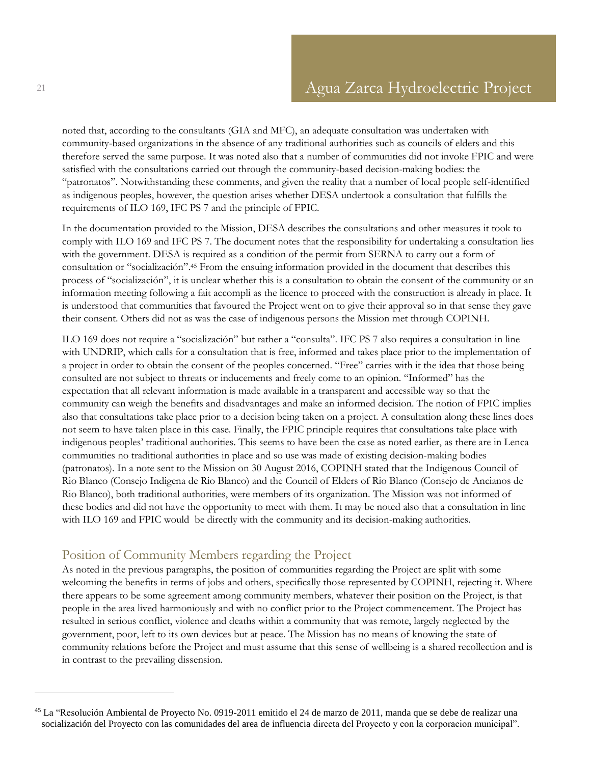noted that, according to the consultants (GIA and MFC), an adequate consultation was undertaken with community-based organizations in the absence of any traditional authorities such as councils of elders and this therefore served the same purpose. It was noted also that a number of communities did not invoke FPIC and were satisfied with the consultations carried out through the community-based decision-making bodies: the "patronatos". Notwithstanding these comments, and given the reality that a number of local people self-identified as indigenous peoples, however, the question arises whether DESA undertook a consultation that fulfills the requirements of ILO 169, IFC PS 7 and the principle of FPIC.

In the documentation provided to the Mission, DESA describes the consultations and other measures it took to comply with ILO 169 and IFC PS 7. The document notes that the responsibility for undertaking a consultation lies with the government. DESA is required as a condition of the permit from SERNA to carry out a form of consultation or "socialización".[45] From the ensuing information provided in the document that describes this process of "socialización", it is unclear whether this is a consultation to obtain the consent of the community or an information meeting following a fait accompli as the licence to proceed with the construction is already in place. It is understood that communities that favoured the Project went on to give their approval so in that sense they gave their consent. Others did not as was the case of indigenous persons the Mission met through COPINH.

ILO 169 does not require a "socialización" but rather a "consulta". IFC PS 7 also requires a consultation in line with UNDRIP, which calls for a consultation that is free, informed and takes place prior to the implementation of a project in order to obtain the consent of the peoples concerned. "Free" carries with it the idea that those being consulted are not subject to threats or inducements and freely come to an opinion. "Informed" has the expectation that all relevant information is made available in a transparent and accessible way so that the community can weigh the benefits and disadvantages and make an informed decision. The notion of FPIC implies also that consultations take place prior to a decision being taken on a project. A consultation along these lines does not seem to have taken place in this case. Finally, the FPIC principle requires that consultations take place with indigenous peoples' traditional authorities. This seems to have been the case as noted earlier, as there are in Lenca communities no traditional authorities in place and so use was made of existing decision-making bodies (patronatos). In a note sent to the Mission on 30 August 2016, COPINH stated that the Indigenous Council of Rio Blanco (Consejo Indigena de Rio Blanco) and the Council of Elders of Rio Blanco (Consejo de Ancianos de Rio Blanco), both traditional authorities, were members of its organization. The Mission was not informed of these bodies and did not have the opportunity to meet with them. It may be noted also that a consultation in line with ILO 169 and FPIC would be directly with the community and its decision-making authorities.

## Position of Community Members regarding the Project

As noted in the previous paragraphs, the position of communities regarding the Project are split with some welcoming the benefits in terms of jobs and others, specifically those represented by COPINH, rejecting it. Where there appears to be some agreement among community members, whatever their position on the Project, is that people in the area lived harmoniously and with no conflict prior to the Project commencement. The Project has resulted in serious conflict, violence and deaths within a community that was remote, largely neglected by the government, poor, left to its own devices but at peace. The Mission has no means of knowing the state of community relations before the Project and must assume that this sense of wellbeing is a shared recollection and is in contrast to the prevailing dissension.

---

[45] La "Resolución Ambiental de Proyecto No. 0919-2011 emitido el 24 de marzo de 2011, manda que se debe de realizar una socialización del Proyecto con las comunidades del area de influencia directa del Proyecto y con la corporacion municipal".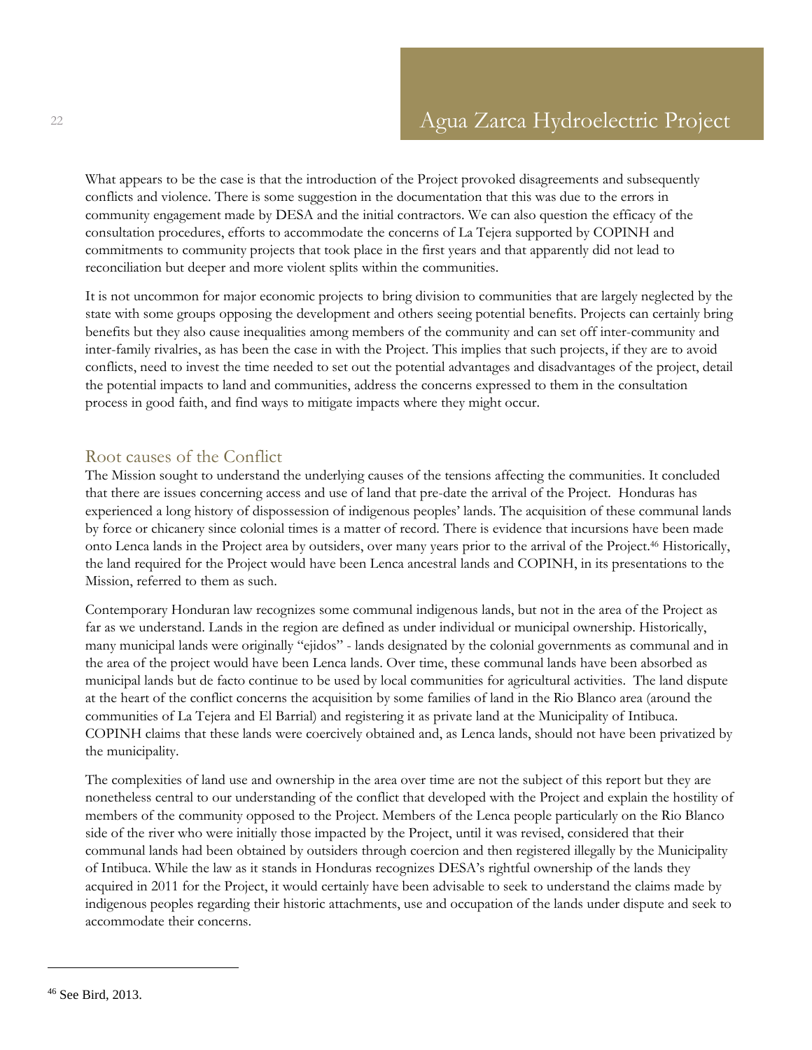What appears to be the case is that the introduction of the Project provoked disagreements and subsequently conflicts and violence. There is some suggestion in the documentation that this was due to the errors in community engagement made by DESA and the initial contractors. We can also question the efficacy of the consultation procedures, efforts to accommodate the concerns of La Tejera supported by COPINH and commitments to community projects that took place in the first years and that apparently did not lead to reconciliation but deeper and more violent splits within the communities.

It is not uncommon for major economic projects to bring division to communities that are largely neglected by the state with some groups opposing the development and others seeing potential benefits. Projects can certainly bring benefits but they also cause inequalities among members of the community and can set off inter-community and inter-family rivalries, as has been the case in with the Project. This implies that such projects, if they are to avoid conflicts, need to invest the time needed to set out the potential advantages and disadvantages of the project, detail the potential impacts to land and communities, address the concerns expressed to them in the consultation process in good faith, and find ways to mitigate impacts where they might occur.

## Root causes of the Conflict

The Mission sought to understand the underlying causes of the tensions affecting the communities. It concluded that there are issues concerning access and use of land that pre-date the arrival of the Project. Honduras has experienced a long history of dispossession of indigenous peoples' lands. The acquisition of these communal lands by force or chicanery since colonial times is a matter of record. There is evidence that incursions have been made onto Lenca lands in the Project area by outsiders, over many years prior to the arrival of the Project.[46] Historically, the land required for the Project would have been Lenca ancestral lands and COPINH, in its presentations to the Mission, referred to them as such.

Contemporary Honduran law recognizes some communal indigenous lands, but not in the area of the Project as far as we understand. Lands in the region are defined as under individual or municipal ownership. Historically, many municipal lands were originally "ejidos" - lands designated by the colonial governments as communal and in the area of the project would have been Lenca lands. Over time, these communal lands have been absorbed as municipal lands but de facto continue to be used by local communities for agricultural activities. The land dispute at the heart of the conflict concerns the acquisition by some families of land in the Rio Blanco area (around the communities of La Tejera and El Barrial) and registering it as private land at the Municipality of Intibuca. COPINH claims that these lands were coercively obtained and, as Lenca lands, should not have been privatized by the municipality.

The complexities of land use and ownership in the area over time are not the subject of this report but they are nonetheless central to our understanding of the conflict that developed with the Project and explain the hostility of members of the community opposed to the Project. Members of the Lenca people particularly on the Rio Blanco side of the river who were initially those impacted by the Project, until it was revised, considered that their communal lands had been obtained by outsiders through coercion and then registered illegally by the Municipality of Intibuca. While the law as it stands in Honduras recognizes DESA's rightful ownership of the lands they acquired in 2011 for the Project, it would certainly have been advisable to seek to understand the claims made by indigenous peoples regarding their historic attachments, use and occupation of the lands under dispute and seek to accommodate their concerns.

---

[46] See Bird, 2013.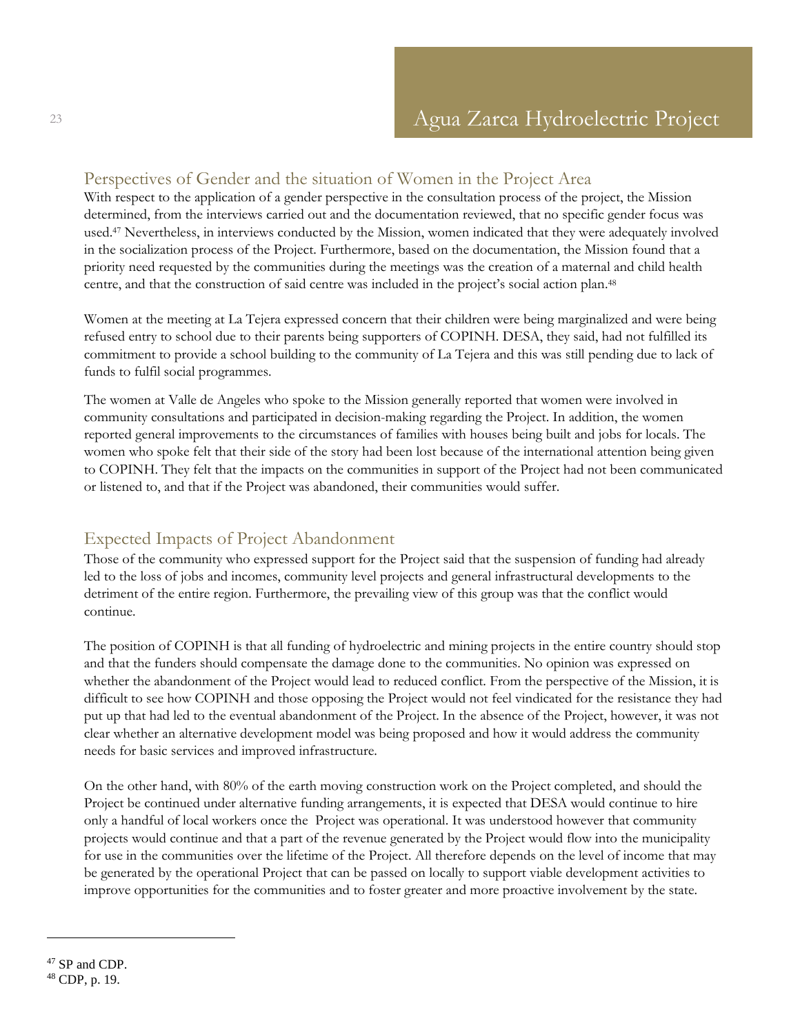## Perspectives of Gender and the situation of Women in the Project Area

With respect to the application of a gender perspective in the consultation process of the project, the Mission determined, from the interviews carried out and the documentation reviewed, that no specific gender focus was used.[47] Nevertheless, in interviews conducted by the Mission, women indicated that they were adequately involved in the socialization process of the Project. Furthermore, based on the documentation, the Mission found that a priority need requested by the communities during the meetings was the creation of a maternal and child health centre, and that the construction of said centre was included in the project's social action plan.[48]

Women at the meeting at La Tejera expressed concern that their children were being marginalized and were being refused entry to school due to their parents being supporters of COPINH. DESA, they said, had not fulfilled its commitment to provide a school building to the community of La Tejera and this was still pending due to lack of funds to fulfil social programmes.

The women at Valle de Angeles who spoke to the Mission generally reported that women were involved in community consultations and participated in decision-making regarding the Project. In addition, the women reported general improvements to the circumstances of families with houses being built and jobs for locals. The women who spoke felt that their side of the story had been lost because of the international attention being given to COPINH. They felt that the impacts on the communities in support of the Project had not been communicated or listened to, and that if the Project was abandoned, their communities would suffer.

## Expected Impacts of Project Abandonment

Those of the community who expressed support for the Project said that the suspension of funding had already led to the loss of jobs and incomes, community level projects and general infrastructural developments to the detriment of the entire region. Furthermore, the prevailing view of this group was that the conflict would continue.

The position of COPINH is that all funding of hydroelectric and mining projects in the entire country should stop and that the funders should compensate the damage done to the communities. No opinion was expressed on whether the abandonment of the Project would lead to reduced conflict. From the perspective of the Mission, it is difficult to see how COPINH and those opposing the Project would not feel vindicated for the resistance they had put up that had led to the eventual abandonment of the Project. In the absence of the Project, however, it was not clear whether an alternative development model was being proposed and how it would address the community needs for basic services and improved infrastructure.

On the other hand, with 80% of the earth moving construction work on the Project completed, and should the Project be continued under alternative funding arrangements, it is expected that DESA would continue to hire only a handful of local workers once the Project was operational. It was understood however that community projects would continue and that a part of the revenue generated by the Project would flow into the municipality for use in the communities over the lifetime of the Project. All therefore depends on the level of income that may be generated by the operational Project that can be passed on locally to support viable development activities to improve opportunities for the communities and to foster greater and more proactive involvement by the state.

---

[47] SP and CDP.

[48] CDP, p. 19.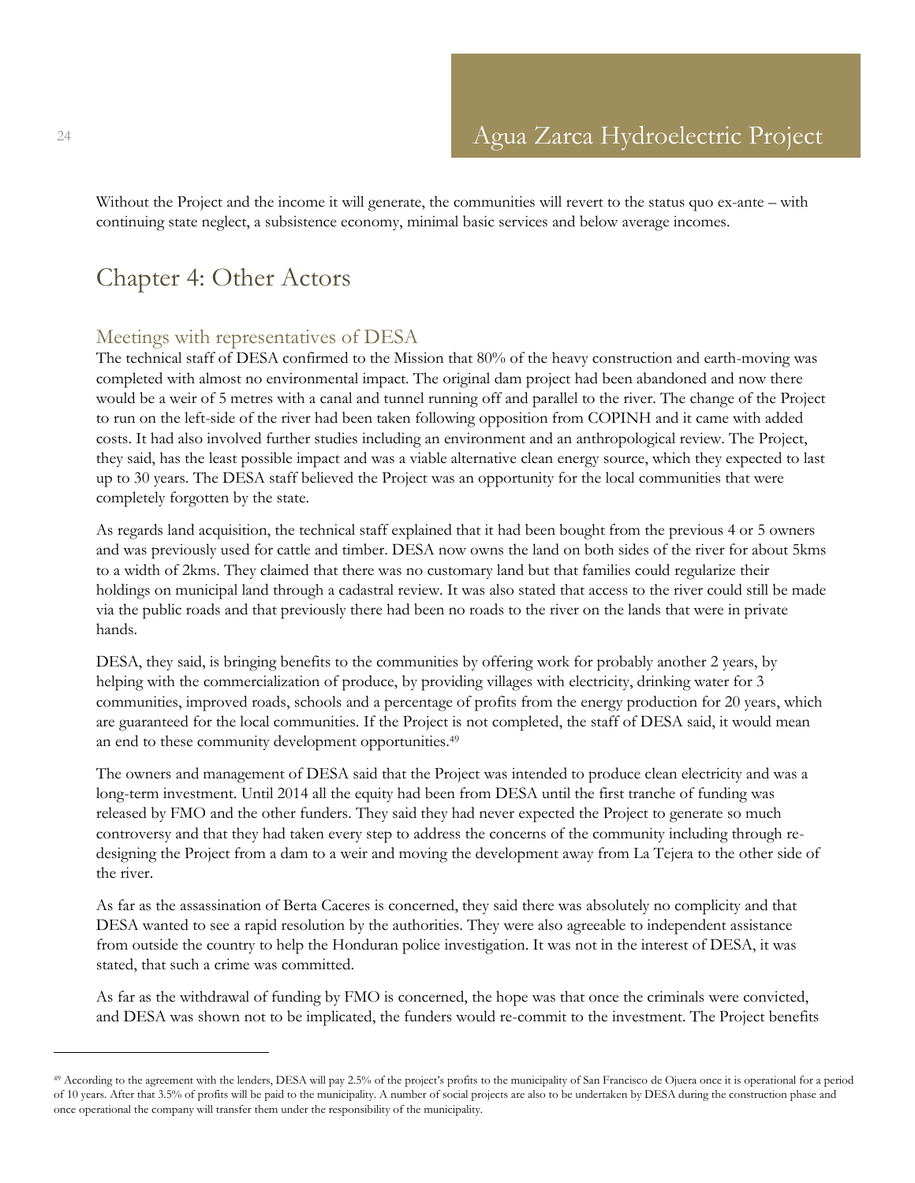Without the Project and the income it will generate, the communities will revert to the status quo ex-ante – with continuing state neglect, a subsistence economy, minimal basic services and below average incomes.

# Chapter 4: Other Actors

## Meetings with representatives of DESA

The technical staff of DESA confirmed to the Mission that 80% of the heavy construction and earth-moving was completed with almost no environmental impact. The original dam project had been abandoned and now there would be a weir of 5 metres with a canal and tunnel running off and parallel to the river. The change of the Project to run on the left-side of the river had been taken following opposition from COPINH and it came with added costs. It had also involved further studies including an environment and an anthropological review. The Project, they said, has the least possible impact and was a viable alternative clean energy source, which they expected to last up to 30 years. The DESA staff believed the Project was an opportunity for the local communities that were completely forgotten by the state.

As regards land acquisition, the technical staff explained that it had been bought from the previous 4 or 5 owners and was previously used for cattle and timber. DESA now owns the land on both sides of the river for about 5kms to a width of 2kms. They claimed that there was no customary land but that families could regularize their holdings on municipal land through a cadastral review. It was also stated that access to the river could still be made via the public roads and that previously there had been no roads to the river on the lands that were in private hands.

DESA, they said, is bringing benefits to the communities by offering work for probably another 2 years, by helping with the commercialization of produce, by providing villages with electricity, drinking water for 3 communities, improved roads, schools and a percentage of profits from the energy production for 20 years, which are guaranteed for the local communities. If the Project is not completed, the staff of DESA said, it would mean an end to these community development opportunities.[49]

The owners and management of DESA said that the Project was intended to produce clean electricity and was a long-term investment. Until 2014 all the equity had been from DESA until the first tranche of funding was released by FMO and the other funders. They said they had never expected the Project to generate so much controversy and that they had taken every step to address the concerns of the community including through re-designing the Project from a dam to a weir and moving the development away from La Tejera to the other side of the river.

As far as the assassination of Berta Caceres is concerned, they said there was absolutely no complicity and that DESA wanted to see a rapid resolution by the authorities. They were also agreeable to independent assistance from outside the country to help the Honduran police investigation. It was not in the interest of DESA, it was stated, that such a crime was committed.

As far as the withdrawal of funding by FMO is concerned, the hope was that once the criminals were convicted, and DESA was shown not to be implicated, the funders would re-commit to the investment. The Project benefits

[49] According to the agreement with the lenders, DESA will pay 2.5% of the project's profits to the municipality of San Francisco de Ojuera once it is operational for a period of 10 years. After that 3.5% of profits will be paid to the municipality. A number of social projects are also to be undertaken by DESA during the construction phase and once operational the company will transfer them under the responsibility of the municipality.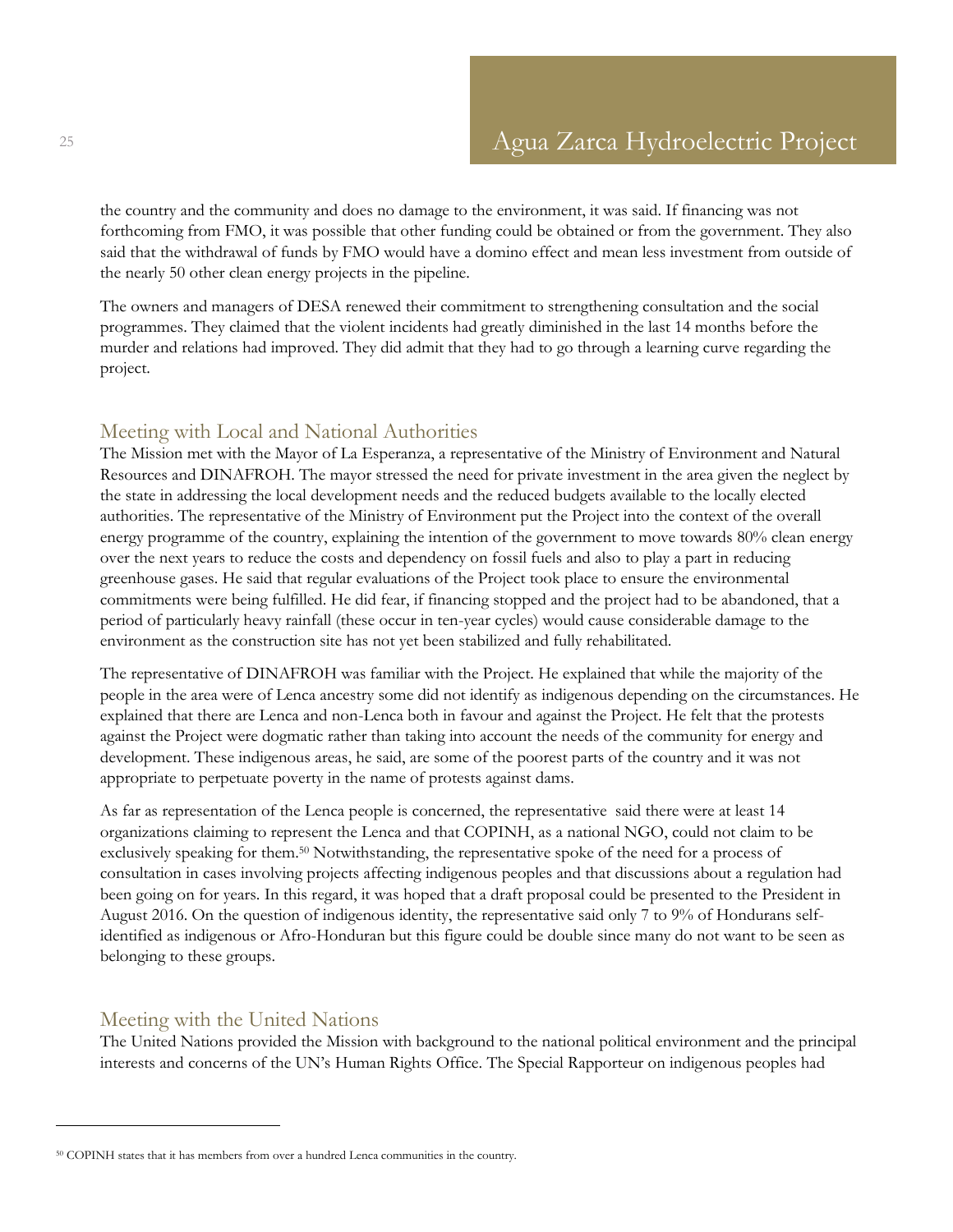the country and the community and does no damage to the environment, it was said. If financing was not forthcoming from FMO, it was possible that other funding could be obtained or from the government. They also said that the withdrawal of funds by FMO would have a domino effect and mean less investment from outside of the nearly 50 other clean energy projects in the pipeline.

The owners and managers of DESA renewed their commitment to strengthening consultation and the social programmes. They claimed that the violent incidents had greatly diminished in the last 14 months before the murder and relations had improved. They did admit that they had to go through a learning curve regarding the project.

## Meeting with Local and National Authorities

The Mission met with the Mayor of La Esperanza, a representative of the Ministry of Environment and Natural Resources and DINAFROH. The mayor stressed the need for private investment in the area given the neglect by the state in addressing the local development needs and the reduced budgets available to the locally elected authorities. The representative of the Ministry of Environment put the Project into the context of the overall energy programme of the country, explaining the intention of the government to move towards 80% clean energy over the next years to reduce the costs and dependency on fossil fuels and also to play a part in reducing greenhouse gases. He said that regular evaluations of the Project took place to ensure the environmental commitments were being fulfilled. He did fear, if financing stopped and the project had to be abandoned, that a period of particularly heavy rainfall (these occur in ten-year cycles) would cause considerable damage to the environment as the construction site has not yet been stabilized and fully rehabilitated.

The representative of DINAFROH was familiar with the Project. He explained that while the majority of the people in the area were of Lenca ancestry some did not identify as indigenous depending on the circumstances. He explained that there are Lenca and non-Lenca both in favour and against the Project. He felt that the protests against the Project were dogmatic rather than taking into account the needs of the community for energy and development. These indigenous areas, he said, are some of the poorest parts of the country and it was not appropriate to perpetuate poverty in the name of protests against dams.

As far as representation of the Lenca people is concerned, the representative said there were at least 14 organizations claiming to represent the Lenca and that COPINH, as a national NGO, could not claim to be exclusively speaking for them.[50] Notwithstanding, the representative spoke of the need for a process of consultation in cases involving projects affecting indigenous peoples and that discussions about a regulation had been going on for years. In this regard, it was hoped that a draft proposal could be presented to the President in August 2016. On the question of indigenous identity, the representative said only 7 to 9% of Hondurans self-identified as indigenous or Afro-Honduran but this figure could be double since many do not want to be seen as belonging to these groups.

## Meeting with the United Nations

The United Nations provided the Mission with background to the national political environment and the principal interests and concerns of the UN's Human Rights Office. The Special Rapporteur on indigenous peoples had

[50] COPINH states that it has members from over a hundred Lenca communities in the country.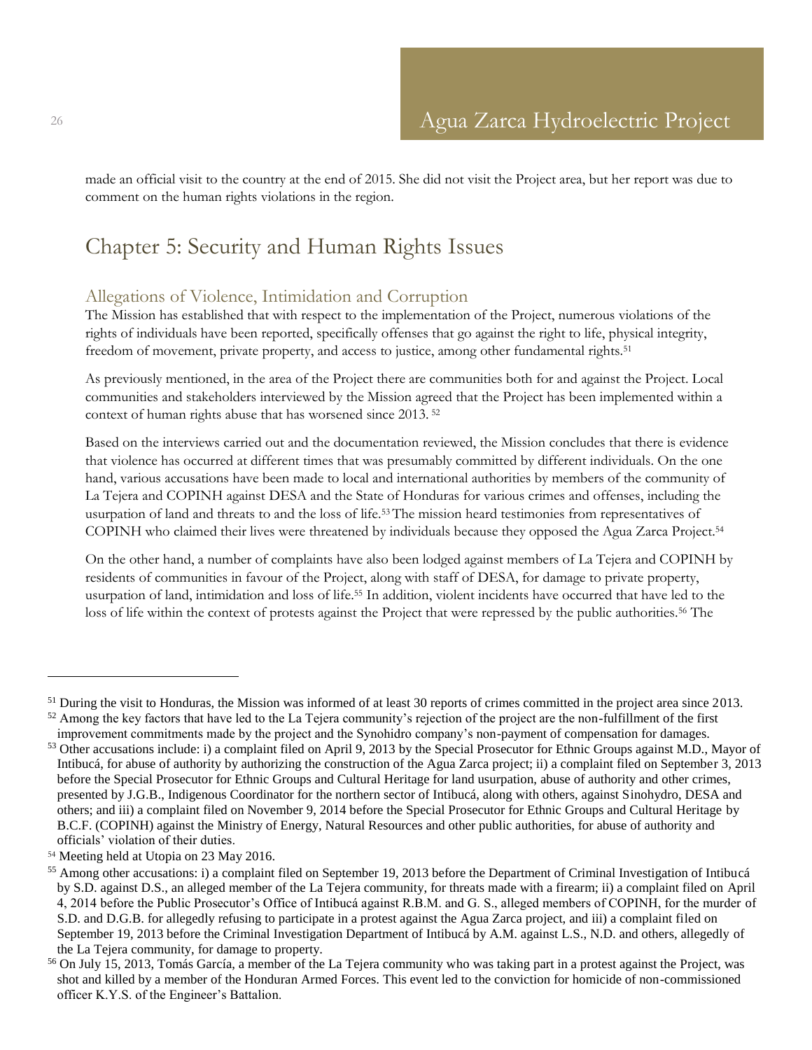made an official visit to the country at the end of 2015. She did not visit the Project area, but her report was due to comment on the human rights violations in the region.

# Chapter 5: Security and Human Rights Issues

## Allegations of Violence, Intimidation and Corruption

The Mission has established that with respect to the implementation of the Project, numerous violations of the rights of individuals have been reported, specifically offenses that go against the right to life, physical integrity, freedom of movement, private property, and access to justice, among other fundamental rights.[51]

As previously mentioned, in the area of the Project there are communities both for and against the Project. Local communities and stakeholders interviewed by the Mission agreed that the Project has been implemented within a context of human rights abuse that has worsened since 2013. [52]

Based on the interviews carried out and the documentation reviewed, the Mission concludes that there is evidence that violence has occurred at different times that was presumably committed by different individuals. On the one hand, various accusations have been made to local and international authorities by members of the community of La Tejera and COPINH against DESA and the State of Honduras for various crimes and offenses, including the usurpation of land and threats to and the loss of life.[53] The mission heard testimonies from representatives of COPINH who claimed their lives were threatened by individuals because they opposed the Agua Zarca Project.[54]

On the other hand, a number of complaints have also been lodged against members of La Tejera and COPINH by residents of communities in favour of the Project, along with staff of DESA, for damage to private property, usurpation of land, intimidation and loss of life.[55] In addition, violent incidents have occurred that have led to the loss of life within the context of protests against the Project that were repressed by the public authorities.[56] The

---

[51] During the visit to Honduras, the Mission was informed of at least 30 reports of crimes committed in the project area since 2013.

[52] Among the key factors that have led to the La Tejera community's rejection of the project are the non-fulfillment of the first improvement commitments made by the project and the Synohidro company's non-payment of compensation for damages.

[53] Other accusations include: i) a complaint filed on April 9, 2013 by the Special Prosecutor for Ethnic Groups against M.D., Mayor of Intibucá, for abuse of authority by authorizing the construction of the Agua Zarca project; ii) a complaint filed on September 3, 2013 before the Special Prosecutor for Ethnic Groups and Cultural Heritage for land usurpation, abuse of authority and other crimes, presented by J.G.B., Indigenous Coordinator for the northern sector of Intibucá, along with others, against Sinohydro, DESA and others; and iii) a complaint filed on November 9, 2014 before the Special Prosecutor for Ethnic Groups and Cultural Heritage by B.C.F. (COPINH) against the Ministry of Energy, Natural Resources and other public authorities, for abuse of authority and officials' violation of their duties.

[54] Meeting held at Utopia on 23 May 2016.

[55] Among other accusations: i) a complaint filed on September 19, 2013 before the Department of Criminal Investigation of Intibucá by S.D. against D.S., an alleged member of the La Tejera community, for threats made with a firearm; ii) a complaint filed on April 4, 2014 before the Public Prosecutor's Office of Intibucá against R.B.M. and G. S., alleged members of COPINH, for the murder of S.D. and D.G.B. for allegedly refusing to participate in a protest against the Agua Zarca project, and iii) a complaint filed on September 19, 2013 before the Criminal Investigation Department of Intibucá by A.M. against L.S., N.D. and others, allegedly of the La Tejera community, for damage to property.

[56] On July 15, 2013, Tomás García, a member of the La Tejera community who was taking part in a protest against the Project, was shot and killed by a member of the Honduran Armed Forces. This event led to the conviction for homicide of non-commissioned officer K.Y.S. of the Engineer's Battalion.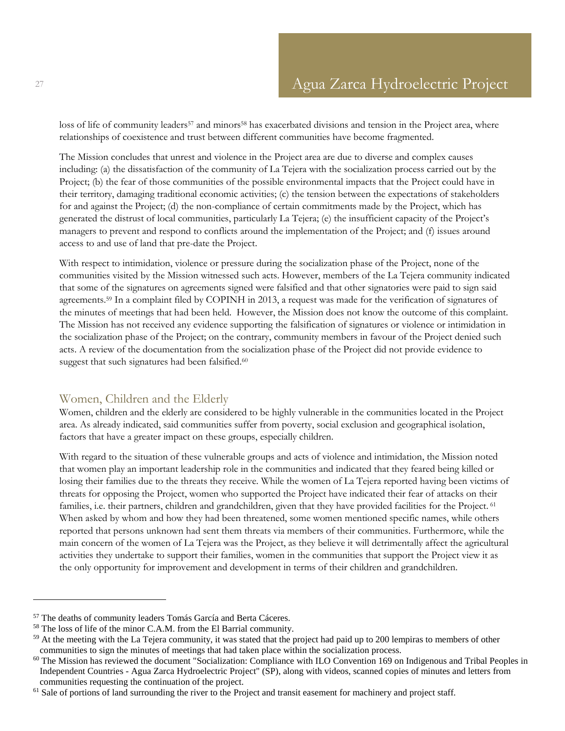loss of life of community leaders[57] and minors[58] has exacerbated divisions and tension in the Project area, where relationships of coexistence and trust between different communities have become fragmented.

The Mission concludes that unrest and violence in the Project area are due to diverse and complex causes including: (a) the dissatisfaction of the community of La Tejera with the socialization process carried out by the Project; (b) the fear of those communities of the possible environmental impacts that the Project could have in their territory, damaging traditional economic activities; (c) the tension between the expectations of stakeholders for and against the Project; (d) the non-compliance of certain commitments made by the Project, which has generated the distrust of local communities, particularly La Tejera; (e) the insufficient capacity of the Project's managers to prevent and respond to conflicts around the implementation of the Project; and (f) issues around access to and use of land that pre-date the Project.

With respect to intimidation, violence or pressure during the socialization phase of the Project, none of the communities visited by the Mission witnessed such acts. However, members of the La Tejera community indicated that some of the signatures on agreements signed were falsified and that other signatories were paid to sign said agreements.[59] In a complaint filed by COPINH in 2013, a request was made for the verification of signatures of the minutes of meetings that had been held. However, the Mission does not know the outcome of this complaint. The Mission has not received any evidence supporting the falsification of signatures or violence or intimidation in the socialization phase of the Project; on the contrary, community members in favour of the Project denied such acts. A review of the documentation from the socialization phase of the Project did not provide evidence to suggest that such signatures had been falsified.[60]

## Women, Children and the Elderly

Women, children and the elderly are considered to be highly vulnerable in the communities located in the Project area. As already indicated, said communities suffer from poverty, social exclusion and geographical isolation, factors that have a greater impact on these groups, especially children.

With regard to the situation of these vulnerable groups and acts of violence and intimidation, the Mission noted that women play an important leadership role in the communities and indicated that they feared being killed or losing their families due to the threats they receive. While the women of La Tejera reported having been victims of threats for opposing the Project, women who supported the Project have indicated their fear of attacks on their families, i.e. their partners, children and grandchildren, given that they have provided facilities for the Project.[61] When asked by whom and how they had been threatened, some women mentioned specific names, while others reported that persons unknown had sent them threats via members of their communities. Furthermore, while the main concern of the women of La Tejera was the Project, as they believe it will detrimentally affect the agricultural activities they undertake to support their families, women in the communities that support the Project view it as the only opportunity for improvement and development in terms of their children and grandchildren.

---

[57] The deaths of community leaders Tomás García and Berta Cáceres.

[58] The loss of life of the minor C.A.M. from the El Barrial community.

[59] At the meeting with the La Tejera community, it was stated that the project had paid up to 200 lempiras to members of other communities to sign the minutes of meetings that had taken place within the socialization process.

[60] The Mission has reviewed the document "Socialization: Compliance with ILO Convention 169 on Indigenous and Tribal Peoples in Independent Countries - Agua Zarca Hydroelectric Project" (SP), along with videos, scanned copies of minutes and letters from communities requesting the continuation of the project.

[61] Sale of portions of land surrounding the river to the Project and transit easement for machinery and project staff.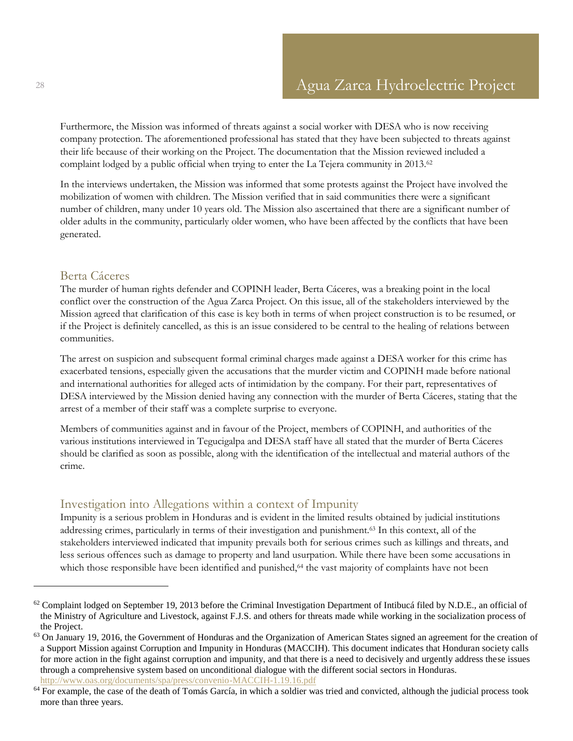Furthermore, the Mission was informed of threats against a social worker with DESA who is now receiving company protection. The aforementioned professional has stated that they have been subjected to threats against their life because of their working on the Project. The documentation that the Mission reviewed included a complaint lodged by a public official when trying to enter the La Tejera community in 2013.[62]

In the interviews undertaken, the Mission was informed that some protests against the Project have involved the mobilization of women with children. The Mission verified that in said communities there were a significant number of children, many under 10 years old. The Mission also ascertained that there are a significant number of older adults in the community, particularly older women, who have been affected by the conflicts that have been generated.

## Berta Cáceres

The murder of human rights defender and COPINH leader, Berta Cáceres, was a breaking point in the local conflict over the construction of the Agua Zarca Project. On this issue, all of the stakeholders interviewed by the Mission agreed that clarification of this case is key both in terms of when project construction is to be resumed, or if the Project is definitely cancelled, as this is an issue considered to be central to the healing of relations between communities.

The arrest on suspicion and subsequent formal criminal charges made against a DESA worker for this crime has exacerbated tensions, especially given the accusations that the murder victim and COPINH made before national and international authorities for alleged acts of intimidation by the company. For their part, representatives of DESA interviewed by the Mission denied having any connection with the murder of Berta Cáceres, stating that the arrest of a member of their staff was a complete surprise to everyone.

Members of communities against and in favour of the Project, members of COPINH, and authorities of the various institutions interviewed in Tegucigalpa and DESA staff have all stated that the murder of Berta Cáceres should be clarified as soon as possible, along with the identification of the intellectual and material authors of the crime.

## Investigation into Allegations within a context of Impunity

Impunity is a serious problem in Honduras and is evident in the limited results obtained by judicial institutions addressing crimes, particularly in terms of their investigation and punishment.[63] In this context, all of the stakeholders interviewed indicated that impunity prevails both for serious crimes such as killings and threats, and less serious offences such as damage to property and land usurpation. While there have been some accusations in which those responsible have been identified and punished,[64] the vast majority of complaints have not been

---

[62] Complaint lodged on September 19, 2013 before the Criminal Investigation Department of Intibucá filed by N.D.E., an official of the Ministry of Agriculture and Livestock, against F.J.S. and others for threats made while working in the socialization process of the Project.

[63] On January 19, 2016, the Government of Honduras and the Organization of American States signed an agreement for the creation of a Support Mission against Corruption and Impunity in Honduras (MACCIH). This document indicates that Honduran society calls for more action in the fight against corruption and impunity, and that there is a need to decisively and urgently address these issues through a comprehensive system based on unconditional dialogue with the different social sectors in Honduras. http://www.oas.org/documents/spa/press/convenio-MACCIH-1.19.16.pdf

[64] For example, the case of the death of Tomás García, in which a soldier was tried and convicted, although the judicial process took more than three years.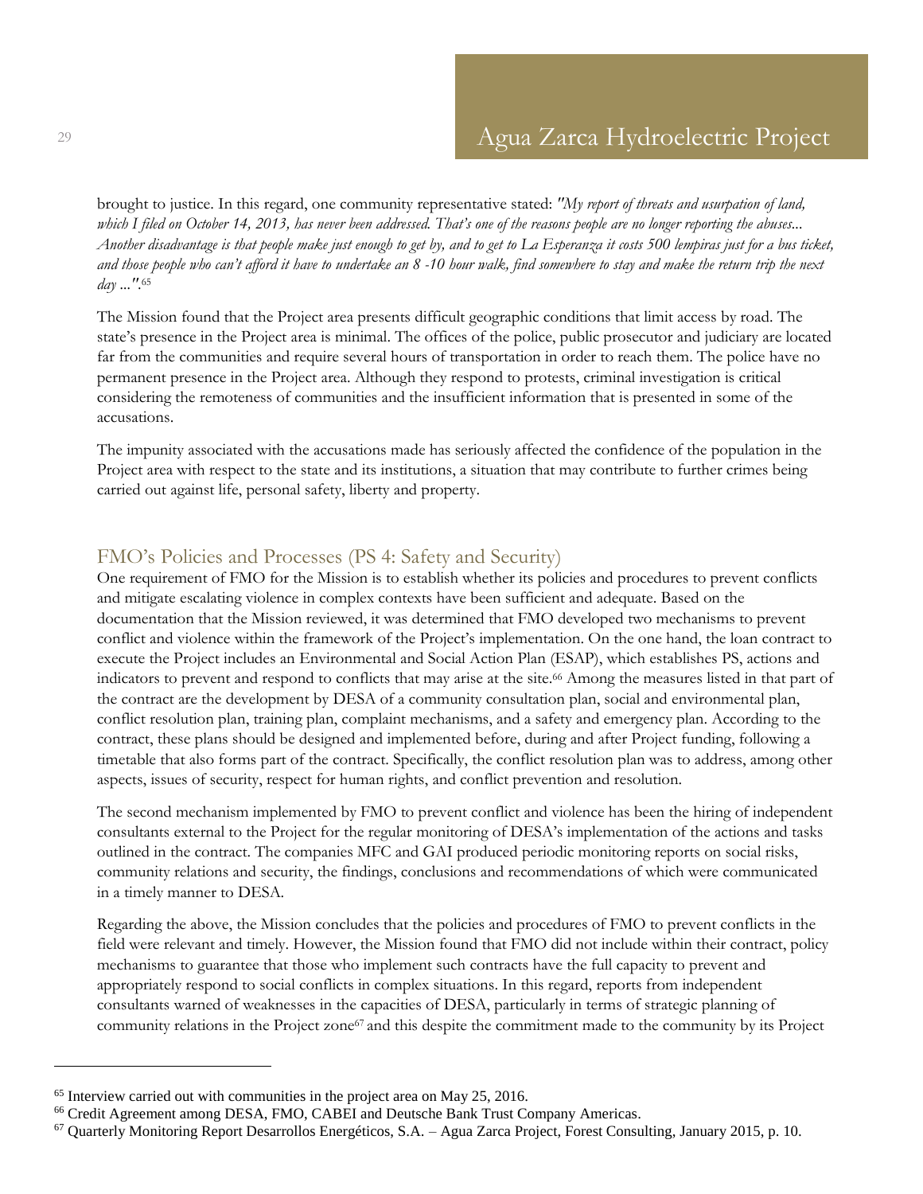brought to justice. In this regard, one community representative stated: *"My report of threats and usurpation of land, which I filed on October 14, 2013, has never been addressed. That's one of the reasons people are no longer reporting the abuses... Another disadvantage is that people make just enough to get by, and to get to La Esperanza it costs 500 lempiras just for a bus ticket, and those people who can't afford it have to undertake an 8 -10 hour walk, find somewhere to stay and make the return trip the next day ..."*.[65]

The Mission found that the Project area presents difficult geographic conditions that limit access by road. The state's presence in the Project area is minimal. The offices of the police, public prosecutor and judiciary are located far from the communities and require several hours of transportation in order to reach them. The police have no permanent presence in the Project area. Although they respond to protests, criminal investigation is critical considering the remoteness of communities and the insufficient information that is presented in some of the accusations.

The impunity associated with the accusations made has seriously affected the confidence of the population in the Project area with respect to the state and its institutions, a situation that may contribute to further crimes being carried out against life, personal safety, liberty and property.

## FMO's Policies and Processes (PS 4: Safety and Security)

One requirement of FMO for the Mission is to establish whether its policies and procedures to prevent conflicts and mitigate escalating violence in complex contexts have been sufficient and adequate. Based on the documentation that the Mission reviewed, it was determined that FMO developed two mechanisms to prevent conflict and violence within the framework of the Project's implementation. On the one hand, the loan contract to execute the Project includes an Environmental and Social Action Plan (ESAP), which establishes PS, actions and indicators to prevent and respond to conflicts that may arise at the site.[66] Among the measures listed in that part of the contract are the development by DESA of a community consultation plan, social and environmental plan, conflict resolution plan, training plan, complaint mechanisms, and a safety and emergency plan. According to the contract, these plans should be designed and implemented before, during and after Project funding, following a timetable that also forms part of the contract. Specifically, the conflict resolution plan was to address, among other aspects, issues of security, respect for human rights, and conflict prevention and resolution.

The second mechanism implemented by FMO to prevent conflict and violence has been the hiring of independent consultants external to the Project for the regular monitoring of DESA's implementation of the actions and tasks outlined in the contract. The companies MFC and GAI produced periodic monitoring reports on social risks, community relations and security, the findings, conclusions and recommendations of which were communicated in a timely manner to DESA.

Regarding the above, the Mission concludes that the policies and procedures of FMO to prevent conflicts in the field were relevant and timely. However, the Mission found that FMO did not include within their contract, policy mechanisms to guarantee that those who implement such contracts have the full capacity to prevent and appropriately respond to social conflicts in complex situations. In this regard, reports from independent consultants warned of weaknesses in the capacities of DESA, particularly in terms of strategic planning of community relations in the Project zone[67] and this despite the commitment made to the community by its Project

---

[65] Interview carried out with communities in the project area on May 25, 2016.

[66] Credit Agreement among DESA, FMO, CABEI and Deutsche Bank Trust Company Americas.

[67] Quarterly Monitoring Report Desarrollos Energéticos, S.A. – Agua Zarca Project, Forest Consulting, January 2015, p. 10.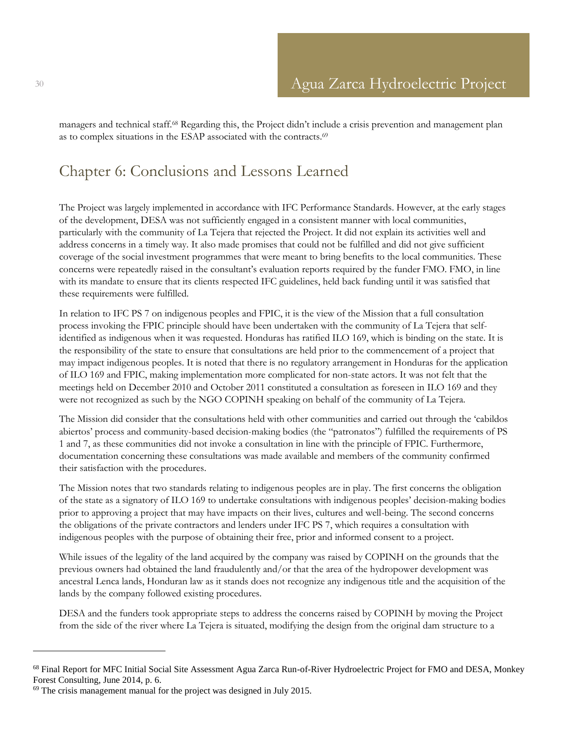managers and technical staff.[68] Regarding this, the Project didn't include a crisis prevention and management plan as to complex situations in the ESAP associated with the contracts.[69]

# Chapter 6: Conclusions and Lessons Learned

The Project was largely implemented in accordance with IFC Performance Standards. However, at the early stages of the development, DESA was not sufficiently engaged in a consistent manner with local communities, particularly with the community of La Tejera that rejected the Project. It did not explain its activities well and address concerns in a timely way. It also made promises that could not be fulfilled and did not give sufficient coverage of the social investment programmes that were meant to bring benefits to the local communities. These concerns were repeatedly raised in the consultant's evaluation reports required by the funder FMO. FMO, in line with its mandate to ensure that its clients respected IFC guidelines, held back funding until it was satisfied that these requirements were fulfilled.

In relation to IFC PS 7 on indigenous peoples and FPIC, it is the view of the Mission that a full consultation process invoking the FPIC principle should have been undertaken with the community of La Tejera that self-identified as indigenous when it was requested. Honduras has ratified ILO 169, which is binding on the state. It is the responsibility of the state to ensure that consultations are held prior to the commencement of a project that may impact indigenous peoples. It is noted that there is no regulatory arrangement in Honduras for the application of ILO 169 and FPIC, making implementation more complicated for non-state actors. It was not felt that the meetings held on December 2010 and October 2011 constituted a consultation as foreseen in ILO 169 and they were not recognized as such by the NGO COPINH speaking on behalf of the community of La Tejera.

The Mission did consider that the consultations held with other communities and carried out through the 'cabildos abiertos' process and community-based decision-making bodies (the "patronatos") fulfilled the requirements of PS 1 and 7, as these communities did not invoke a consultation in line with the principle of FPIC. Furthermore, documentation concerning these consultations was made available and members of the community confirmed their satisfaction with the procedures.

The Mission notes that two standards relating to indigenous peoples are in play. The first concerns the obligation of the state as a signatory of ILO 169 to undertake consultations with indigenous peoples' decision-making bodies prior to approving a project that may have impacts on their lives, cultures and well-being. The second concerns the obligations of the private contractors and lenders under IFC PS 7, which requires a consultation with indigenous peoples with the purpose of obtaining their free, prior and informed consent to a project.

While issues of the legality of the land acquired by the company was raised by COPINH on the grounds that the previous owners had obtained the land fraudulently and/or that the area of the hydropower development was ancestral Lenca lands, Honduran law as it stands does not recognize any indigenous title and the acquisition of the lands by the company followed existing procedures.

DESA and the funders took appropriate steps to address the concerns raised by COPINH by moving the Project from the side of the river where La Tejera is situated, modifying the design from the original dam structure to a

---

[68] Final Report for MFC Initial Social Site Assessment Agua Zarca Run-of-River Hydroelectric Project for FMO and DESA, Monkey Forest Consulting, June 2014, p. 6.

[69] The crisis management manual for the project was designed in July 2015.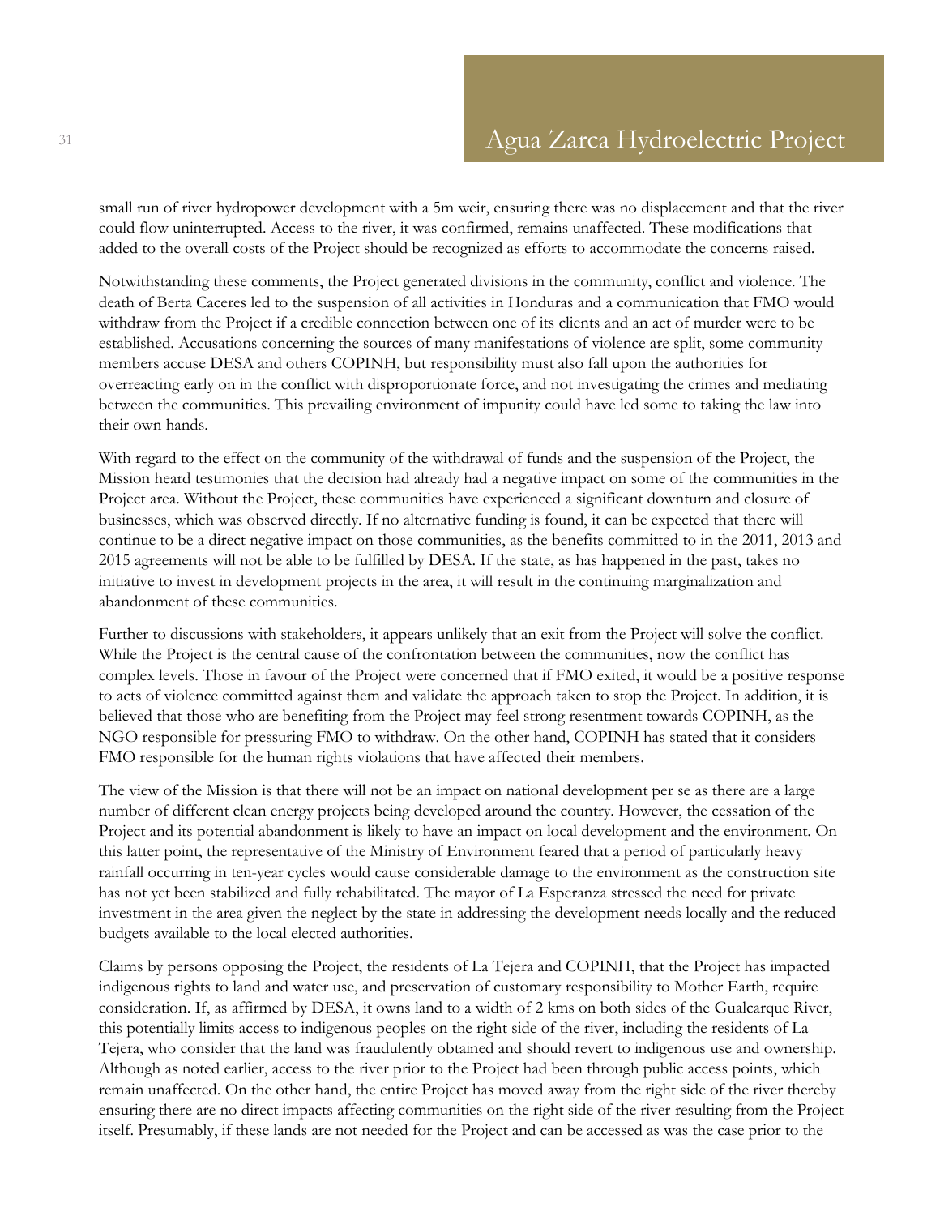small run of river hydropower development with a 5m weir, ensuring there was no displacement and that the river could flow uninterrupted. Access to the river, it was confirmed, remains unaffected. These modifications that added to the overall costs of the Project should be recognized as efforts to accommodate the concerns raised.

Notwithstanding these comments, the Project generated divisions in the community, conflict and violence. The death of Berta Caceres led to the suspension of all activities in Honduras and a communication that FMO would withdraw from the Project if a credible connection between one of its clients and an act of murder were to be established. Accusations concerning the sources of many manifestations of violence are split, some community members accuse DESA and others COPINH, but responsibility must also fall upon the authorities for overreacting early on in the conflict with disproportionate force, and not investigating the crimes and mediating between the communities. This prevailing environment of impunity could have led some to taking the law into their own hands.

With regard to the effect on the community of the withdrawal of funds and the suspension of the Project, the Mission heard testimonies that the decision had already had a negative impact on some of the communities in the Project area. Without the Project, these communities have experienced a significant downturn and closure of businesses, which was observed directly. If no alternative funding is found, it can be expected that there will continue to be a direct negative impact on those communities, as the benefits committed to in the 2011, 2013 and 2015 agreements will not be able to be fulfilled by DESA. If the state, as has happened in the past, takes no initiative to invest in development projects in the area, it will result in the continuing marginalization and abandonment of these communities.

Further to discussions with stakeholders, it appears unlikely that an exit from the Project will solve the conflict. While the Project is the central cause of the confrontation between the communities, now the conflict has complex levels. Those in favour of the Project were concerned that if FMO exited, it would be a positive response to acts of violence committed against them and validate the approach taken to stop the Project. In addition, it is believed that those who are benefiting from the Project may feel strong resentment towards COPINH, as the NGO responsible for pressuring FMO to withdraw. On the other hand, COPINH has stated that it considers FMO responsible for the human rights violations that have affected their members.

The view of the Mission is that there will not be an impact on national development per se as there are a large number of different clean energy projects being developed around the country. However, the cessation of the Project and its potential abandonment is likely to have an impact on local development and the environment. On this latter point, the representative of the Ministry of Environment feared that a period of particularly heavy rainfall occurring in ten-year cycles would cause considerable damage to the environment as the construction site has not yet been stabilized and fully rehabilitated. The mayor of La Esperanza stressed the need for private investment in the area given the neglect by the state in addressing the development needs locally and the reduced budgets available to the local elected authorities.

Claims by persons opposing the Project, the residents of La Tejera and COPINH, that the Project has impacted indigenous rights to land and water use, and preservation of customary responsibility to Mother Earth, require consideration. If, as affirmed by DESA, it owns land to a width of 2 kms on both sides of the Gualcarque River, this potentially limits access to indigenous peoples on the right side of the river, including the residents of La Tejera, who consider that the land was fraudulently obtained and should revert to indigenous use and ownership. Although as noted earlier, access to the river prior to the Project had been through public access points, which remain unaffected. On the other hand, the entire Project has moved away from the right side of the river thereby ensuring there are no direct impacts affecting communities on the right side of the river resulting from the Project itself. Presumably, if these lands are not needed for the Project and can be accessed as was the case prior to the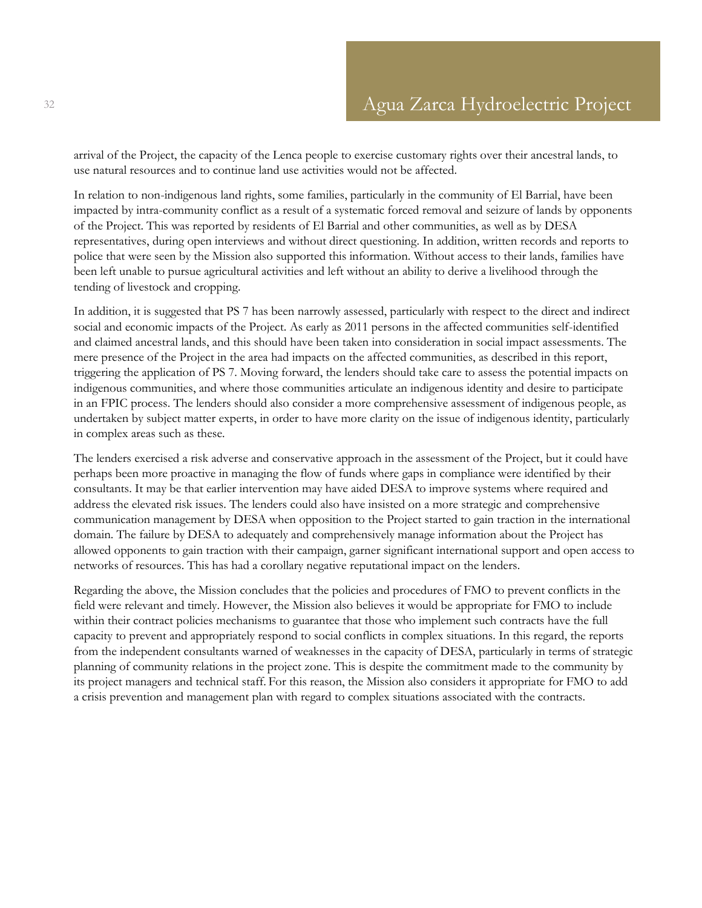arrival of the Project, the capacity of the Lenca people to exercise customary rights over their ancestral lands, to use natural resources and to continue land use activities would not be affected.

In relation to non-indigenous land rights, some families, particularly in the community of El Barrial, have been impacted by intra-community conflict as a result of a systematic forced removal and seizure of lands by opponents of the Project. This was reported by residents of El Barrial and other communities, as well as by DESA representatives, during open interviews and without direct questioning. In addition, written records and reports to police that were seen by the Mission also supported this information. Without access to their lands, families have been left unable to pursue agricultural activities and left without an ability to derive a livelihood through the tending of livestock and cropping.

In addition, it is suggested that PS 7 has been narrowly assessed, particularly with respect to the direct and indirect social and economic impacts of the Project. As early as 2011 persons in the affected communities self-identified and claimed ancestral lands, and this should have been taken into consideration in social impact assessments. The mere presence of the Project in the area had impacts on the affected communities, as described in this report, triggering the application of PS 7. Moving forward, the lenders should take care to assess the potential impacts on indigenous communities, and where those communities articulate an indigenous identity and desire to participate in an FPIC process. The lenders should also consider a more comprehensive assessment of indigenous people, as undertaken by subject matter experts, in order to have more clarity on the issue of indigenous identity, particularly in complex areas such as these.

The lenders exercised a risk adverse and conservative approach in the assessment of the Project, but it could have perhaps been more proactive in managing the flow of funds where gaps in compliance were identified by their consultants. It may be that earlier intervention may have aided DESA to improve systems where required and address the elevated risk issues. The lenders could also have insisted on a more strategic and comprehensive communication management by DESA when opposition to the Project started to gain traction in the international domain. The failure by DESA to adequately and comprehensively manage information about the Project has allowed opponents to gain traction with their campaign, garner significant international support and open access to networks of resources. This has had a corollary negative reputational impact on the lenders.

Regarding the above, the Mission concludes that the policies and procedures of FMO to prevent conflicts in the field were relevant and timely. However, the Mission also believes it would be appropriate for FMO to include within their contract policies mechanisms to guarantee that those who implement such contracts have the full capacity to prevent and appropriately respond to social conflicts in complex situations. In this regard, the reports from the independent consultants warned of weaknesses in the capacity of DESA, particularly in terms of strategic planning of community relations in the project zone. This is despite the commitment made to the community by its project managers and technical staff. For this reason, the Mission also considers it appropriate for FMO to add a crisis prevention and management plan with regard to complex situations associated with the contracts.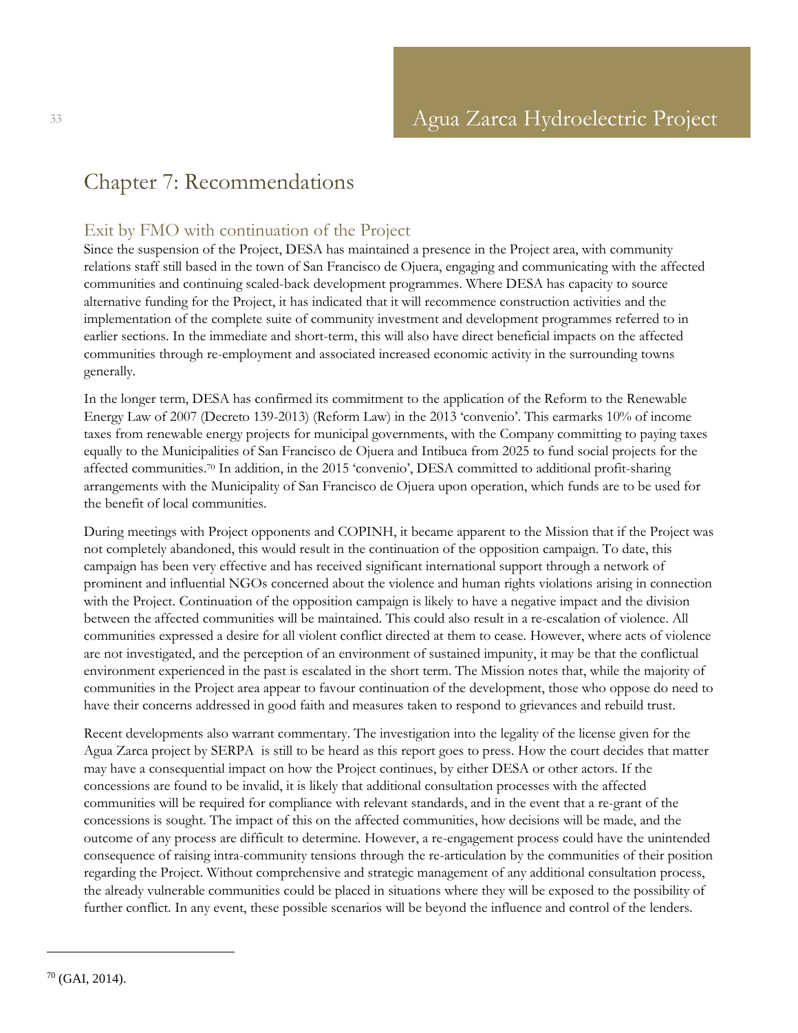# Chapter 7: Recommendations

## Exit by FMO with continuation of the Project

Since the suspension of the Project, DESA has maintained a presence in the Project area, with community relations staff still based in the town of San Francisco de Ojuera, engaging and communicating with the affected communities and continuing scaled-back development programmes. Where DESA has capacity to source alternative funding for the Project, it has indicated that it will recommence construction activities and the implementation of the complete suite of community investment and development programmes referred to in earlier sections. In the immediate and short-term, this will also have direct beneficial impacts on the affected communities through re-employment and associated increased economic activity in the surrounding towns generally.

In the longer term, DESA has confirmed its commitment to the application of the Reform to the Renewable Energy Law of 2007 (Decreto 139-2013) (Reform Law) in the 2013 'convenio'. This earmarks 10% of income taxes from renewable energy projects for municipal governments, with the Company committing to paying taxes equally to the Municipalities of San Francisco de Ojuera and Intibuca from 2025 to fund social projects for the affected communities.[70] In addition, in the 2015 'convenio', DESA committed to additional profit-sharing arrangements with the Municipality of San Francisco de Ojuera upon operation, which funds are to be used for the benefit of local communities.

During meetings with Project opponents and COPINH, it became apparent to the Mission that if the Project was not completely abandoned, this would result in the continuation of the opposition campaign. To date, this campaign has been very effective and has received significant international support through a network of prominent and influential NGOs concerned about the violence and human rights violations arising in connection with the Project. Continuation of the opposition campaign is likely to have a negative impact and the division between the affected communities will be maintained. This could also result in a re-escalation of violence. All communities expressed a desire for all violent conflict directed at them to cease. However, where acts of violence are not investigated, and the perception of an environment of sustained impunity, it may be that the conflictual environment experienced in the past is escalated in the short term. The Mission notes that, while the majority of communities in the Project area appear to favour continuation of the development, those who oppose do need to have their concerns addressed in good faith and measures taken to respond to grievances and rebuild trust.

Recent developments also warrant commentary. The investigation into the legality of the license given for the Agua Zarca project by SERPA is still to be heard as this report goes to press. How the court decides that matter may have a consequential impact on how the Project continues, by either DESA or other actors. If the concessions are found to be invalid, it is likely that additional consultation processes with the affected communities will be required for compliance with relevant standards, and in the event that a re-grant of the concessions is sought. The impact of this on the affected communities, how decisions will be made, and the outcome of any process are difficult to determine. However, a re-engagement process could have the unintended consequence of raising intra-community tensions through the re-articulation by the communities of their position regarding the Project. Without comprehensive and strategic management of any additional consultation process, the already vulnerable communities could be placed in situations where they will be exposed to the possibility of further conflict. In any event, these possible scenarios will be beyond the influence and control of the lenders.

---

[70] (GAI, 2014).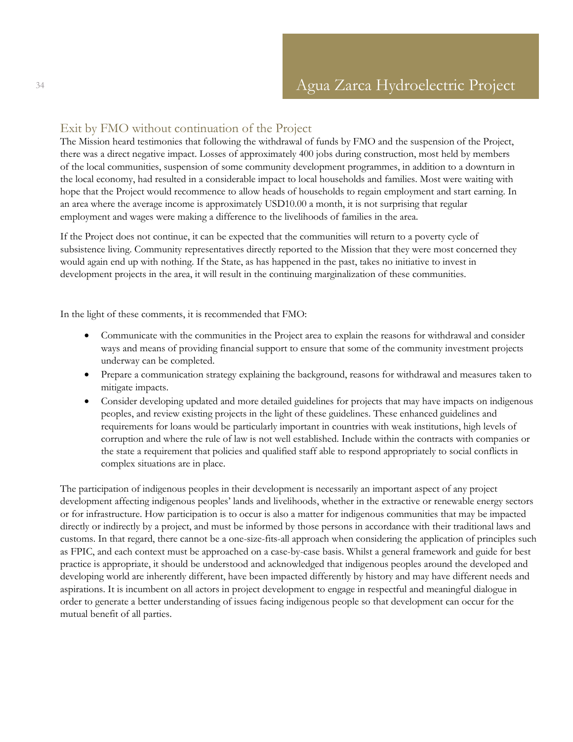## Exit by FMO without continuation of the Project

The Mission heard testimonies that following the withdrawal of funds by FMO and the suspension of the Project, there was a direct negative impact. Losses of approximately 400 jobs during construction, most held by members of the local communities, suspension of some community development programmes, in addition to a downturn in the local economy, had resulted in a considerable impact to local households and families. Most were waiting with hope that the Project would recommence to allow heads of households to regain employment and start earning. In an area where the average income is approximately USD10.00 a month, it is not surprising that regular employment and wages were making a difference to the livelihoods of families in the area.

If the Project does not continue, it can be expected that the communities will return to a poverty cycle of subsistence living. Community representatives directly reported to the Mission that they were most concerned they would again end up with nothing. If the State, as has happened in the past, takes no initiative to invest in development projects in the area, it will result in the continuing marginalization of these communities.

In the light of these comments, it is recommended that FMO:

- Communicate with the communities in the Project area to explain the reasons for withdrawal and consider ways and means of providing financial support to ensure that some of the community investment projects underway can be completed.
- Prepare a communication strategy explaining the background, reasons for withdrawal and measures taken to mitigate impacts.
- Consider developing updated and more detailed guidelines for projects that may have impacts on indigenous peoples, and review existing projects in the light of these guidelines. These enhanced guidelines and requirements for loans would be particularly important in countries with weak institutions, high levels of corruption and where the rule of law is not well established. Include within the contracts with companies or the state a requirement that policies and qualified staff able to respond appropriately to social conflicts in complex situations are in place.

The participation of indigenous peoples in their development is necessarily an important aspect of any project development affecting indigenous peoples' lands and livelihoods, whether in the extractive or renewable energy sectors or for infrastructure. How participation is to occur is also a matter for indigenous communities that may be impacted directly or indirectly by a project, and must be informed by those persons in accordance with their traditional laws and customs. In that regard, there cannot be a one-size-fits-all approach when considering the application of principles such as FPIC, and each context must be approached on a case-by-case basis. Whilst a general framework and guide for best practice is appropriate, it should be understood and acknowledged that indigenous peoples around the developed and developing world are inherently different, have been impacted differently by history and may have different needs and aspirations. It is incumbent on all actors in project development to engage in respectful and meaningful dialogue in order to generate a better understanding of issues facing indigenous people so that development can occur for the mutual benefit of all parties.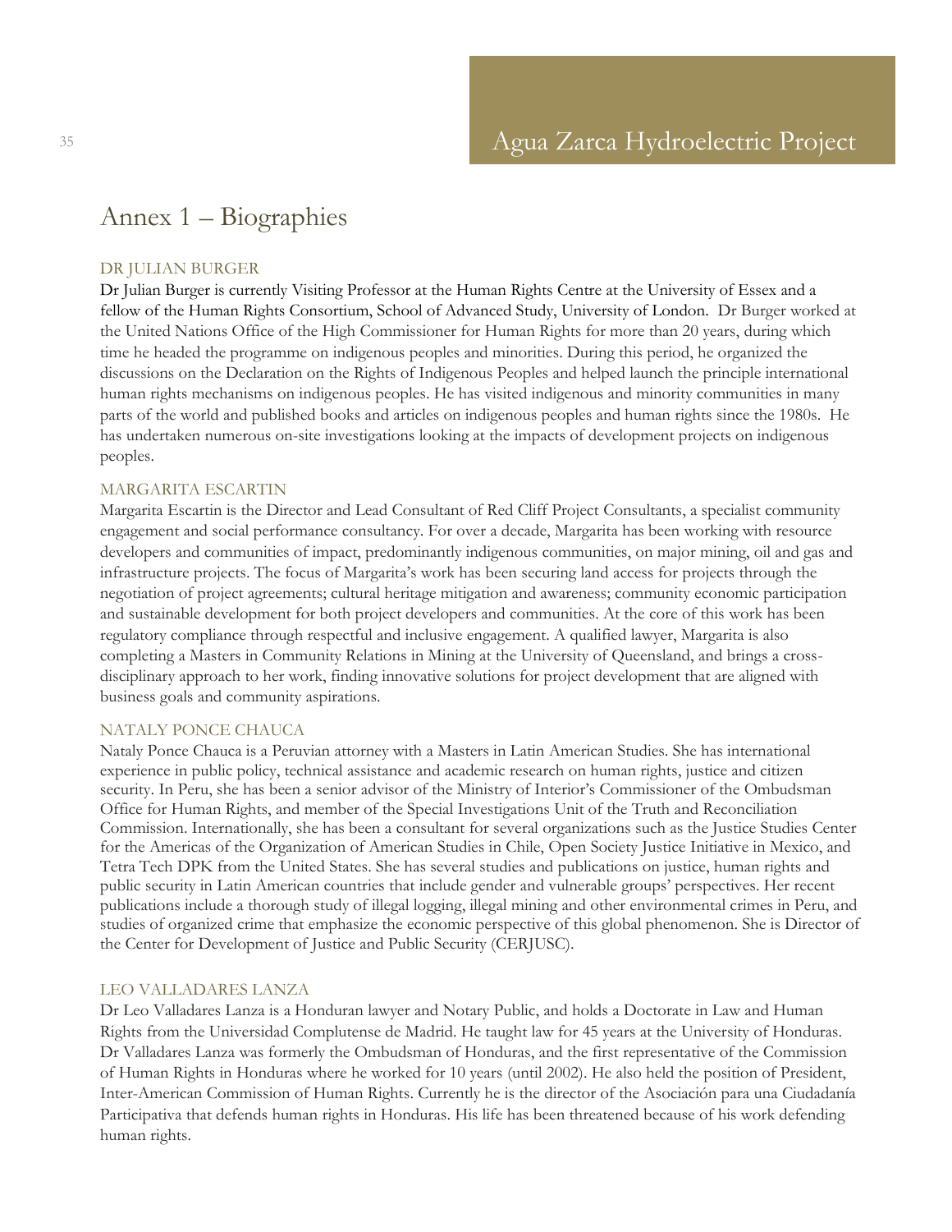# Annex 1 – Biographies

### DR JULIAN BURGER

Dr Julian Burger is currently Visiting Professor at the Human Rights Centre at the University of Essex and a fellow of the Human Rights Consortium, School of Advanced Study, University of London. Dr Burger worked at the United Nations Office of the High Commissioner for Human Rights for more than 20 years, during which time he headed the programme on indigenous peoples and minorities. During this period, he organized the discussions on the Declaration on the Rights of Indigenous Peoples and helped launch the principle international human rights mechanisms on indigenous peoples. He has visited indigenous and minority communities in many parts of the world and published books and articles on indigenous peoples and human rights since the 1980s. He has undertaken numerous on-site investigations looking at the impacts of development projects on indigenous peoples.

### MARGARITA ESCARTIN

Margarita Escartin is the Director and Lead Consultant of Red Cliff Project Consultants, a specialist community engagement and social performance consultancy. For over a decade, Margarita has been working with resource developers and communities of impact, predominantly indigenous communities, on major mining, oil and gas and infrastructure projects. The focus of Margarita's work has been securing land access for projects through the negotiation of project agreements; cultural heritage mitigation and awareness; community economic participation and sustainable development for both project developers and communities. At the core of this work has been regulatory compliance through respectful and inclusive engagement. A qualified lawyer, Margarita is also completing a Masters in Community Relations in Mining at the University of Queensland, and brings a cross-disciplinary approach to her work, finding innovative solutions for project development that are aligned with business goals and community aspirations.

### NATALY PONCE CHAUCA

Nataly Ponce Chauca is a Peruvian attorney with a Masters in Latin American Studies. She has international experience in public policy, technical assistance and academic research on human rights, justice and citizen security. In Peru, she has been a senior advisor of the Ministry of Interior's Commissioner of the Ombudsman Office for Human Rights, and member of the Special Investigations Unit of the Truth and Reconciliation Commission. Internationally, she has been a consultant for several organizations such as the Justice Studies Center for the Americas of the Organization of American Studies in Chile, Open Society Justice Initiative in Mexico, and Tetra Tech DPK from the United States. She has several studies and publications on justice, human rights and public security in Latin American countries that include gender and vulnerable groups' perspectives. Her recent publications include a thorough study of illegal logging, illegal mining and other environmental crimes in Peru, and studies of organized crime that emphasize the economic perspective of this global phenomenon. She is Director of the Center for Development of Justice and Public Security (CERJUSC).

### LEO VALLADARES LANZA

Dr Leo Valladares Lanza is a Honduran lawyer and Notary Public, and holds a Doctorate in Law and Human Rights from the Universidad Complutense de Madrid. He taught law for 45 years at the University of Honduras. Dr Valladares Lanza was formerly the Ombudsman of Honduras, and the first representative of the Commission of Human Rights in Honduras where he worked for 10 years (until 2002). He also held the position of President, Inter-American Commission of Human Rights. Currently he is the director of the Asociación para una Ciudadanía Participativa that defends human rights in Honduras. His life has been threatened because of his work defending human rights.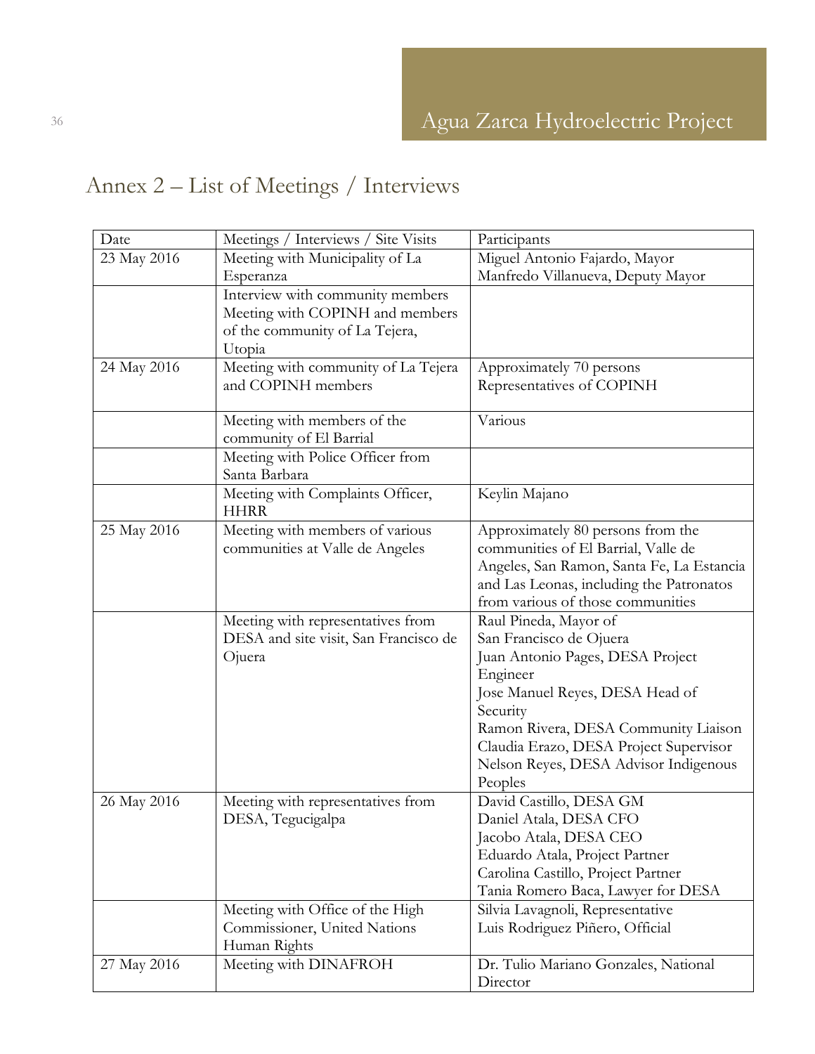# Annex 2 – List of Meetings / Interviews

| Date | Meetings / Interviews / Site Visits | Participants |
|---|---|---|
| 23 May 2016 | Meeting with Municipality of La Esperanza | Miguel Antonio Fajardo, Mayor<br>Manfredo Villanueva, Deputy Mayor |
| | Interview with community members<br>Meeting with COPINH and members of the community of La Tejera, Utopia | |
| 24 May 2016 | Meeting with community of La Tejera and COPINH members | Approximately 70 persons<br>Representatives of COPINH |
| | Meeting with members of the community of El Barrial | Various |
| | Meeting with Police Officer from Santa Barbara | |
| | Meeting with Complaints Officer, HHRR | Keylin Majano |
| 25 May 2016 | Meeting with members of various communities at Valle de Angeles | Approximately 80 persons from the communities of El Barrial, Valle de Angeles, San Ramon, Santa Fe, La Estancia and Las Leonas, including the Patronatos from various of those communities |
| | Meeting with representatives from DESA and site visit, San Francisco de Ojuera | Raul Pineda, Mayor of San Francisco de Ojuera<br>Juan Antonio Pages, DESA Project Engineer<br>Jose Manuel Reyes, DESA Head of Security<br>Ramon Rivera, DESA Community Liaison<br>Claudia Erazo, DESA Project Supervisor<br>Nelson Reyes, DESA Advisor Indigenous Peoples |
| 26 May 2016 | Meeting with representatives from DESA, Tegucigalpa | David Castillo, DESA GM<br>Daniel Atala, DESA CFO<br>Jacobo Atala, DESA CEO<br>Eduardo Atala, Project Partner<br>Carolina Castillo, Project Partner<br>Tania Romero Baca, Lawyer for DESA |
| | Meeting with Office of the High Commissioner, United Nations Human Rights | Silvia Lavagnoli, Representative<br>Luis Rodriguez Piñero, Official |
| 27 May 2016 | Meeting with DINAFROH | Dr. Tulio Mariano Gonzales, National Director |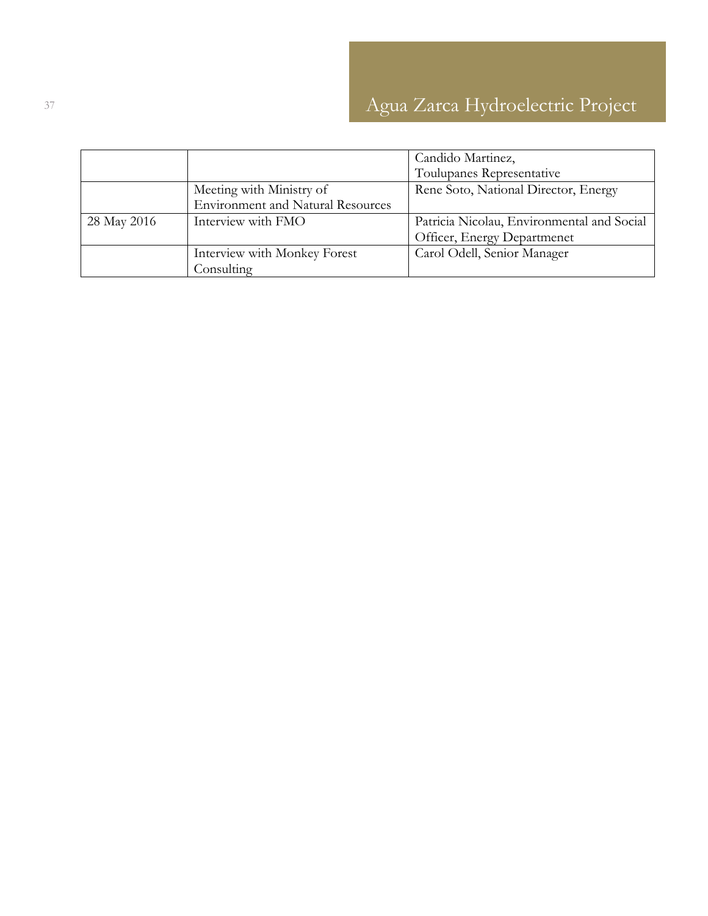| | | |
|---|---|---|
| | | Candido Martinez, Toulupanes Representative |
| | Meeting with Ministry of Environment and Natural Resources | Rene Soto, National Director, Energy |
| 28 May 2016 | Interview with FMO | Patricia Nicolau, Environmental and Social Officer, Energy Departmenet |
| | Interview with Monkey Forest Consulting | Carol Odell, Senior Manager |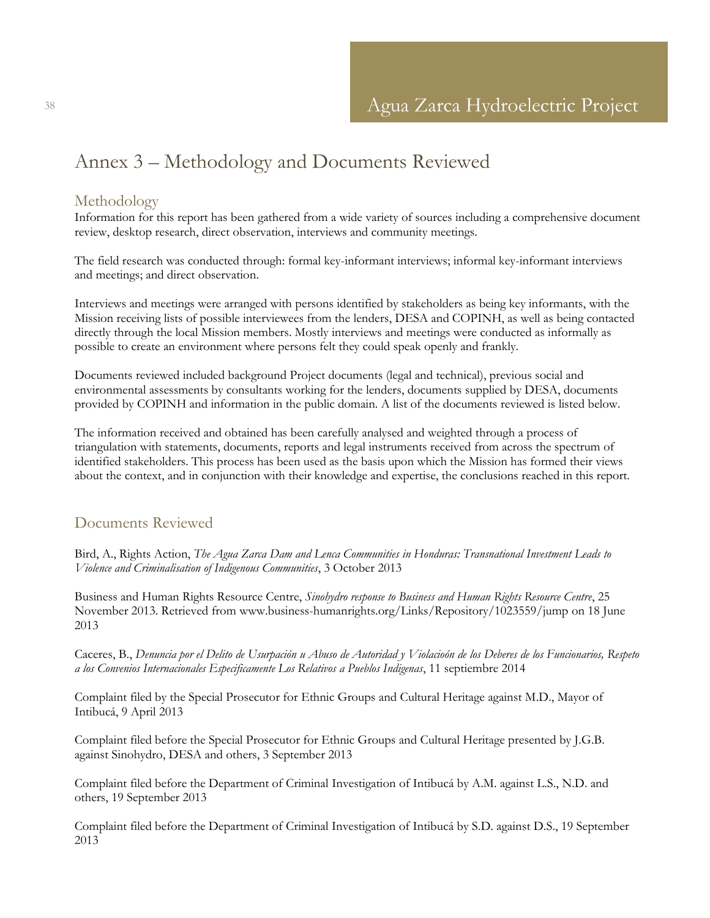# Annex 3 – Methodology and Documents Reviewed

## Methodology

Information for this report has been gathered from a wide variety of sources including a comprehensive document review, desktop research, direct observation, interviews and community meetings.

The field research was conducted through: formal key-informant interviews; informal key-informant interviews and meetings; and direct observation.

Interviews and meetings were arranged with persons identified by stakeholders as being key informants, with the Mission receiving lists of possible interviewees from the lenders, DESA and COPINH, as well as being contacted directly through the local Mission members. Mostly interviews and meetings were conducted as informally as possible to create an environment where persons felt they could speak openly and frankly.

Documents reviewed included background Project documents (legal and technical), previous social and environmental assessments by consultants working for the lenders, documents supplied by DESA, documents provided by COPINH and information in the public domain. A list of the documents reviewed is listed below.

The information received and obtained has been carefully analysed and weighted through a process of triangulation with statements, documents, reports and legal instruments received from across the spectrum of identified stakeholders. This process has been used as the basis upon which the Mission has formed their views about the context, and in conjunction with their knowledge and expertise, the conclusions reached in this report.

## Documents Reviewed

Bird, A., Rights Action, *The Agua Zarca Dam and Lenca Communities in Honduras: Transnational Investment Leads to Violence and Criminalisation of Indigenous Communities*, 3 October 2013

Business and Human Rights Resource Centre, *Sinohydro response to Business and Human Rights Resource Centre*, 25 November 2013. Retrieved from www.business-humanrights.org/Links/Repository/1023559/jump on 18 June 2013

Caceres, B., *Denuncia por el Delito de Usurpación u Abuso de Autoridad y Violacioón de los Deberes de los Funcionarios, Respeto a los Convenios Internacionales Especificamente Los Relativos a Pueblos Indigenas*, 11 septiembre 2014

Complaint filed by the Special Prosecutor for Ethnic Groups and Cultural Heritage against M.D., Mayor of Intibucá, 9 April 2013

Complaint filed before the Special Prosecutor for Ethnic Groups and Cultural Heritage presented by J.G.B. against Sinohydro, DESA and others, 3 September 2013

Complaint filed before the Department of Criminal Investigation of Intibucá by A.M. against L.S., N.D. and others, 19 September 2013

Complaint filed before the Department of Criminal Investigation of Intibucá by S.D. against D.S., 19 September 2013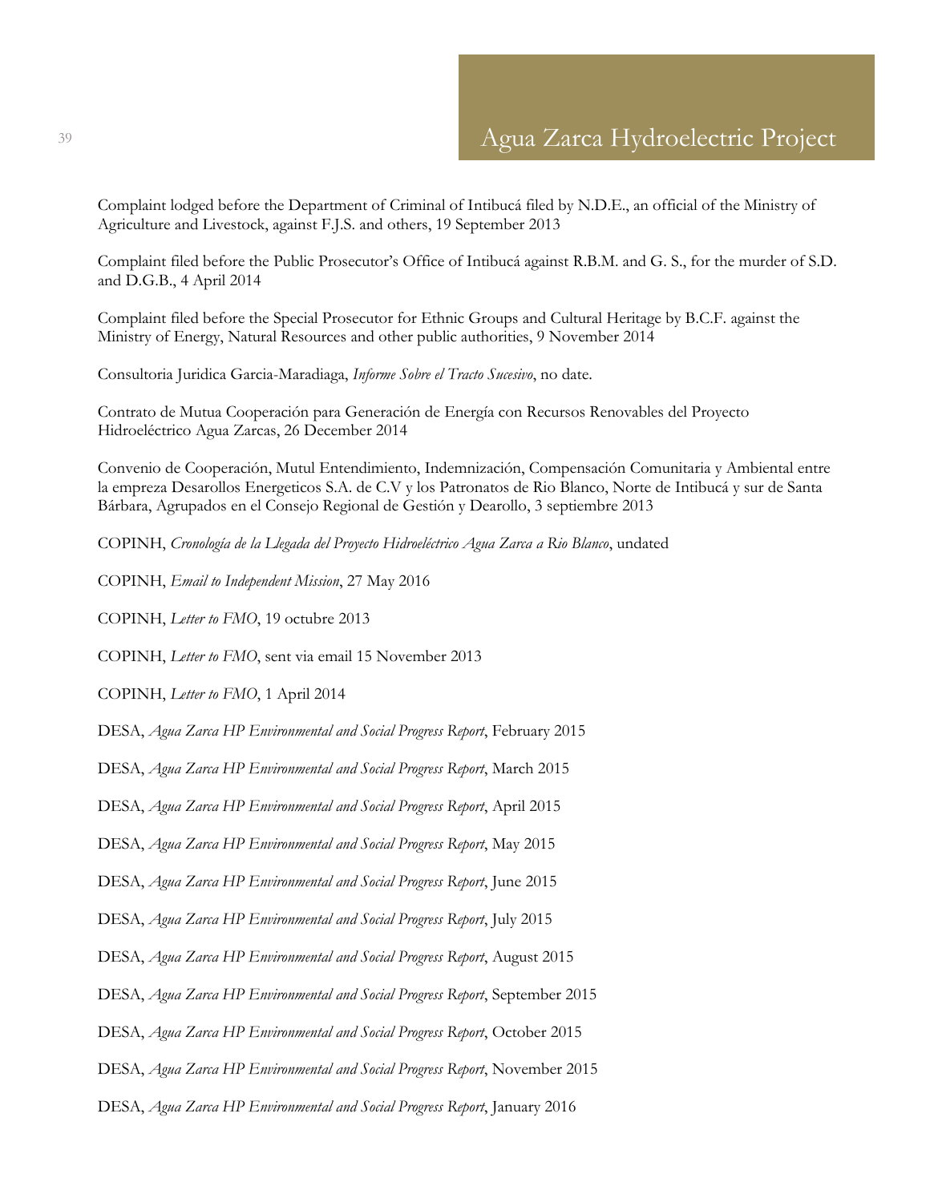Complaint lodged before the Department of Criminal of Intibucá filed by N.D.E., an official of the Ministry of Agriculture and Livestock, against F.J.S. and others, 19 September 2013

Complaint filed before the Public Prosecutor's Office of Intibucá against R.B.M. and G. S., for the murder of S.D. and D.G.B., 4 April 2014

Complaint filed before the Special Prosecutor for Ethnic Groups and Cultural Heritage by B.C.F. against the Ministry of Energy, Natural Resources and other public authorities, 9 November 2014

Consultoria Juridica Garcia-Maradiaga, *Informe Sobre el Tracto Sucesivo*, no date.

Contrato de Mutua Cooperación para Generación de Energía con Recursos Renovables del Proyecto Hidroeléctrico Agua Zarcas, 26 December 2014

Convenio de Cooperación, Mutul Entendimiento, Indemnización, Compensación Comunitaria y Ambiental entre la empresa Desarollos Energeticos S.A. de C.V y los Patronatos de Rio Blanco, Norte de Intibucá y sur de Santa Bárbara, Agrupados en el Consejo Regional de Gestión y Dearollo, 3 septiembre 2013

COPINH, *Cronología de la Llegada del Proyecto Hidroeléctrico Agua Zarca a Rio Blanco*, undated

COPINH, *Email to Independent Mission*, 27 May 2016

COPINH, *Letter to FMO*, 19 octubre 2013

COPINH, *Letter to FMO*, sent via email 15 November 2013

COPINH, *Letter to FMO*, 1 April 2014

DESA, *Agua Zarca HP Environmental and Social Progress Report*, February 2015

DESA, *Agua Zarca HP Environmental and Social Progress Report*, March 2015

DESA, *Agua Zarca HP Environmental and Social Progress Report*, April 2015

DESA, *Agua Zarca HP Environmental and Social Progress Report*, May 2015

DESA, *Agua Zarca HP Environmental and Social Progress Report*, June 2015

DESA, *Agua Zarca HP Environmental and Social Progress Report*, July 2015

DESA, *Agua Zarca HP Environmental and Social Progress Report*, August 2015

DESA, *Agua Zarca HP Environmental and Social Progress Report*, September 2015

DESA, *Agua Zarca HP Environmental and Social Progress Report*, October 2015

DESA, *Agua Zarca HP Environmental and Social Progress Report*, November 2015

DESA, *Agua Zarca HP Environmental and Social Progress Report*, January 2016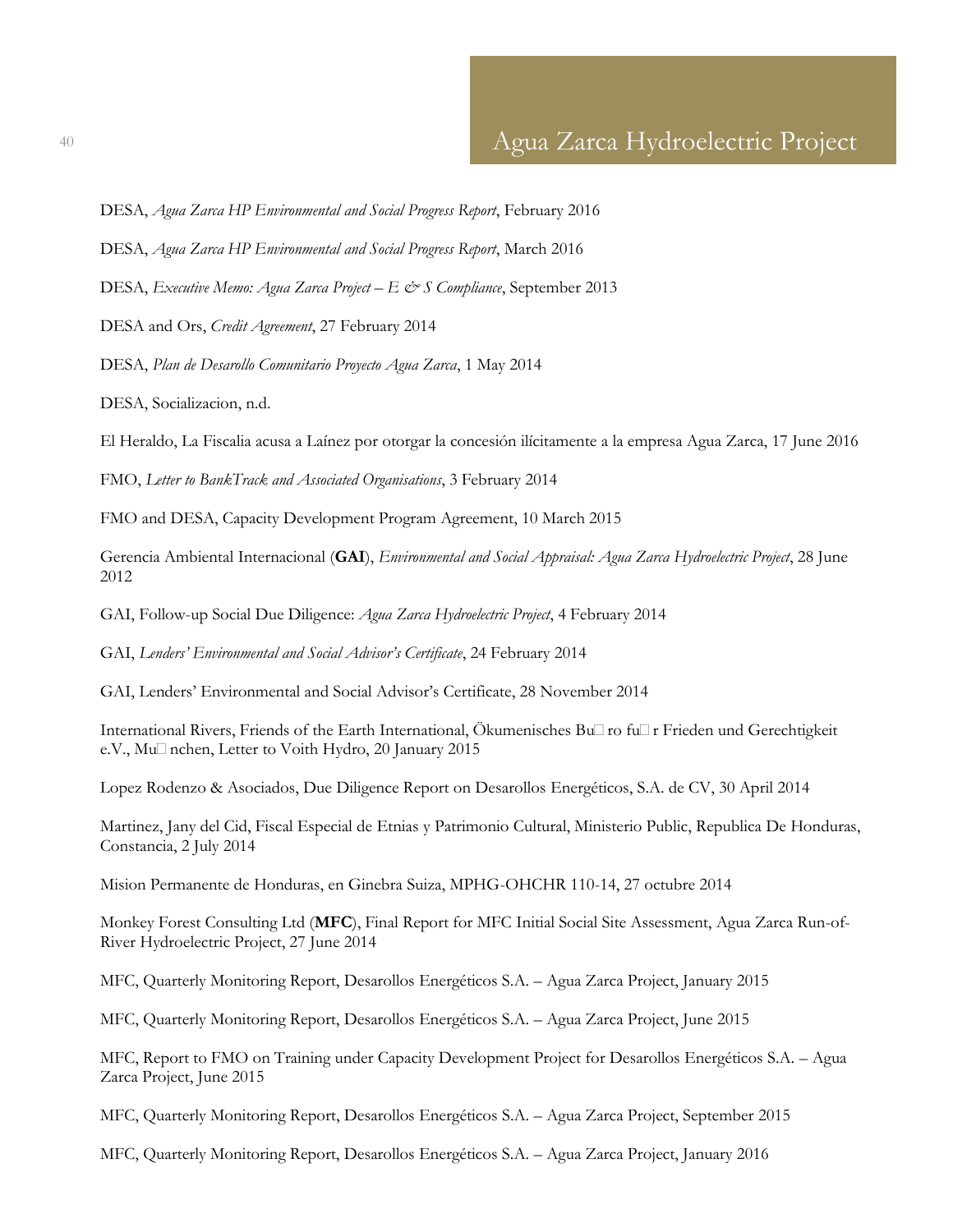DESA, *Agua Zarca HP Environmental and Social Progress Report*, February 2016

DESA, *Agua Zarca HP Environmental and Social Progress Report*, March 2016

DESA, *Executive Memo: Agua Zarca Project – E & S Compliance*, September 2013

DESA and Ors, *Credit Agreement*, 27 February 2014

DESA, *Plan de Desarollo Comunitario Proyecto Agua Zarca*, 1 May 2014

DESA, Socializacion, n.d.

El Heraldo, La Fiscalia acusa a Laínez por otorgar la concesión ilícitamente a la empresa Agua Zarca, 17 June 2016

FMO, *Letter to BankTrack and Associated Organisations*, 3 February 2014

FMO and DESA, Capacity Development Program Agreement, 10 March 2015

Gerencia Ambiental Internacional (**GAI**), *Environmental and Social Appraisal: Agua Zarca Hydroelectric Project*, 28 June 2012

GAI, Follow-up Social Due Diligence: *Agua Zarca Hydroelectric Project*, 4 February 2014

GAI, *Lenders' Environmental and Social Advisor's Certificate*, 24 February 2014

GAI, Lenders' Environmental and Social Advisor's Certificate, 28 November 2014

International Rivers, Friends of the Earth International, Ökumenisches Bu□ ro fu□ r Frieden und Gerechtigkeit e.V., Mu□ nchen, Letter to Voith Hydro, 20 January 2015

Lopez Rodenzo & Asociados, Due Diligence Report on Desarollos Energéticos, S.A. de CV, 30 April 2014

Martinez, Jany del Cid, Fiscal Especial de Etnias y Patrimonio Cultural, Ministerio Public, Republica De Honduras, Constancia, 2 July 2014

Mision Permanente de Honduras, en Ginebra Suiza, MPHG-OHCHR 110-14, 27 octubre 2014

Monkey Forest Consulting Ltd (**MFC**), Final Report for MFC Initial Social Site Assessment, Agua Zarca Run-of-River Hydroelectric Project, 27 June 2014

MFC, Quarterly Monitoring Report, Desarollos Energéticos S.A. – Agua Zarca Project, January 2015

MFC, Quarterly Monitoring Report, Desarollos Energéticos S.A. – Agua Zarca Project, June 2015

MFC, Report to FMO on Training under Capacity Development Project for Desarollos Energéticos S.A. – Agua Zarca Project, June 2015

MFC, Quarterly Monitoring Report, Desarollos Energéticos S.A. – Agua Zarca Project, September 2015

MFC, Quarterly Monitoring Report, Desarollos Energéticos S.A. – Agua Zarca Project, January 2016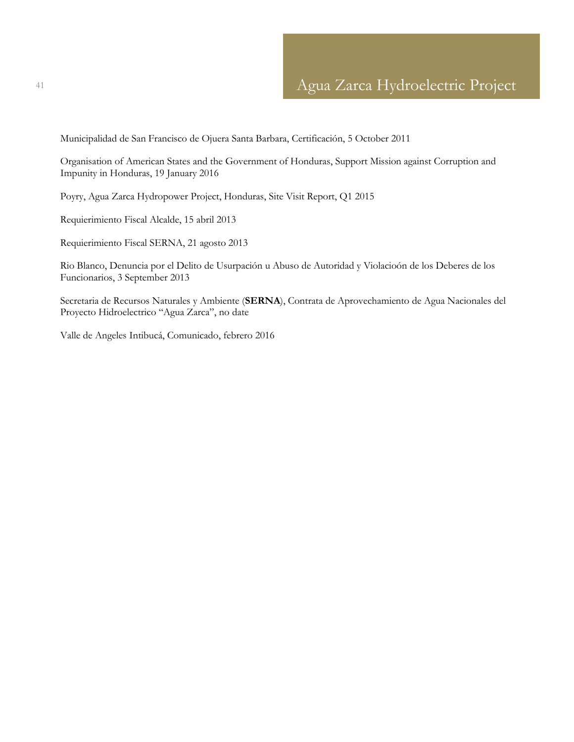Municipalidad de San Francisco de Ojuera Santa Barbara, Certificación, 5 October 2011

Organisation of American States and the Government of Honduras, Support Mission against Corruption and Impunity in Honduras, 19 January 2016

Poyry, Agua Zarca Hydropower Project, Honduras, Site Visit Report, Q1 2015

Requierimiento Fiscal Alcalde, 15 abril 2013

Requierimiento Fiscal SERNA, 21 agosto 2013

Rio Blanco, Denuncia por el Delito de Usurpación u Abuso de Autoridad y Violacioón de los Deberes de los Funcionarios, 3 September 2013

Secretaria de Recursos Naturales y Ambiente (**SERNA**), Contrata de Aprovechamiento de Agua Nacionales del Proyecto Hidroelectrico "Agua Zarca", no date

Valle de Angeles Intibucá, Comunicado, febrero 2016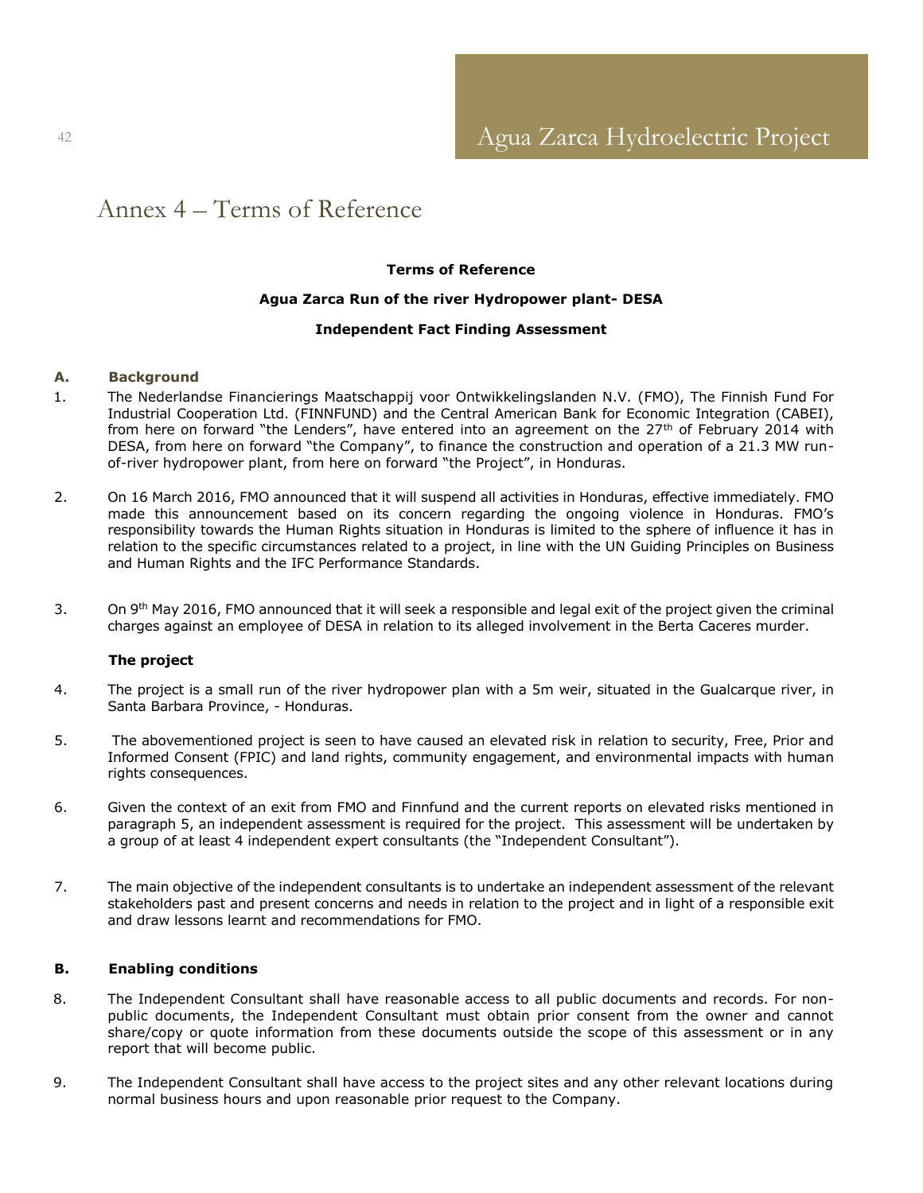# Annex 4 – Terms of Reference

**Terms of Reference**

**Agua Zarca Run of the river Hydropower plant- DESA**

**Independent Fact Finding Assessment**

## A. Background

1. The Nederlandse Financierings Maatschappij voor Ontwikkelingslanden N.V. (FMO), The Finnish Fund For Industrial Cooperation Ltd. (FINNFUND) and the Central American Bank for Economic Integration (CABEI), from here on forward "the Lenders", have entered into an agreement on the 27th of February 2014 with DESA, from here on forward "the Company", to finance the construction and operation of a 21.3 MW run-of-river hydropower plant, from here on forward "the Project", in Honduras.

2. On 16 March 2016, FMO announced that it will suspend all activities in Honduras, effective immediately. FMO made this announcement based on its concern regarding the ongoing violence in Honduras. FMO's responsibility towards the Human Rights situation in Honduras is limited to the sphere of influence it has in relation to the specific circumstances related to a project, in line with the UN Guiding Principles on Business and Human Rights and the IFC Performance Standards.

3. On 9th May 2016, FMO announced that it will seek a responsible and legal exit of the project given the criminal charges against an employee of DESA in relation to its alleged involvement in the Berta Caceres murder.

**The project**

4. The project is a small run of the river hydropower plan with a 5m weir, situated in the Gualcarque river, in Santa Barbara Province, - Honduras.

5. The abovementioned project is seen to have caused an elevated risk in relation to security, Free, Prior and Informed Consent (FPIC) and land rights, community engagement, and environmental impacts with human rights consequences.

6. Given the context of an exit from FMO and Finnfund and the current reports on elevated risks mentioned in paragraph 5, an independent assessment is required for the project. This assessment will be undertaken by a group of at least 4 independent expert consultants (the "Independent Consultant").

7. The main objective of the independent consultants is to undertake an independent assessment of the relevant stakeholders past and present concerns and needs in relation to the project and in light of a responsible exit and draw lessons learnt and recommendations for FMO.

## B. Enabling conditions

8. The Independent Consultant shall have reasonable access to all public documents and records. For non-public documents, the Independent Consultant must obtain prior consent from the owner and cannot share/copy or quote information from these documents outside the scope of this assessment or in any report that will become public.

9. The Independent Consultant shall have access to the project sites and any other relevant locations during normal business hours and upon reasonable prior request to the Company.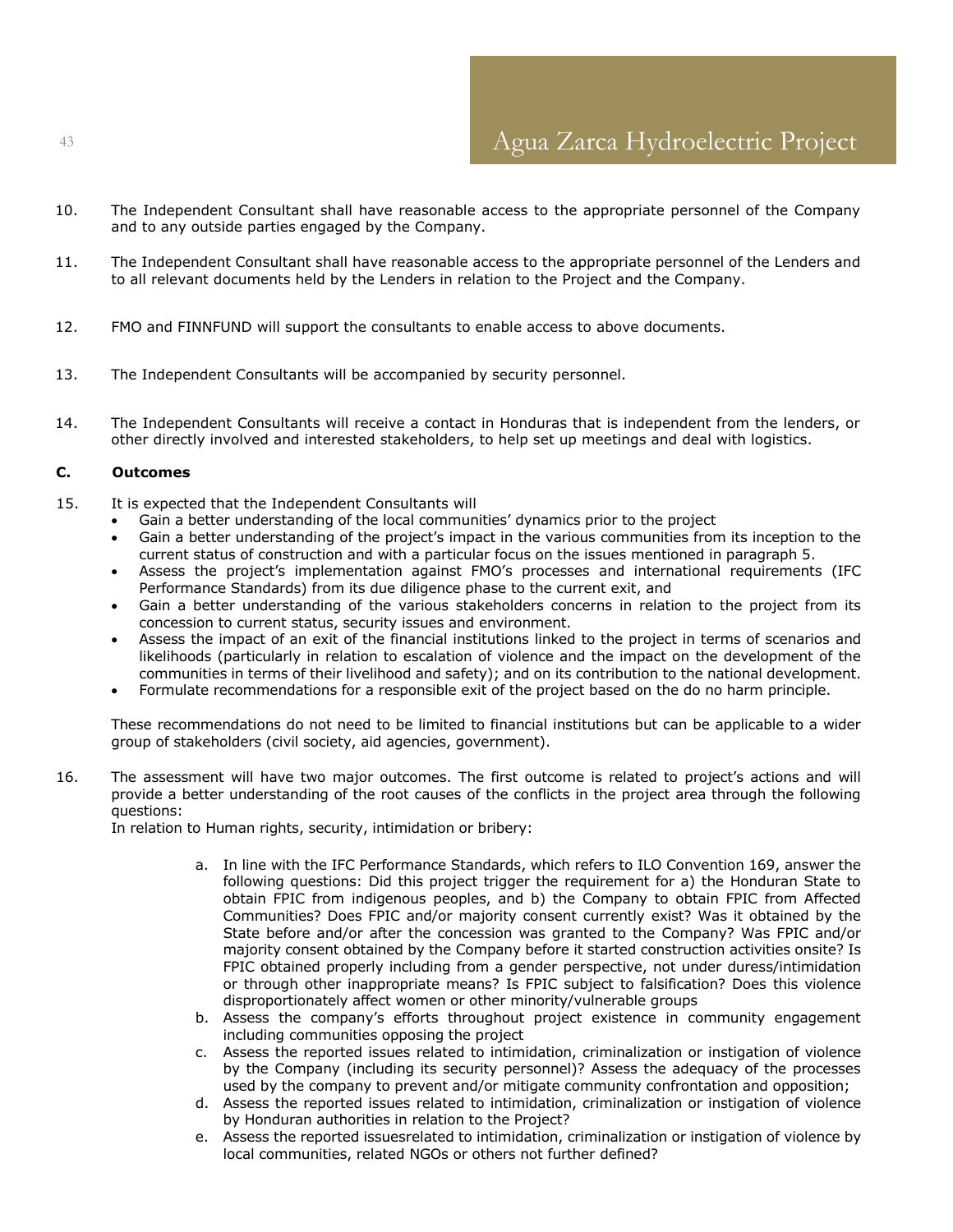10. The Independent Consultant shall have reasonable access to the appropriate personnel of the Company and to any outside parties engaged by the Company.

11. The Independent Consultant shall have reasonable access to the appropriate personnel of the Lenders and to all relevant documents held by the Lenders in relation to the Project and the Company.

12. FMO and FINNFUND will support the consultants to enable access to above documents.

13. The Independent Consultants will be accompanied by security personnel.

14. The Independent Consultants will receive a contact in Honduras that is independent from the lenders, or other directly involved and interested stakeholders, to help set up meetings and deal with logistics.

### C. Outcomes

15. It is expected that the Independent Consultants will
    - Gain a better understanding of the local communities' dynamics prior to the project
    - Gain a better understanding of the project's impact in the various communities from its inception to the current status of construction and with a particular focus on the issues mentioned in paragraph 5.
    - Assess the project's implementation against FMO's processes and international requirements (IFC Performance Standards) from its due diligence phase to the current exit, and
    - Gain a better understanding of the various stakeholders concerns in relation to the project from its concession to current status, security issues and environment.
    - Assess the impact of an exit of the financial institutions linked to the project in terms of scenarios and likelihoods (particularly in relation to escalation of violence and the impact on the development of the communities in terms of their livelihood and safety); and on its contribution to the national development.
    - Formulate recommendations for a responsible exit of the project based on the do no harm principle.

    These recommendations do not need to be limited to financial institutions but can be applicable to a wider group of stakeholders (civil society, aid agencies, government).

16. The assessment will have two major outcomes. The first outcome is related to project's actions and will provide a better understanding of the root causes of the conflicts in the project area through the following questions:
    In relation to Human rights, security, intimidation or bribery:

    a. In line with the IFC Performance Standards, which refers to ILO Convention 169, answer the following questions: Did this project trigger the requirement for a) the Honduran State to obtain FPIC from indigenous peoples, and b) the Company to obtain FPIC from Affected Communities? Does FPIC and/or majority consent currently exist? Was it obtained by the State before and/or after the concession was granted to the Company? Was FPIC and/or majority consent obtained by the Company before it started construction activities onsite? Is FPIC obtained properly including from a gender perspective, not under duress/intimidation or through other inappropriate means? Is FPIC subject to falsification? Does this violence disproportionately affect women or other minority/vulnerable groups
    b. Assess the company's efforts throughout project existence in community engagement including communities opposing the project
    c. Assess the reported issues related to intimidation, criminalization or instigation of violence by the Company (including its security personnel)? Assess the adequacy of the processes used by the company to prevent and/or mitigate community confrontation and opposition;
    d. Assess the reported issues related to intimidation, criminalization or instigation of violence by Honduran authorities in relation to the Project?
    e. Assess the reported issuesrelated to intimidation, criminalization or instigation of violence by local communities, related NGOs or others not further defined?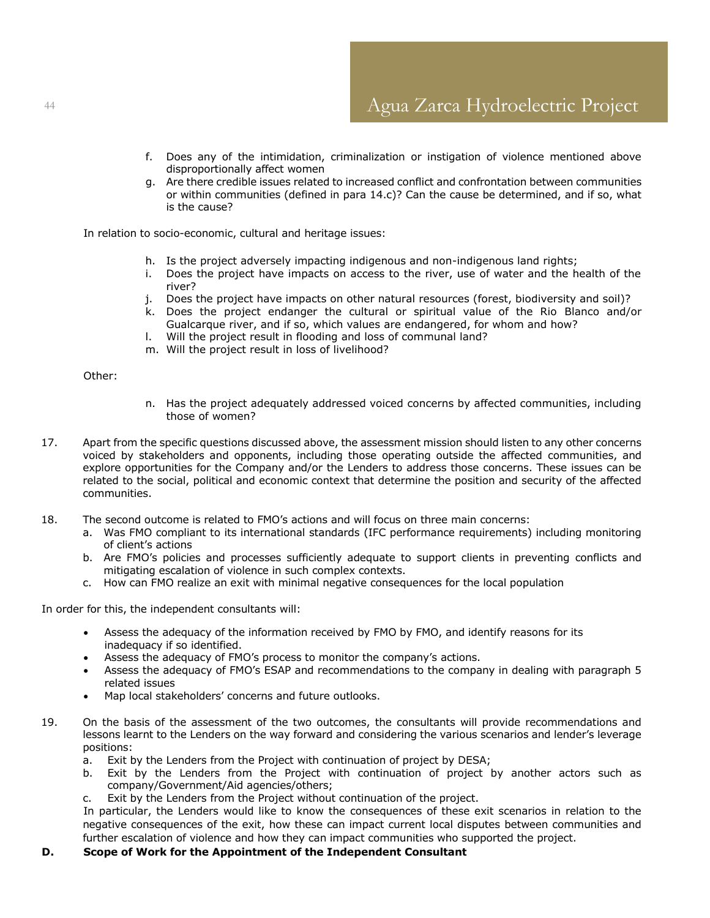f. Does any of the intimidation, criminalization or instigation of violence mentioned above disproportionally affect women
g. Are there credible issues related to increased conflict and confrontation between communities or within communities (defined in para 14.c)? Can the cause be determined, and if so, what is the cause?

In relation to socio-economic, cultural and heritage issues:

h. Is the project adversely impacting indigenous and non-indigenous land rights;
i. Does the project have impacts on access to the river, use of water and the health of the river?
j. Does the project have impacts on other natural resources (forest, biodiversity and soil)?
k. Does the project endanger the cultural or spiritual value of the Rio Blanco and/or Gualcarque river, and if so, which values are endangered, for whom and how?
l. Will the project result in flooding and loss of communal land?
m. Will the project result in loss of livelihood?

Other:

n. Has the project adequately addressed voiced concerns by affected communities, including those of women?

17. Apart from the specific questions discussed above, the assessment mission should listen to any other concerns voiced by stakeholders and opponents, including those operating outside the affected communities, and explore opportunities for the Company and/or the Lenders to address those concerns. These issues can be related to the social, political and economic context that determine the position and security of the affected communities.

18. The second outcome is related to FMO's actions and will focus on three main concerns:
   a. Was FMO compliant to its international standards (IFC performance requirements) including monitoring of client's actions
   b. Are FMO's policies and processes sufficiently adequate to support clients in preventing conflicts and mitigating escalation of violence in such complex contexts.
   c. How can FMO realize an exit with minimal negative consequences for the local population

In order for this, the independent consultants will:

- Assess the adequacy of the information received by FMO by FMO, and identify reasons for its inadequacy if so identified.
- Assess the adequacy of FMO's process to monitor the company's actions.
- Assess the adequacy of FMO's ESAP and recommendations to the company in dealing with paragraph 5 related issues
- Map local stakeholders' concerns and future outlooks.

19. On the basis of the assessment of the two outcomes, the consultants will provide recommendations and lessons learnt to the Lenders on the way forward and considering the various scenarios and lender's leverage positions:
   a. Exit by the Lenders from the Project with continuation of project by DESA;
   b. Exit by the Lenders from the Project with continuation of project by another actors such as company/Government/Aid agencies/others;
   c. Exit by the Lenders from the Project without continuation of the project.

   In particular, the Lenders would like to know the consequences of these exit scenarios in relation to the negative consequences of the exit, how these can impact current local disputes between communities and further escalation of violence and how they can impact communities who supported the project.

**D. Scope of Work for the Appointment of the Independent Consultant**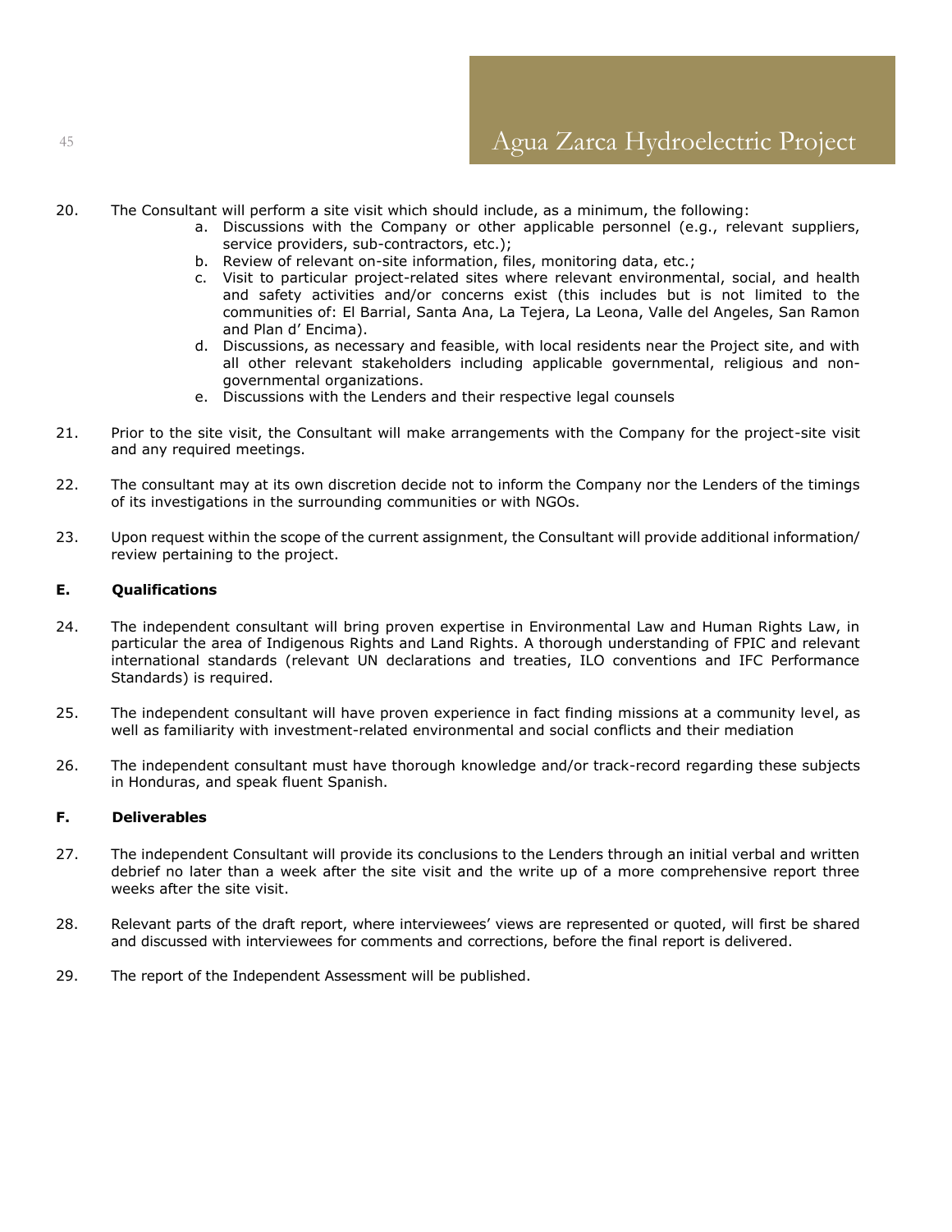20. The Consultant will perform a site visit which should include, as a minimum, the following:
    a. Discussions with the Company or other applicable personnel (e.g., relevant suppliers, service providers, sub-contractors, etc.);
    b. Review of relevant on-site information, files, monitoring data, etc.;
    c. Visit to particular project-related sites where relevant environmental, social, and health and safety activities and/or concerns exist (this includes but is not limited to the communities of: El Barrial, Santa Ana, La Tejera, La Leona, Valle del Angeles, San Ramon and Plan d' Encima).
    d. Discussions, as necessary and feasible, with local residents near the Project site, and with all other relevant stakeholders including applicable governmental, religious and non-governmental organizations.
    e. Discussions with the Lenders and their respective legal counsels

21. Prior to the site visit, the Consultant will make arrangements with the Company for the project-site visit and any required meetings.

22. The consultant may at its own discretion decide not to inform the Company nor the Lenders of the timings of its investigations in the surrounding communities or with NGOs.

23. Upon request within the scope of the current assignment, the Consultant will provide additional information/ review pertaining to the project.

**E. Qualifications**

24. The independent consultant will bring proven expertise in Environmental Law and Human Rights Law, in particular the area of Indigenous Rights and Land Rights. A thorough understanding of FPIC and relevant international standards (relevant UN declarations and treaties, ILO conventions and IFC Performance Standards) is required.

25. The independent consultant will have proven experience in fact finding missions at a community level, as well as familiarity with investment-related environmental and social conflicts and their mediation

26. The independent consultant must have thorough knowledge and/or track-record regarding these subjects in Honduras, and speak fluent Spanish.

**F. Deliverables**

27. The independent Consultant will provide its conclusions to the Lenders through an initial verbal and written debrief no later than a week after the site visit and the write up of a more comprehensive report three weeks after the site visit.

28. Relevant parts of the draft report, where interviewees' views are represented or quoted, will first be shared and discussed with interviewees for comments and corrections, before the final report is delivered.

29. The report of the Independent Assessment will be published.